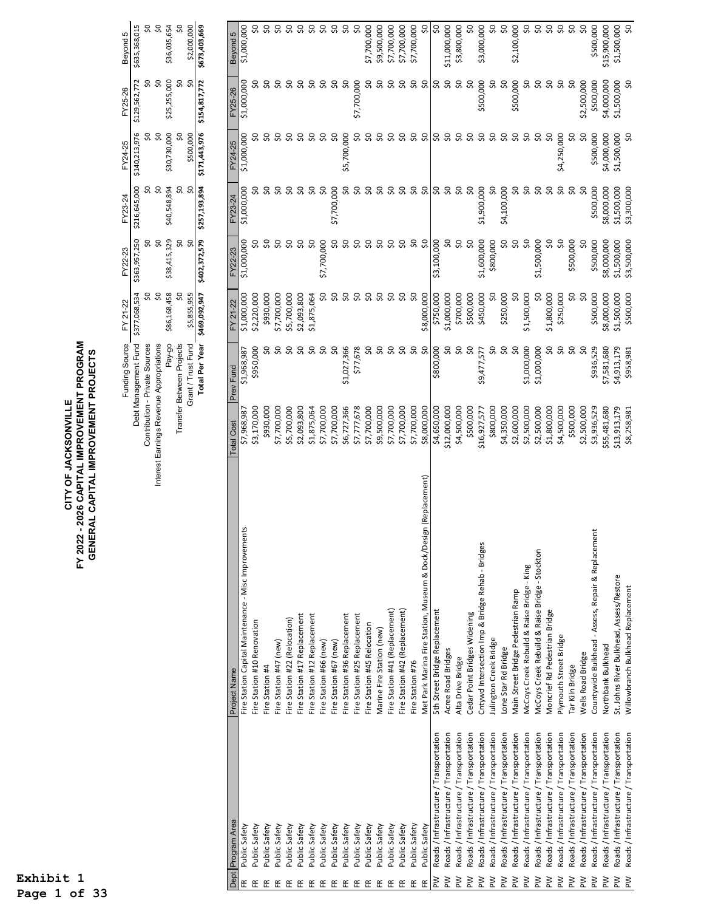Exhibit 1
Page 1 of 33

# CITY OF JACKSONVILLE
## FY 2022 - 2026 CAPITAL IMPROVEMENT PROGRAM
## GENERAL CAPITAL IMPROVEMENT PROJECTS

| Funding Source | FY 21-22 | FY22-23 | FY23-24 | FY24-25 | FY25-26 | Beyond 5 |
|---|---|---|---|---|---|---|
| Debt Management Fund | $377,068,534 | $363,957,250 | $216,645,000 | $140,213,976 | $129,562,772 | $635,368,015 |
| Contribution - Private Sources | $0 | $0 | $0 | $0 | $0 | $0 |
| Interest Earnings Revenue Appropriations | $0 | $0 | $0 | $0 | $0 | $0 |
| Pay-go | $86,168,458 | $38,415,329 | $40,548,894 | $30,730,000 | $25,255,000 | $36,035,654 |
| Transfer Between Projects | $0 | $0 | $0 | $0 | $0 | $0 |
| Grant / Trust Fund | $5,855,955 | $0 | $0 | $500,000 | $0 | $2,000,000 |
| **Total Per Year** | **$469,092,947** | **$402,372,579** | **$257,193,894** | **$171,443,976** | **$154,817,772** | **$673,403,669** |

| Dept | Program Area | Project Name | Total Cost | Prev Fund | FY 21-22 | FY22-23 | FY23-24 | FY24-25 | FY25-26 | Beyond 5 |
|---|---|---|---|---|---|---|---|---|---|---|
| FR | Public Safety | Fire Station Capital Maintenance - Misc Improvements | $7,968,987 | $1,968,987 | $1,000,000 | $1,000,000 | $1,000,000 | $1,000,000 | $1,000,000 | $1,000,000 |
| FR | Public Safety | Fire Station #10 Renovation | $3,170,000 | $950,000 | $2,220,000 | $0 | $0 | $0 | $0 | $0 |
| FR | Public Safety | Fire Station #4 | $930,000 | $0 | $930,000 | $0 | $0 | $0 | $0 | $0 |
| FR | Public Safety | Fire Station #47 (new) | $7,700,000 | $0 | $7,700,000 | $0 | $0 | $0 | $0 | $0 |
| FR | Public Safety | Fire Station #22 (Relocation) | $5,700,000 | $0 | $5,700,000 | $0 | $0 | $0 | $0 | $0 |
| FR | Public Safety | Fire Station #17 Replacement | $2,093,800 | $0 | $2,093,800 | $0 | $0 | $0 | $0 | $0 |
| FR | Public Safety | Fire Station #12 Replacement | $1,875,064 | $0 | $1,875,064 | $0 | $0 | $0 | $0 | $0 |
| FR | Public Safety | Fire Station #66 (new) | $7,700,000 | $0 | $0 | $7,700,000 | $0 | $0 | $0 | $0 |
| FR | Public Safety | Fire Station #67 (new) | $7,700,000 | $0 | $0 | $0 | $7,700,000 | $0 | $0 | $0 |
| FR | Public Safety | Fire Station #36 Replacement | $6,727,366 | $1,027,366 | $0 | $0 | $0 | $5,700,000 | $0 | $0 |
| FR | Public Safety | Fire Station #25 Replacement | $7,777,678 | $77,678 | $0 | $0 | $0 | $0 | $7,700,000 | $0 |
| FR | Public Safety | Fire Station #45 Relocation | $7,700,000 | $0 | $0 | $0 | $0 | $0 | $0 | $7,700,000 |
| FR | Public Safety | Marine Fire Station (new) | $9,500,000 | $0 | $0 | $0 | $0 | $0 | $0 | $9,500,000 |
| FR | Public Safety | Fire Station #41 (Replacement) | $7,700,000 | $0 | $0 | $0 | $0 | $0 | $0 | $7,700,000 |
| FR | Public Safety | Fire Station #42 (Replacement) | $7,700,000 | $0 | $0 | $0 | $0 | $0 | $0 | $7,700,000 |
| FR | Public Safety | Fire Station #76 | $7,700,000 | $0 | $0 | $0 | $0 | $0 | $0 | $7,700,000 |
| FR | Public Safety | Met Park Marina Fire Station, Museum & Dock/Design (Replacement) | $8,000,000 | $0 | $8,000,000 | $0 | $0 | $0 | $0 | $0 |
| PW | Roads / Infrastructure / Transportation | 5th Street Bridge Replacement | $4,650,000 | $800,000 | $750,000 | $3,100,000 | $0 | $0 | $0 | $0 |
| PW | Roads / Infrastructure / Transportation | Acree Road Bridges | $12,000,000 | $0 | $1,000,000 | $0 | $0 | $0 | $0 | $11,000,000 |
| PW | Roads / Infrastructure / Transportation | Alta Drive Bridge | $4,500,000 | $0 | $700,000 | $0 | $0 | $0 | $0 | $3,800,000 |
| PW | Roads / Infrastructure / Transportation | Cedar Point Bridges Widening | $500,000 | $0 | $500,000 | $0 | $0 | $0 | $0 | $0 |
| PW | Roads / Infrastructure / Transportation | Cntywd Intersection Imp & Bridge Rehab - Bridges | $16,927,577 | $9,477,577 | $450,000 | $1,600,000 | $1,900,000 | $0 | $500,000 | $3,000,000 |
| PW | Roads / Infrastructure / Transportation | Julington Creek Bridge | $800,000 | $0 | $0 | $800,000 | $0 | $0 | $0 | $0 |
| PW | Roads / Infrastructure / Transportation | Lone Star Rd Bridge | $4,350,000 | $0 | $250,000 | $0 | $4,100,000 | $0 | $0 | $0 |
| PW | Roads / Infrastructure / Transportation | Main Street Bridge Pedestrian Ramp | $2,600,000 | $0 | $0 | $0 | $0 | $0 | $500,000 | $2,100,000 |
| PW | Roads / Infrastructure / Transportation | McCoys Creek Rebuild & Raise Bridge - King | $2,500,000 | $1,000,000 | $1,500,000 | $0 | $0 | $0 | $0 | $0 |
| PW | Roads / Infrastructure / Transportation | McCoys Creek Rebuild & Raise Bridge - Stockton | $2,500,000 | $1,000,000 | $0 | $1,500,000 | $0 | $0 | $0 | $0 |
| PW | Roads / Infrastructure / Transportation | Moncrief Rd Pedestrian Bridge | $1,800,000 | $0 | $1,800,000 | $0 | $0 | $0 | $0 | $0 |
| PW | Roads / Infrastructure / Transportation | Plymouth Street Bridge | $4,500,000 | $0 | $250,000 | $0 | $0 | $4,250,000 | $0 | $0 |
| PW | Roads / Infrastructure / Transportation | Tar Kiln Bridge | $500,000 | $0 | $0 | $500,000 | $0 | $0 | $0 | $0 |
| PW | Roads / Infrastructure / Transportation | Wells Road Bridge | $2,500,000 | $0 | $0 | $0 | $0 | $0 | $2,500,000 | $0 |
| PW | Roads / Infrastructure / Transportation | Countywide Bulkhead - Assess, Repair & Replacement | $3,936,529 | $936,529 | $500,000 | $500,000 | $500,000 | $500,000 | $500,000 | $500,000 |
| PW | Roads / Infrastructure / Transportation | Northbank Bulkhead | $55,481,680 | $7,581,680 | $8,000,000 | $8,000,000 | $8,000,000 | $4,000,000 | $4,000,000 | $15,900,000 |
| PW | Roads / Infrastructure / Transportation | St. Johns River Bulkhead, Assess/Restore | $13,913,179 | $4,913,179 | $1,500,000 | $1,500,000 | $1,500,000 | $1,500,000 | $1,500,000 | $1,500,000 |
| PW | Roads / Infrastructure / Transportation | Willowbranch Bulkhead Replacement | $8,258,981 | $958,981 | $500,000 | $3,500,000 | $3,300,000 | $0 | $0 | $0 |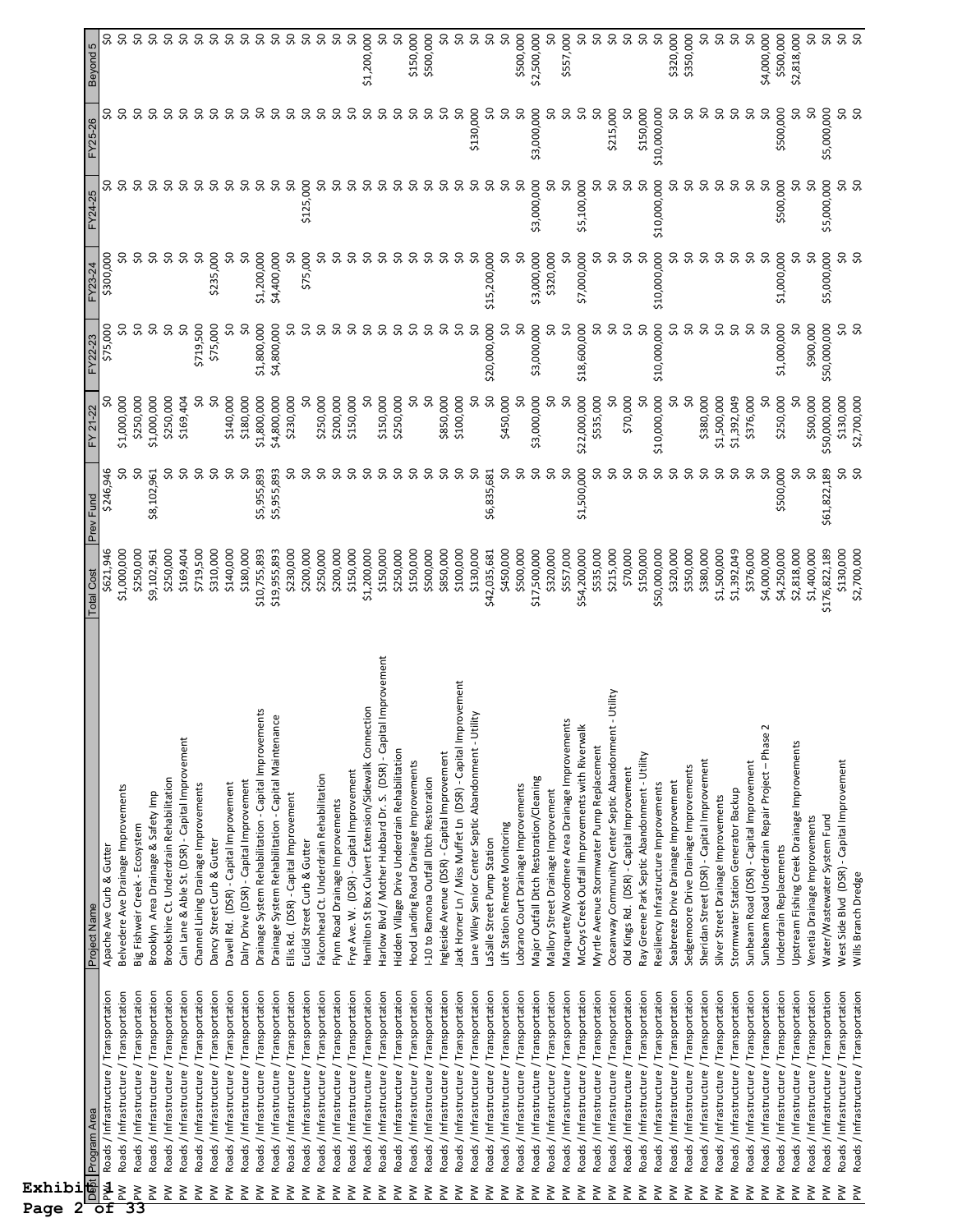Exhibit 1

| Dept | Program Area | Project Name | Total Cost | Prev Fund | FY 21-22 | FY22-23 | FY23-24 | FY24-25 | FY25-26 | Beyond 5 |
|---|---|---|---|---|---|---|---|---|---|---|
| PW | Roads / Infrastructure / Transportation | Apache Ave Curb & Gutter | $621,946 | $246,946 | $0 | $75,000 | $300,000 | $0 | $0 | $0 |
| PW | Roads / Infrastructure / Transportation | Belvedere Ave Drainage Improvements | $1,000,000 | $0 | $1,000,000 | $0 | $0 | $0 | $0 | $0 |
| PW | Roads / Infrastructure / Transportation | Big Fishweir Creek - Ecosystem | $250,000 | $0 | $250,000 | $0 | $0 | $0 | $0 | $0 |
| PW | Roads / Infrastructure / Transportation | Brooklyn Area Drainage & Safety Imp | $9,102,961 | $8,102,961 | $1,000,000 | $0 | $0 | $0 | $0 | $0 |
| PW | Roads / Infrastructure / Transportation | Brookshire Ct. Underdrain Rehabilitation | $250,000 | $0 | $250,000 | $0 | $0 | $0 | $0 | $0 |
| PW | Roads / Infrastructure / Transportation | Cain Lane & Able St. (DSR) - Capital Improvement | $169,404 | $0 | $169,404 | $0 | $0 | $0 | $0 | $0 |
| PW | Roads / Infrastructure / Transportation | Channel Lining Drainage Improvements | $719,500 | $0 | $0 | $719,500 | $0 | $0 | $0 | $0 |
| PW | Roads / Infrastructure / Transportation | Dancy Street Curb & Gutter | $310,000 | $0 | $0 | $75,000 | $235,000 | $0 | $0 | $0 |
| PW | Roads / Infrastructure / Transportation | Davell Rd. (DSR) - Capital Improvement | $140,000 | $0 | $140,000 | $0 | $0 | $0 | $0 | $0 |
| PW | Roads / Infrastructure / Transportation | Dalry Drive (DSR) - Capital Improvement | $180,000 | $0 | $180,000 | $0 | $0 | $0 | $0 | $0 |
| PW | Roads / Infrastructure / Transportation | Drainage System Rehabilitation - Capital Improvements | $10,755,893 | $5,955,893 | $1,800,000 | $1,800,000 | $1,200,000 | $0 | $0 | $0 |
| PW | Roads / Infrastructure / Transportation | Drainage System Rehabilitation - Capital Maintenance | $19,955,893 | $5,955,893 | $4,800,000 | $4,800,000 | $4,400,000 | $0 | $0 | $0 |
| PW | Roads / Infrastructure / Transportation | Ellis Rd. (DSR) - Capital Improvement | $230,000 | $0 | $230,000 | $0 | $0 | $0 | $0 | $0 |
| PW | Roads / Infrastructure / Transportation | Euclid Street Curb & Gutter | $200,000 | $0 | $0 | $0 | $75,000 | $125,000 | $0 | $0 |
| PW | Roads / Infrastructure / Transportation | Falconhead Ct. Underdrain Rehabilitation | $250,000 | $0 | $250,000 | $0 | $0 | $0 | $0 | $0 |
| PW | Roads / Infrastructure / Transportation | Flynn Road Drainage Improvements | $200,000 | $0 | $200,000 | $0 | $0 | $0 | $0 | $0 |
| PW | Roads / Infrastructure / Transportation | Frye Ave. W. (DSR) - Capital Improvement | $150,000 | $0 | $150,000 | $0 | $0 | $0 | $0 | $0 |
| PW | Roads / Infrastructure / Transportation | Hamilton St Box Culvert Extension/Sidewalk Connection | $1,200,000 | $0 | $0 | $0 | $0 | $0 | $0 | $1,200,000 |
| PW | Roads / Infrastructure / Transportation | Harlow Blvd / Mother Hubbard Dr. S. (DSR) - Capital Improvement | $150,000 | $0 | $150,000 | $0 | $0 | $0 | $0 | $0 |
| PW | Roads / Infrastructure / Transportation | Hidden Village Drive Underdrain Rehabilitation | $250,000 | $0 | $250,000 | $0 | $0 | $0 | $0 | $0 |
| PW | Roads / Infrastructure / Transportation | Hood Landing Road Drainage Improvements | $150,000 | $0 | $0 | $0 | $0 | $0 | $0 | $150,000 |
| PW | Roads / Infrastructure / Transportation | I-10 to Ramona Outfall Ditch Restoration | $500,000 | $0 | $0 | $0 | $0 | $0 | $0 | $500,000 |
| PW | Roads / Infrastructure / Transportation | Ingleside Avenue (DSR) - Capital Improvement | $850,000 | $0 | $850,000 | $0 | $0 | $0 | $0 | $0 |
| PW | Roads / Infrastructure / Transportation | Jack Horner Ln / Miss Muffet Ln (DSR) - Capital Improvement | $100,000 | $0 | $100,000 | $0 | $0 | $0 | $0 | $0 |
| PW | Roads / Infrastructure / Transportation | Lane Wiley Senior Center Septic Abandonment - Utility | $130,000 | $0 | $0 | $0 | $0 | $0 | $130,000 | $0 |
| PW | Roads / Infrastructure / Transportation | LaSalle Street Pump Station | $42,035,681 | $6,835,681 | $0 | $20,000,000 | $15,200,000 | $0 | $0 | $0 |
| PW | Roads / Infrastructure / Transportation | Lift Station Remote Monitoring | $450,000 | $0 | $450,000 | $0 | $0 | $0 | $0 | $0 |
| PW | Roads / Infrastructure / Transportation | Lobrano Court Drainage Improvements | $500,000 | $0 | $0 | $0 | $0 | $0 | $0 | $500,000 |
| PW | Roads / Infrastructure / Transportation | Major Outfall Ditch Restoration/Cleaning | $17,500,000 | $0 | $3,000,000 | $3,000,000 | $3,000,000 | $3,000,000 | $3,000,000 | $2,500,000 |
| PW | Roads / Infrastructure / Transportation | Mallory Street Drainage Improvement | $320,000 | $0 | $0 | $0 | $320,000 | $0 | $0 | $0 |
| PW | Roads / Infrastructure / Transportation | Marquette/Woodmere Area Drainage Improvements | $557,000 | $0 | $0 | $0 | $0 | $0 | $0 | $557,000 |
| PW | Roads / Infrastructure / Transportation | McCoys Creek Outfall Improvements with Riverwalk | $54,200,000 | $1,500,000 | $22,000,000 | $18,600,000 | $7,000,000 | $5,100,000 | $0 | $0 |
| PW | Roads / Infrastructure / Transportation | Myrtle Avenue Stormwater Pump Replacement | $535,000 | $0 | $535,000 | $0 | $0 | $0 | $0 | $0 |
| PW | Roads / Infrastructure / Transportation | Oceanway Community Center Septic Abandonment - Utility | $215,000 | $0 | $0 | $0 | $0 | $0 | $215,000 | $0 |
| PW | Roads / Infrastructure / Transportation | Old Kings Rd. (DSR) - Capital Improvement | $70,000 | $0 | $70,000 | $0 | $0 | $0 | $0 | $0 |
| PW | Roads / Infrastructure / Transportation | Ray Greene Park Septic Abandonment - Utility | $150,000 | $0 | $0 | $0 | $0 | $0 | $150,000 | $0 |
| PW | Roads / Infrastructure / Transportation | Resiliency Infrastructure Improvements | $50,000,000 | $0 | $10,000,000 | $10,000,000 | $10,000,000 | $10,000,000 | $10,000,000 | $0 |
| PW | Roads / Infrastructure / Transportation | Seabreeze Drive Drainage Improvement | $320,000 | $0 | $0 | $0 | $0 | $0 | $0 | $320,000 |
| PW | Roads / Infrastructure / Transportation | Sedgemoore Drive Drainage Improvements | $350,000 | $0 | $0 | $0 | $0 | $0 | $0 | $350,000 |
| PW | Roads / Infrastructure / Transportation | Sheridan Street (DSR) - Capital Improvement | $380,000 | $0 | $380,000 | $0 | $0 | $0 | $0 | $0 |
| PW | Roads / Infrastructure / Transportation | Silver Street Drainage Improvements | $1,500,000 | $0 | $1,500,000 | $0 | $0 | $0 | $0 | $0 |
| PW | Roads / Infrastructure / Transportation | Stormwater Station Generator Backup | $1,392,049 | $0 | $1,392,049 | $0 | $0 | $0 | $0 | $0 |
| PW | Roads / Infrastructure / Transportation | Sunbeam Road (DSR) - Capital Improvement | $376,000 | $0 | $376,000 | $0 | $0 | $0 | $0 | $0 |
| PW | Roads / Infrastructure / Transportation | Sunbeam Road Underdrain Repair Project – Phase 2 | $4,000,000 | $0 | $0 | $0 | $0 | $0 | $0 | $4,000,000 |
| PW | Roads / Infrastructure / Transportation | Underdrain Replacements | $4,250,000 | $500,000 | $250,000 | $1,000,000 | $1,000,000 | $500,000 | $500,000 | $500,000 |
| PW | Roads / Infrastructure / Transportation | Upstream Fishing Creek Drainage Improvements | $2,818,000 | $0 | $0 | $0 | $0 | $0 | $0 | $2,818,000 |
| PW | Roads / Infrastructure / Transportation | Venetia Drainage Improvements | $1,400,000 | $0 | $500,000 | $900,000 | $0 | $0 | $0 | $0 |
| PW | Roads / Infrastructure / Transportation | Water/Wastewater System Fund | $176,822,189 | $61,822,189 | $50,000,000 | $50,000,000 | $5,000,000 | $5,000,000 | $5,000,000 | $0 |
| PW | Roads / Infrastructure / Transportation | West Side Blvd (DSR) - Capital Improvement | $130,000 | $0 | $130,000 | $0 | $0 | $0 | $0 | $0 |
| PW | Roads / Infrastructure / Transportation | Wills Branch Dredge | $2,700,000 | $0 | $2,700,000 | $0 | $0 | $0 | $0 | $0 |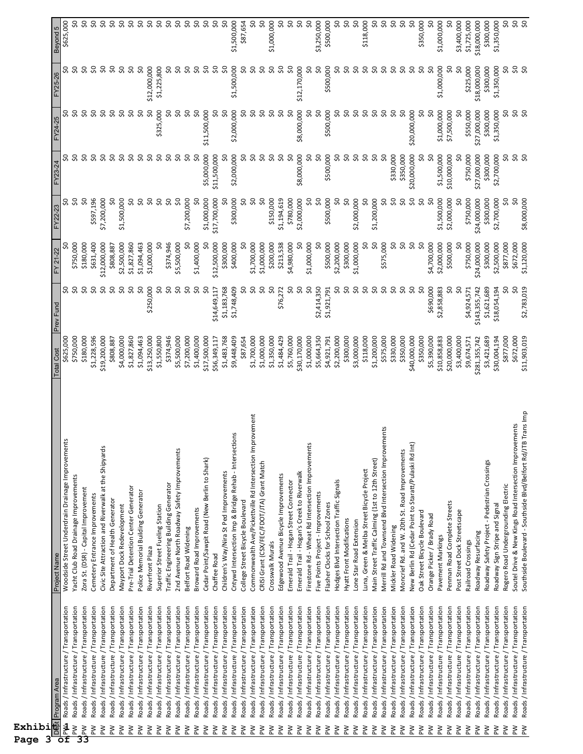Exhibit 1

| Dept | Program Area | Project Name | Total Cost | Prev Fund | FY 21-22 | FY22-23 | FY23-24 | FY24-25 | FY25-26 | Beyond 5 |
|---|---|---|---|---|---|---|---|---|---|---|
| PW | Roads / Infrastructure / Transportation | Woodside Street Underdrain Drainage Improvements | $625,000 | $0 | $0 | $0 | $0 | $0 | $0 | $625,000 |
| PW | Roads / Infrastructure / Transportation | Yacht Club Road Drainage Improvements | $750,000 | $0 | $750,000 | $0 | $0 | $0 | $0 | $0 |
| PW | Roads / Infrastructure / Transportation | Zora St. (DSR) - Capital Improvement | $180,000 | $0 | $180,000 | $0 | $0 | $0 | $0 | $0 |
| PW | Roads / Infrastructure / Transportation | Cemetery Entrance Improvements | $1,228,596 | $0 | $631,400 | $597,196 | $0 | $0 | $0 | $0 |
| PW | Roads / Infrastructure / Transportation | Civic Site Attraction and Riverwalk at the Shipyards | $19,200,000 | $0 | $12,000,000 | $7,200,000 | $0 | $0 | $0 | $0 |
| PW | Roads / Infrastructure / Transportation | Department of Health Generator | $808,887 | $0 | $808,887 | $0 | $0 | $0 | $0 | $0 |
| PW | Roads / Infrastructure / Transportation | Mayport Dock Redevelopment | $4,000,000 | $0 | $2,500,000 | $1,500,000 | $0 | $0 | $0 | $0 |
| PW | Roads / Infrastructure / Transportation | Pre-Trial Detention Center Generator | $1,827,860 | $0 | $1,827,860 | $0 | $0 | $0 | $0 | $0 |
| PW | Roads / Infrastructure / Transportation | Police Memorial Building Generator | $1,094,463 | $0 | $1,094,463 | $0 | $0 | $0 | $0 | $0 |
| PW | Roads / Infrastructure / Transportation | Riverfront Plaza | $13,250,000 | $250,000 | $1,000,000 | $0 | $0 | $0 | $12,000,000 | $0 |
| PW | Roads / Infrastructure / Transportation | Superior Street Fueling Station | $1,550,800 | $0 | $0 | $0 | $0 | $325,000 | $1,225,800 | $0 |
| PW | Roads / Infrastructure / Transportation | Traffic Engineering Building Generator | $374,946 | $0 | $374,946 | $0 | $0 | $0 | $0 | $0 |
| PW | Roads / Infrastructure / Transportation | 2nd Avenue North Roadway Safety Improvements | $5,500,000 | $0 | $5,500,000 | $0 | $0 | $0 | $0 | $0 |
| PW | Roads / Infrastructure / Transportation | Belfort Road Widening | $7,200,000 | $0 | $0 | $7,200,000 | $0 | $0 | $0 | $0 |
| PW | Roads / Infrastructure / Transportation | Broward Road Improvements | $1,400,000 | $0 | $1,400,000 | $0 | $0 | $0 | $0 | $0 |
| PW | Roads / Infrastructure / Transportation | Cedar Point/Sawpit Road (New Berlin to Shark) | $17,500,000 | $0 | $0 | $1,000,000 | $5,000,000 | $11,500,000 | $0 | $0 |
| PW | Roads / Infrastructure / Transportation | Chaffee Road | $56,349,117 | $14,649,117 | $12,500,000 | $17,700,000 | $11,500,000 | $0 | $0 | $0 |
| PW | Roads / Infrastructure / Transportation | Children's Way/Nira St Ped Improvements | $1,483,768 | $1,183,768 | $300,000 | $0 | $0 | $0 | $0 | $0 |
| PW | Roads / Infrastructure / Transportation | Cntywd Intersection Imp & Bridge Rehab - Intersections | $9,448,409 | $1,748,409 | $400,000 | $300,000 | $2,000,000 | $2,000,000 | $1,500,000 | $1,500,000 |
| PW | Roads / Infrastructure / Transportation | College Street Bicycle Boulevard | $87,654 | $0 | $0 | $0 | $0 | $0 | $0 | $87,654 |
| PW | Roads / Infrastructure / Transportation | Commonwealth Ave/Picketville Rd Intersection Improvement | $1,700,000 | $0 | $1,700,000 | $0 | $0 | $0 | $0 | $0 |
| PW | Roads / Infrastructure / Transportation | CRISI Grant (CSX/FEC/FDOT/JTA) Grant Match | $1,000,000 | $0 | $1,000,000 | $0 | $0 | $0 | $0 | $0 |
| PW | Roads / Infrastructure / Transportation | Crosswalk Murals | $1,350,000 | $0 | $200,000 | $150,000 | $0 | $0 | $0 | $1,000,000 |
| PW | Roads / Infrastructure / Transportation | Edgewood Avenue Bicycle Improvements | $1,484,429 | $76,272 | $213,538 | $1,194,619 | $0 | $0 | $0 | $0 |
| PW | Roads / Infrastructure / Transportation | Emerald Trail - Hogan Street Connector | $5,760,000 | $0 | $4,980,000 | $780,000 | $0 | $0 | $0 | $0 |
| PW | Roads / Infrastructure / Transportation | Emerald Trail - Hogan's Creek to Riverwalk | $30,170,000 | $0 | $0 | $2,000,000 | $8,000,000 | $8,000,000 | $12,170,000 | $0 |
| PW | Roads / Infrastructure / Transportation | Firestone Rd - Wheat Rd Intersection Improvements | $1,000,000 | $0 | $1,000,000 | $0 | $0 | $0 | $0 | $0 |
| PW | Roads / Infrastructure / Transportation | Five Points Project - Improvements | $5,664,350 | $2,414,350 | $0 | $0 | $0 | $0 | $0 | $3,250,000 |
| PW | Roads / Infrastructure / Transportation | Flasher Clocks for School Zones | $4,921,791 | $1,921,791 | $500,000 | $500,000 | $500,000 | $500,000 | $500,000 | $500,000 |
| PW | Roads / Infrastructure / Transportation | Hodges Blvd Intersection Traffic Signals | $2,200,000 | $0 | $2,200,000 | $0 | $0 | $0 | $0 | $0 |
| PW | Roads / Infrastructure / Transportation | Hyatt Front Modifications | $300,000 | $0 | $300,000 | $0 | $0 | $0 | $0 | $0 |
| PW | Roads / Infrastructure / Transportation | Lone Star Road Extension | $3,000,000 | $0 | $1,000,000 | $2,000,000 | $0 | $0 | $0 | $0 |
| PW | Roads / Infrastructure / Transportation | Luna, Green & Melba Street Bicycle Project | $118,000 | $0 | $0 | $0 | $0 | $0 | $0 | $118,000 |
| PW | Roads / Infrastructure / Transportation | Main Street Traffic Calming (1st to 12th Street) | $1,200,000 | $0 | $0 | $1,200,000 | $0 | $0 | $0 | $0 |
| PW | Roads / Infrastructure / Transportation | Merrill Rd and Townsend Blvd Intersection Improvements | $575,000 | $0 | $575,000 | $0 | $0 | $0 | $0 | $0 |
| PW | Roads / Infrastructure / Transportation | Mickler Road Widening | $330,000 | $0 | $0 | $0 | $330,000 | $0 | $0 | $0 |
| PW | Roads / Infrastructure / Transportation | Moncrief Rd. and W. 20th St. Road Improvements | $350,000 | $0 | $0 | $0 | $350,000 | $0 | $0 | $0 |
| PW | Roads / Infrastructure / Transportation | New Berlin Rd (Cedar Point to Staratt/Pulaski Rd Int) | $40,000,000 | $0 | $0 | $0 | $20,000,000 | $20,000,000 | $0 | $0 |
| PW | Roads / Infrastructure / Transportation | Oak Street Bicycle Boulevard | $350,000 | $0 | $0 | $0 | $0 | $0 | $0 | $350,000 |
| PW | Roads / Infrastructure / Transportation | Orange Picker / Brady Road | $5,390,000 | $690,000 | $4,700,000 | $0 | $0 | $0 | $0 | $0 |
| PW | Roads / Infrastructure / Transportation | Pavement Markings | $10,858,883 | $2,858,883 | $2,000,000 | $1,500,000 | $1,500,000 | $1,000,000 | $1,000,000 | $1,000,000 |
| PW | Roads / Infrastructure / Transportation | Penman Road Complete Streets | $20,000,000 | $0 | $500,000 | $2,000,000 | $10,000,000 | $7,500,000 | $0 | $0 |
| PW | Roads / Infrastructure / Transportation | Post Street Dock Streetscape | $3,400,000 | $0 | $0 | $0 | $0 | $0 | $0 | $3,400,000 |
| PW | Roads / Infrastructure / Transportation | Railroad Crossings | $9,674,571 | $4,924,571 | $750,000 | $750,000 | $750,000 | $550,000 | $225,000 | $1,725,000 |
| PW | Roads / Infrastructure / Transportation | Roadway Resurfacing | $281,355,742 | $143,355,742 | $24,000,000 | $24,000,000 | $27,000,000 | $27,000,000 | $18,000,000 | $18,000,000 |
| PW | Roads / Infrastructure / Transportation | Roadway Safety Project - Pedestrian Crossings | $3,421,689 | $1,621,689 | $300,000 | $300,000 | $300,000 | $300,000 | $300,000 | $300,000 |
| PW | Roads / Infrastructure / Transportation | Roadway Sign Stripe and Signal | $30,004,194 | $18,054,194 | $2,500,000 | $2,700,000 | $2,700,000 | $1,350,000 | $1,350,000 | $1,350,000 |
| PW | Roads / Infrastructure / Transportation | Rogero Road Undergrounding Electric | $877,000 | $0 | $877,000 | $0 | $0 | $0 | $0 | $0 |
| PW | Roads / Infrastructure / Transportation | Soutel Drive & New Kings Road Intersection Improvements | $672,000 | $0 | $672,000 | $0 | $0 | $0 | $0 | $0 |
| PW | Roads / Infrastructure / Transportation | Southside Boulevard - Southside Blvd/Belfort Rd/JTB Trans Imp | $11,903,019 | $2,783,019 | $1,120,000 | $8,000,000 | $0 | $0 | $0 | $0 |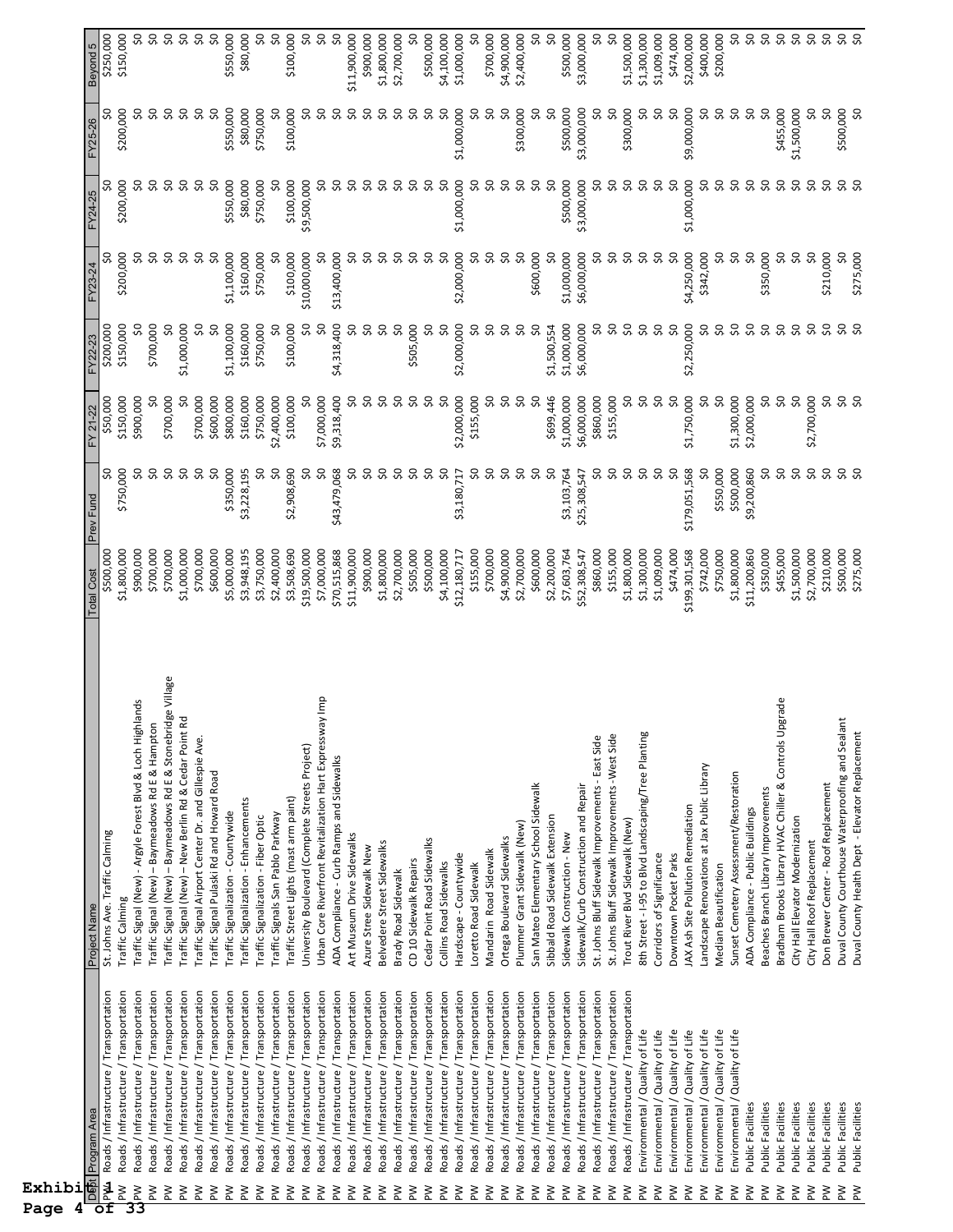| Dept | Program Area | Project Name | Total Cost | Prev Fund | FY 21-22 | FY22-23 | FY23-24 | FY24-25 | FY25-26 | Beyond 5 |
|---|---|---|---|---|---|---|---|---|---|---|
| PW | Roads / Infrastructure / Transportation | St. Johns Ave. Traffic Calming | $500,000 | $0 | $50,000 | $200,000 | $0 | $0 | $0 | $250,000 |
| PW | Roads / Infrastructure / Transportation | Traffic Calming | $1,800,000 | $750,000 | $150,000 | $150,000 | $200,000 | $200,000 | $200,000 | $150,000 |
| PW | Roads / Infrastructure / Transportation | Traffic Signal (New) - Argyle Forest Blvd & Loch Highlands | $900,000 | $0 | $900,000 | $0 | $0 | $0 | $0 | $0 |
| PW | Roads / Infrastructure / Transportation | Traffic Signal (New) – Baymeadows Rd E & Hampton | $700,000 | $0 | $0 | $700,000 | $0 | $0 | $0 | $0 |
| PW | Roads / Infrastructure / Transportation | Traffic Signal (New) – Baymeadows Rd E & Stonebridge Village | $700,000 | $0 | $700,000 | $0 | $0 | $0 | $0 | $0 |
| PW | Roads / Infrastructure / Transportation | Traffic Signal (New) – New Berlin Rd & Cedar Point Rd | $1,000,000 | $0 | $0 | $1,000,000 | $0 | $0 | $0 | $0 |
| PW | Roads / Infrastructure / Transportation | Traffic Signal Airport Center Dr. and Gillespie Ave. | $700,000 | $0 | $700,000 | $0 | $0 | $0 | $0 | $0 |
| PW | Roads / Infrastructure / Transportation | Traffic Signal Pulaski Rd and Howard Road | $600,000 | $0 | $600,000 | $0 | $0 | $0 | $0 | $0 |
| PW | Roads / Infrastructure / Transportation | Traffic Signalization - Countywide | $5,000,000 | $350,000 | $800,000 | $1,100,000 | $1,100,000 | $550,000 | $550,000 | $550,000 |
| PW | Roads / Infrastructure / Transportation | Traffic Signalization - Enhancements | $3,948,195 | $3,228,195 | $160,000 | $160,000 | $160,000 | $80,000 | $80,000 | $80,000 |
| PW | Roads / Infrastructure / Transportation | Traffic Signalization - Fiber Optic | $3,750,000 | $0 | $750,000 | $750,000 | $750,000 | $750,000 | $750,000 | $0 |
| PW | Roads / Infrastructure / Transportation | Traffic Signals San Pablo Parkway | $2,400,000 | $0 | $2,400,000 | $0 | $0 | $0 | $0 | $0 |
| PW | Roads / Infrastructure / Transportation | Traffic Street Lights (mast arm paint) | $3,508,690 | $2,908,690 | $100,000 | $100,000 | $100,000 | $100,000 | $100,000 | $100,000 |
| PW | Roads / Infrastructure / Transportation | University Boulevard (Complete Streets Project) | $19,500,000 | $0 | $0 | $0 | $10,000,000 | $9,500,000 | $0 | $0 |
| PW | Roads / Infrastructure / Transportation | Urban Core Riverfront Revitalization Hart Expressway Imp | $7,000,000 | $0 | $7,000,000 | $0 | $0 | $0 | $0 | $0 |
| PW | Roads / Infrastructure / Transportation | ADA Compliance - Curb Ramps and Sidewalks | $70,515,868 | $43,479,068 | $9,318,400 | $4,318,400 | $13,400,000 | $0 | $0 | $0 |
| PW | Roads / Infrastructure / Transportation | Art Museum Drive Sidewalks | $11,900,000 | $0 | $0 | $0 | $0 | $0 | $0 | $11,900,000 |
| PW | Roads / Infrastructure / Transportation | Azure Stree Sidewalk New | $900,000 | $0 | $0 | $0 | $0 | $0 | $0 | $900,000 |
| PW | Roads / Infrastructure / Transportation | Belvedere Street Sidewalks | $1,800,000 | $0 | $0 | $0 | $0 | $0 | $0 | $1,800,000 |
| PW | Roads / Infrastructure / Transportation | Brady Road Sidewalk | $2,700,000 | $0 | $0 | $0 | $0 | $0 | $0 | $2,700,000 |
| PW | Roads / Infrastructure / Transportation | CD 10 Sidewalk Repairs | $505,000 | $0 | $0 | $505,000 | $0 | $0 | $0 | $0 |
| PW | Roads / Infrastructure / Transportation | Cedar Point Road Sidewalks | $500,000 | $0 | $0 | $0 | $0 | $0 | $0 | $500,000 |
| PW | Roads / Infrastructure / Transportation | Collins Road Sidewalks | $4,100,000 | $0 | $0 | $0 | $0 | $0 | $0 | $4,100,000 |
| PW | Roads / Infrastructure / Transportation | Hardscape - Countywide | $12,180,717 | $3,180,717 | $2,000,000 | $2,000,000 | $2,000,000 | $1,000,000 | $1,000,000 | $1,000,000 |
| PW | Roads / Infrastructure / Transportation | Loretto Road Sidewalk | $155,000 | $0 | $155,000 | $0 | $0 | $0 | $0 | $0 |
| PW | Roads / Infrastructure / Transportation | Mandarin Road Sidewalk | $700,000 | $0 | $0 | $0 | $0 | $0 | $0 | $700,000 |
| PW | Roads / Infrastructure / Transportation | Ortega Boulevard Sidewalks | $4,900,000 | $0 | $0 | $0 | $0 | $0 | $0 | $4,900,000 |
| PW | Roads / Infrastructure / Transportation | Plummer Grant Sidewalk (New) | $2,700,000 | $0 | $0 | $0 | $0 | $0 | $300,000 | $2,400,000 |
| PW | Roads / Infrastructure / Transportation | San Mateo Elementary School Sidewalk | $600,000 | $0 | $0 | $0 | $600,000 | $0 | $0 | $0 |
| PW | Roads / Infrastructure / Transportation | Sibbald Road Sidewalk Extension | $2,200,000 | $0 | $699,446 | $1,500,554 | $0 | $0 | $0 | $0 |
| PW | Roads / Infrastructure / Transportation | Sidewalk Construction - New | $7,603,764 | $3,103,764 | $1,000,000 | $1,000,000 | $1,000,000 | $500,000 | $500,000 | $500,000 |
| PW | Roads / Infrastructure / Transportation | Sidewalk/Curb Construction and Repair | $52,308,547 | $25,308,547 | $6,000,000 | $6,000,000 | $6,000,000 | $3,000,000 | $3,000,000 | $3,000,000 |
| PW | Roads / Infrastructure / Transportation | St. Johns Bluff Sidewalk Improvements - East Side | $860,000 | $0 | $860,000 | $0 | $0 | $0 | $0 | $0 |
| PW | Roads / Infrastructure / Transportation | St. Johns Bluff Sidewalk Improvements -West Side | $155,000 | $0 | $155,000 | $0 | $0 | $0 | $0 | $0 |
| PW | Roads / Infrastructure / Transportation | Trout River Blvd Sidewalk (New) | $1,800,000 | $0 | $0 | $0 | $0 | $0 | $300,000 | $1,500,000 |
| PW | Environmental / Quality of Life | 8th Street - I-95 to Blvd Landscaping/Tree Planting | $1,300,000 | $0 | $0 | $0 | $0 | $0 | $0 | $1,300,000 |
| PW | Environmental / Quality of Life | Corridors of Significance | $1,009,000 | $0 | $0 | $0 | $0 | $0 | $0 | $1,009,000 |
| PW | Environmental / Quality of Life | Downtown Pocket Parks | $474,000 | $0 | $0 | $0 | $0 | $0 | $0 | $474,000 |
| PW | Environmental / Quality of Life | JAX Ash Site Pollution Remediation | $199,301,568 | $179,051,568 | $1,750,000 | $2,250,000 | $4,250,000 | $1,000,000 | $9,000,000 | $2,000,000 |
| PW | Environmental / Quality of Life | Landscape Renovations at Jax Public Library | $742,000 | $0 | $0 | $0 | $342,000 | $0 | $0 | $400,000 |
| PW | Environmental / Quality of Life | Median Beautification | $750,000 | $550,000 | $0 | $0 | $0 | $0 | $0 | $200,000 |
| PW | Environmental / Quality of Life | Sunset Cemetery Assessment/Restoration | $1,800,000 | $500,000 | $1,300,000 | $0 | $0 | $0 | $0 | $0 |
| PW | Public Facilities | ADA Compliance - Public Buildings | $11,200,860 | $9,200,860 | $2,000,000 | $0 | $0 | $0 | $0 | $0 |
| PW | Public Facilities | Beaches Branch Library Improvements | $350,000 | $0 | $0 | $0 | $350,000 | $0 | $0 | $0 |
| PW | Public Facilities | Bradham Brooks Library HVAC Chiller & Controls Upgrade | $455,000 | $0 | $0 | $0 | $0 | $0 | $455,000 | $0 |
| PW | Public Facilities | City Hall Elevator Modernization | $1,500,000 | $0 | $0 | $0 | $0 | $0 | $1,500,000 | $0 |
| PW | Public Facilities | City Hall Roof Replacement | $2,700,000 | $0 | $2,700,000 | $0 | $0 | $0 | $0 | $0 |
| PW | Public Facilities | Don Brewer Center - Roof Replacement | $210,000 | $0 | $0 | $0 | $210,000 | $0 | $0 | $0 |
| PW | Public Facilities | Duval County Courthouse Waterproofing and Sealant | $500,000 | $0 | $0 | $0 | $0 | $0 | $500,000 | $0 |
| PW | Public Facilities | Duval County Health Dept - Elevator Replacement | $275,000 | $0 | $0 | $0 | $275,000 | $0 | $0 | $0 |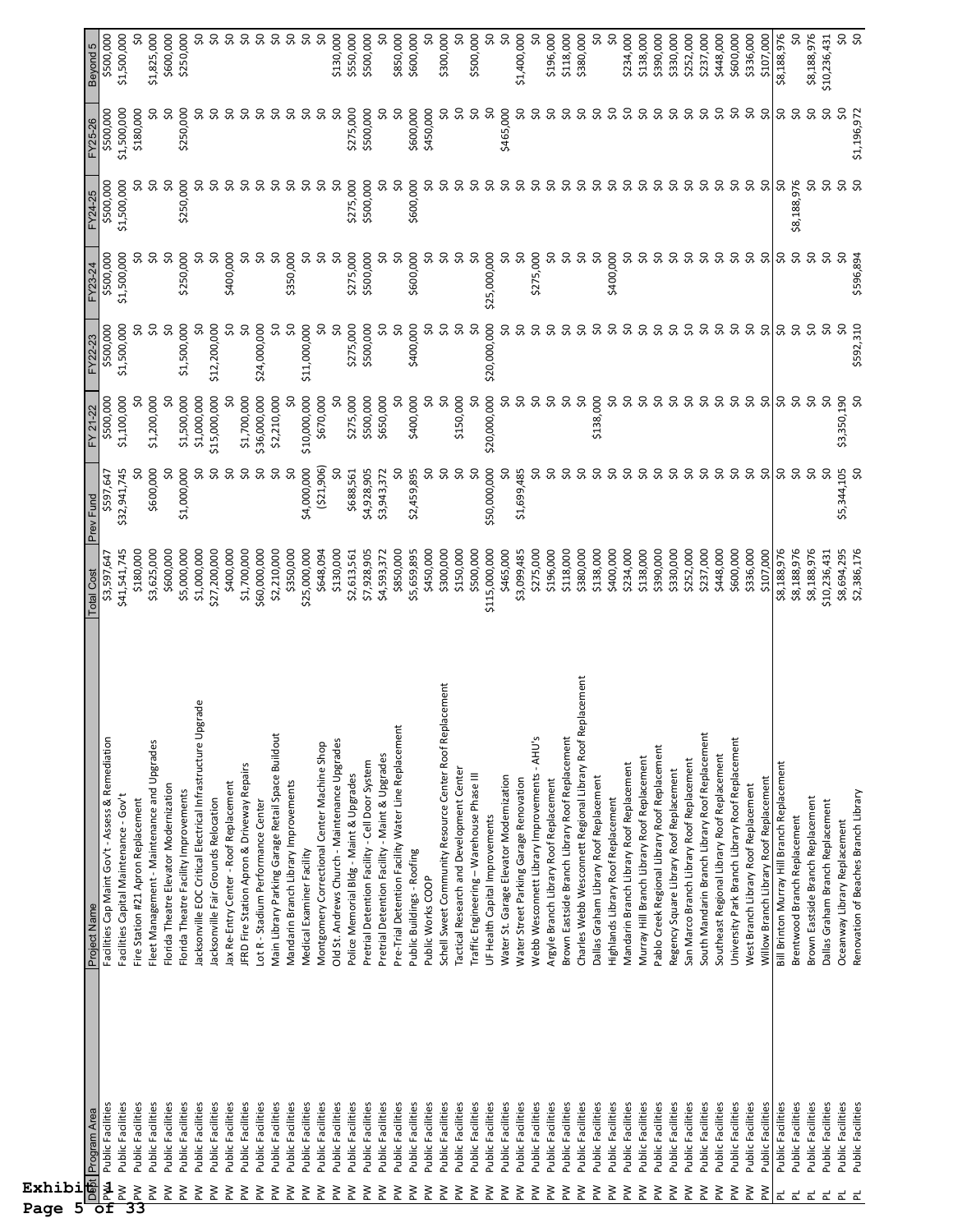| Dept | Program Area | Project Name | Total Cost | Prev Fund | FY 21-22 | FY22-23 | FY23-24 | FY24-25 | FY25-26 | Beyond 5 |
|---|---|---|---|---|---|---|---|---|---|---|
| PW | Public Facilities | Facilities Cap Maint Gov't - Assess & Remediation | $3,597,647 | $597,647 | $500,000 | $500,000 | $500,000 | $500,000 | $500,000 | $500,000 |
| PW | Public Facilities | Facilities Capital Maintenance - Gov't | $41,541,745 | $32,941,745 | $1,100,000 | $1,500,000 | $1,500,000 | $1,500,000 | $1,500,000 | $1,500,000 |
| PW | Public Facilities | Fire Station #21 Apron Replacement | $180,000 | $0 | $0 | $0 | $0 | $0 | $180,000 | $0 |
| PW | Public Facilities | Fleet Management - Maintenance and Upgrades | $3,625,000 | $600,000 | $1,200,000 | $0 | $0 | $0 | $0 | $1,825,000 |
| PW | Public Facilities | Florida Theatre Elevator Modernization | $600,000 | $0 | $0 | $0 | $0 | $0 | $0 | $600,000 |
| PW | Public Facilities | Florida Theatre Facility Improvements | $5,000,000 | $1,000,000 | $1,500,000 | $1,500,000 | $250,000 | $250,000 | $250,000 | $250,000 |
| PW | Public Facilities | Jacksonville EOC Critical Electrical Infrastructure Upgrade | $1,000,000 | $0 | $1,000,000 | $0 | $0 | $0 | $0 | $0 |
| PW | Public Facilities | Jacksonville Fair Grounds Relocation | $27,200,000 | $0 | $15,000,000 | $12,200,000 | $0 | $0 | $0 | $0 |
| PW | Public Facilities | Jax Re-Entry Center - Roof Replacement | $400,000 | $0 | $0 | $0 | $400,000 | $0 | $0 | $0 |
| PW | Public Facilities | JFRD Fire Station Apron & Driveway Repairs | $1,700,000 | $0 | $1,700,000 | $0 | $0 | $0 | $0 | $0 |
| PW | Public Facilities | Lot R - Stadium Performance Center | $60,000,000 | $0 | $36,000,000 | $24,000,000 | $0 | $0 | $0 | $0 |
| PW | Public Facilities | Main Library Parking Garage Retail Space Buildout | $2,210,000 | $0 | $2,210,000 | $0 | $0 | $0 | $0 | $0 |
| PW | Public Facilities | Mandarin Branch Library Improvements | $350,000 | $0 | $0 | $0 | $350,000 | $0 | $0 | $0 |
| PW | Public Facilities | Medical Examiner Facility | $25,000,000 | $4,000,000 | $10,000,000 | $11,000,000 | $0 | $0 | $0 | $0 |
| PW | Public Facilities | Montgomery Correctional Center Machine Shop | $648,094 | ($21,906) | $670,000 | $0 | $0 | $0 | $0 | $0 |
| PW | Public Facilities | Old St. Andrews Church - Maintenance Upgrades | $130,000 | $0 | $0 | $0 | $0 | $0 | $0 | $130,000 |
| PW | Public Facilities | Police Memorial Bldg - Maint & Upgrades | $2,613,561 | $688,561 | $275,000 | $275,000 | $275,000 | $275,000 | $275,000 | $550,000 |
| PW | Public Facilities | Pretrial Detention Facility - Cell Door System | $7,928,905 | $4,928,905 | $500,000 | $500,000 | $500,000 | $500,000 | $500,000 | $500,000 |
| PW | Public Facilities | Pretrial Detention Facility - Maint & Upgrades | $4,593,372 | $3,943,372 | $650,000 | $0 | $0 | $0 | $0 | $0 |
| PW | Public Facilities | Pre-Trial Detention Facility Water Line Replacement | $850,000 | $0 | $0 | $0 | $0 | $0 | $0 | $850,000 |
| PW | Public Facilities | Public Buildings - Roofing | $5,659,895 | $2,459,895 | $400,000 | $400,000 | $600,000 | $600,000 | $600,000 | $600,000 |
| PW | Public Facilities | Public Works COOP | $450,000 | $0 | $0 | $0 | $0 | $0 | $450,000 | $0 |
| PW | Public Facilities | Schell Sweet Community Resource Center Roof Replacement | $300,000 | $0 | $0 | $0 | $0 | $0 | $0 | $300,000 |
| PW | Public Facilities | Tactical Research and Development Center | $150,000 | $0 | $150,000 | $0 | $0 | $0 | $0 | $0 |
| PW | Public Facilities | Traffic Engineering – Warehouse Phase III | $500,000 | $0 | $0 | $0 | $0 | $0 | $0 | $500,000 |
| PW | Public Facilities | UF Health Capital Improvements | $115,000,000 | $50,000,000 | $20,000,000 | $20,000,000 | $25,000,000 | $0 | $0 | $0 |
| PW | Public Facilities | Water St. Garage Elevator Modernization | $465,000 | $0 | $0 | $0 | $0 | $0 | $465,000 | $0 |
| PW | Public Facilities | Water Street Parking Garage Renovation | $3,099,485 | $1,699,485 | $0 | $0 | $0 | $0 | $0 | $1,400,000 |
| PW | Public Facilities | Webb Wesconnett Library Improvements - AHU's | $275,000 | $0 | $0 | $0 | $275,000 | $0 | $0 | $0 |
| PW | Public Facilities | Argyle Branch Library Roof Replacement | $196,000 | $0 | $0 | $0 | $0 | $0 | $0 | $196,000 |
| PW | Public Facilities | Brown Eastside Branch Library Roof Replacement | $118,000 | $0 | $0 | $0 | $0 | $0 | $0 | $118,000 |
| PW | Public Facilities | Charles Webb Wesconnett Regional Library Roof Replacement | $380,000 | $0 | $0 | $0 | $0 | $0 | $0 | $380,000 |
| PW | Public Facilities | Dallas Graham Library Roof Replacement | $138,000 | $0 | $138,000 | $0 | $0 | $0 | $0 | $0 |
| PW | Public Facilities | Highlands Library Roof Replacement | $400,000 | $0 | $0 | $0 | $400,000 | $0 | $0 | $0 |
| PW | Public Facilities | Mandarin Branch Library Roof Replacement | $234,000 | $0 | $0 | $0 | $0 | $0 | $0 | $234,000 |
| PW | Public Facilities | Murray Hill Branch Library Roof Replacement | $138,000 | $0 | $0 | $0 | $0 | $0 | $0 | $138,000 |
| PW | Public Facilities | Pablo Creek Regional Library Roof Replacement | $390,000 | $0 | $0 | $0 | $0 | $0 | $0 | $390,000 |
| PW | Public Facilities | Regency Square Library Roof Replacement | $330,000 | $0 | $0 | $0 | $0 | $0 | $0 | $330,000 |
| PW | Public Facilities | San Marco Branch Library Roof Replacement | $252,000 | $0 | $0 | $0 | $0 | $0 | $0 | $252,000 |
| PW | Public Facilities | South Mandarin Branch Library Roof Replacement | $237,000 | $0 | $0 | $0 | $0 | $0 | $0 | $237,000 |
| PW | Public Facilities | Southeast Regional Library Roof Replacement | $448,000 | $0 | $0 | $0 | $0 | $0 | $0 | $448,000 |
| PW | Public Facilities | University Park Branch Library Roof Replacement | $600,000 | $0 | $0 | $0 | $0 | $0 | $0 | $600,000 |
| PW | Public Facilities | West Branch Library Roof Replacement | $336,000 | $0 | $0 | $0 | $0 | $0 | $0 | $336,000 |
| PW | Public Facilities | Willow Branch Library Roof Replacement | $107,000 | $0 | $0 | $0 | $0 | $0 | $0 | $107,000 |
| PL | Public Facilities | Bill Brinton Murray Hill Branch Replacement | $8,188,976 | $0 | $0 | $0 | $0 | $0 | $0 | $8,188,976 |
| PL | Public Facilities | Brentwood Branch Replacement | $8,188,976 | $0 | $0 | $0 | $0 | $8,188,976 | $0 | $0 |
| PL | Public Facilities | Brown Eastside Branch Replacement | $8,188,976 | $0 | $0 | $0 | $0 | $0 | $0 | $8,188,976 |
| PL | Public Facilities | Dallas Graham Branch Replacement | $10,236,431 | $0 | $0 | $0 | $0 | $0 | $0 | $10,236,431 |
| PL | Public Facilities | Oceanway Library Replacement | $8,694,295 | $5,344,105 | $3,350,190 | $0 | $0 | $0 | $0 | $0 |
| PL | Public Facilities | Renovation of Beaches Branch Library | $2,386,176 | $0 | $0 | $592,310 | $596,894 | $0 | $1,196,972 | $0 |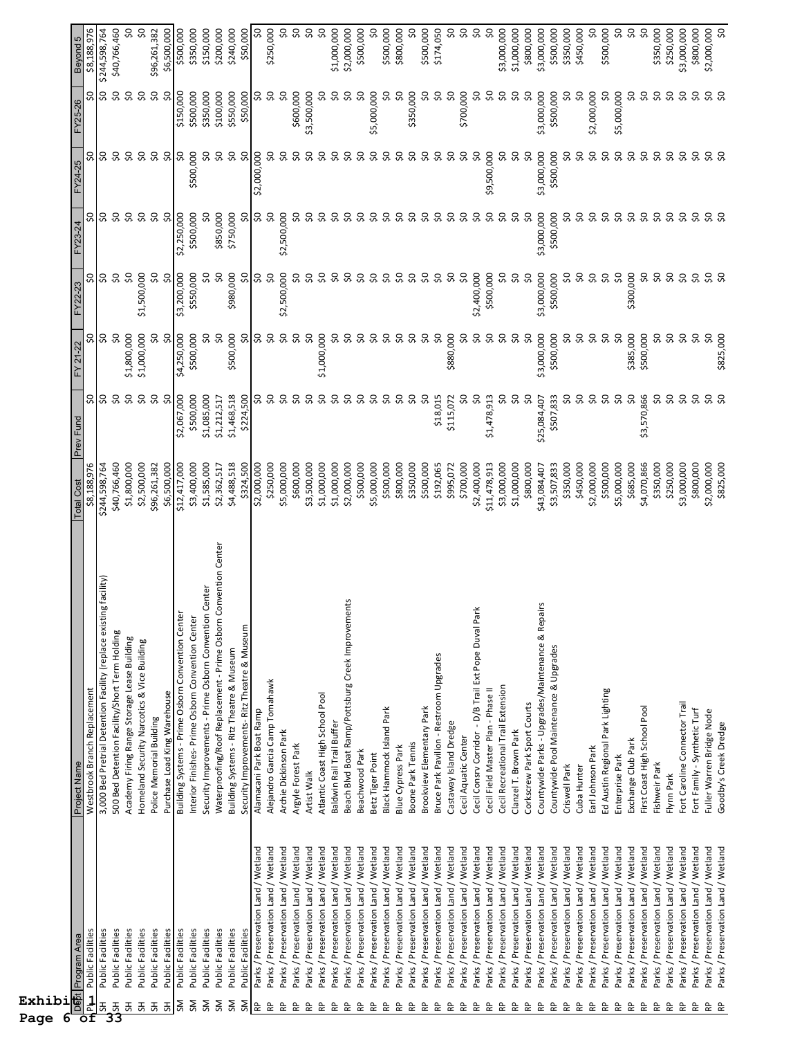| Dept | Program Area | Project Name | Total Cost | Prev Fund | FY 21-22 | FY22-23 | FY23-24 | FY24-25 | FY25-26 | Beyond 5 |
|---|---|---|---|---|---|---|---|---|---|---|
| PL | Public Facilities | Westbrook Branch Replacement | $8,188,976 | $0 | $0 | $0 | $0 | $0 | $0 | $8,188,976 |
| SH | Public Facilities | 3,000 Bed Pretrial Detention Facility (replace existing facility) | $244,598,764 | $0 | $0 | $0 | $0 | $0 | $0 | $244,598,764 |
| SH | Public Facilities | 500 Bed Detention Facility/Short Term Holding | $40,766,460 | $0 | $0 | $0 | $0 | $0 | $0 | $40,766,460 |
| SH | Public Facilities | Academy Firing Range Storage Lease Building | $1,800,000 | $0 | $1,800,000 | $0 | $0 | $0 | $0 | $0 |
| SH | Public Facilities | Homeland Security Narcotics & Vice Building | $2,500,000 | $0 | $1,000,000 | $1,500,000 | $0 | $0 | $0 | $0 |
| SH | Public Facilities | Police Memorial Building | $96,261,382 | $0 | $0 | $0 | $0 | $0 | $0 | $96,261,382 |
| SH | Public Facilities | Purchase Load King Warehouse | $6,500,000 | $0 | $0 | $0 | $0 | $0 | $0 | $6,500,000 |
| SM | Public Facilities | Building Systems - Prime Osborn Convention Center | $12,417,000 | $2,067,000 | $4,250,000 | $3,200,000 | $2,250,000 | $0 | $150,000 | $500,000 |
| SM | Public Facilities | Interior Finishes- Prime Osborn Convention Center | $3,400,000 | $500,000 | $500,000 | $550,000 | $500,000 | $500,000 | $500,000 | $350,000 |
| SM | Public Facilities | Security Improvements - Prime Osborn Convention Center | $1,585,000 | $1,085,000 | $0 | $0 | $0 | $0 | $350,000 | $150,000 |
| SM | Public Facilities | Waterproofing/Roof Replacement - Prime Osborn Convention Center | $2,362,517 | $1,212,517 | $0 | $0 | $850,000 | $0 | $100,000 | $200,000 |
| SM | Public Facilities | Building Systems - Ritz Theatre & Museum | $4,488,518 | $1,468,518 | $500,000 | $980,000 | $750,000 | $0 | $550,000 | $240,000 |
| SM | Public Facilities | Security Improvements-Ritz Theatre & Museum | $324,500 | $224,500 | $0 | $0 | $0 | $0 | $50,000 | $50,000 |
| RP | Parks / Preservation Land / Wetland | Alamacani Park Boat Ramp | $2,000,000 | $0 | $0 | $0 | $0 | $2,000,000 | $0 | $0 |
| RP | Parks / Preservation Land / Wetland | Alejandro Garcia Camp Tomahawk | $250,000 | $0 | $0 | $0 | $0 | $0 | $0 | $250,000 |
| RP | Parks / Preservation Land / Wetland | Archie Dickinson Park | $5,000,000 | $0 | $0 | $2,500,000 | $2,500,000 | $0 | $0 | $0 |
| RP | Parks / Preservation Land / Wetland | Argyle Forest Park | $600,000 | $0 | $0 | $0 | $0 | $0 | $600,000 | $0 |
| RP | Parks / Preservation Land / Wetland | Artist Walk | $3,500,000 | $0 | $0 | $0 | $0 | $0 | $3,500,000 | $0 |
| RP | Parks / Preservation Land / Wetland | Atlantic Coast High School Pool | $1,000,000 | $0 | $1,000,000 | $0 | $0 | $0 | $0 | $0 |
| RP | Parks / Preservation Land / Wetland | Baldwin Rail Trail Buffer | $1,000,000 | $0 | $0 | $0 | $0 | $0 | $0 | $1,000,000 |
| RP | Parks / Preservation Land / Wetland | Beach Blvd Boat Ramp/Pottsburg Creek Improvements | $2,000,000 | $0 | $0 | $0 | $0 | $0 | $0 | $2,000,000 |
| RP | Parks / Preservation Land / Wetland | Beachwood Park | $500,000 | $0 | $0 | $0 | $0 | $0 | $0 | $500,000 |
| RP | Parks / Preservation Land / Wetland | Betz Tiger Point | $5,000,000 | $0 | $0 | $0 | $0 | $0 | $5,000,000 | $0 |
| RP | Parks / Preservation Land / Wetland | Black Hammock Island Park | $500,000 | $0 | $0 | $0 | $0 | $0 | $0 | $500,000 |
| RP | Parks / Preservation Land / Wetland | Blue Cypress Park | $800,000 | $0 | $0 | $0 | $0 | $0 | $0 | $800,000 |
| RP | Parks / Preservation Land / Wetland | Boone Park Tennis | $350,000 | $0 | $0 | $0 | $0 | $0 | $350,000 | $0 |
| RP | Parks / Preservation Land / Wetland | Brookview Elementary Park | $500,000 | $0 | $0 | $0 | $0 | $0 | $0 | $500,000 |
| RP | Parks / Preservation Land / Wetland | Bruce Park Pavilion - Restroom Upgrades | $192,065 | $18,015 | $0 | $0 | $0 | $0 | $0 | $174,050 |
| RP | Parks / Preservation Land / Wetland | Castaway Island Dredge | $995,072 | $115,072 | $880,000 | $0 | $0 | $0 | $0 | $0 |
| RP | Parks / Preservation Land / Wetland | Cecil Aquatic Center | $700,000 | $0 | $0 | $0 | $0 | $0 | $700,000 | $0 |
| RP | Parks / Preservation Land / Wetland | Cecil Consrv Corridor - D/B Trail Ext Pope Duval Park | $2,400,000 | $0 | $0 | $2,400,000 | $0 | $0 | $0 | $0 |
| RP | Parks / Preservation Land / Wetland | Cecil Field Master Plan - Phase II | $11,478,913 | $1,478,913 | $0 | $500,000 | $0 | $9,500,000 | $0 | $0 |
| RP | Parks / Preservation Land / Wetland | Cecil Recreational Trail Extension | $3,000,000 | $0 | $0 | $0 | $0 | $0 | $0 | $3,000,000 |
| RP | Parks / Preservation Land / Wetland | Clanzel T. Brown Park | $1,000,000 | $0 | $0 | $0 | $0 | $0 | $0 | $1,000,000 |
| RP | Parks / Preservation Land / Wetland | Corkscrew Park Sport Courts | $800,000 | $0 | $0 | $0 | $0 | $0 | $0 | $800,000 |
| RP | Parks / Preservation Land / Wetland | Countywide Parks - Upgrades/Maintenance & Repairs | $43,084,407 | $25,084,407 | $3,000,000 | $3,000,000 | $3,000,000 | $3,000,000 | $3,000,000 | $3,000,000 |
| RP | Parks / Preservation Land / Wetland | Countywide Pool Maintenance & Upgrades | $3,507,833 | $507,833 | $500,000 | $500,000 | $500,000 | $500,000 | $500,000 | $500,000 |
| RP | Parks / Preservation Land / Wetland | Criswell Park | $350,000 | $0 | $0 | $0 | $0 | $0 | $0 | $350,000 |
| RP | Parks / Preservation Land / Wetland | Cuba Hunter | $450,000 | $0 | $0 | $0 | $0 | $0 | $0 | $450,000 |
| RP | Parks / Preservation Land / Wetland | Earl Johnson Park | $2,000,000 | $0 | $0 | $0 | $0 | $0 | $2,000,000 | $0 |
| RP | Parks / Preservation Land / Wetland | Ed Austin Regional Park Lighting | $500,000 | $0 | $0 | $0 | $0 | $0 | $0 | $500,000 |
| RP | Parks / Preservation Land / Wetland | Enterprise Park | $5,000,000 | $0 | $0 | $0 | $0 | $0 | $5,000,000 | $0 |
| RP | Parks / Preservation Land / Wetland | Exchange Club Park | $685,000 | $0 | $385,000 | $300,000 | $0 | $0 | $0 | $0 |
| RP | Parks / Preservation Land / Wetland | First Coast High School Pool | $4,070,866 | $3,570,866 | $500,000 | $0 | $0 | $0 | $0 | $0 |
| RP | Parks / Preservation Land / Wetland | Fishweir Park | $350,000 | $0 | $0 | $0 | $0 | $0 | $0 | $350,000 |
| RP | Parks / Preservation Land / Wetland | Flynn Park | $250,000 | $0 | $0 | $0 | $0 | $0 | $0 | $250,000 |
| RP | Parks / Preservation Land / Wetland | Fort Caroline Connector Trail | $3,000,000 | $0 | $0 | $0 | $0 | $0 | $0 | $3,000,000 |
| RP | Parks / Preservation Land / Wetland | Fort Family - Synthetic Turf | $800,000 | $0 | $0 | $0 | $0 | $0 | $0 | $800,000 |
| RP | Parks / Preservation Land / Wetland | Fuller Warren Bridge Node | $2,000,000 | $0 | $0 | $0 | $0 | $0 | $0 | $2,000,000 |
| RP | Parks / Preservation Land / Wetland | Goodby's Creek Dredge | $825,000 | $0 | $825,000 | $0 | $0 | $0 | $0 | $0 |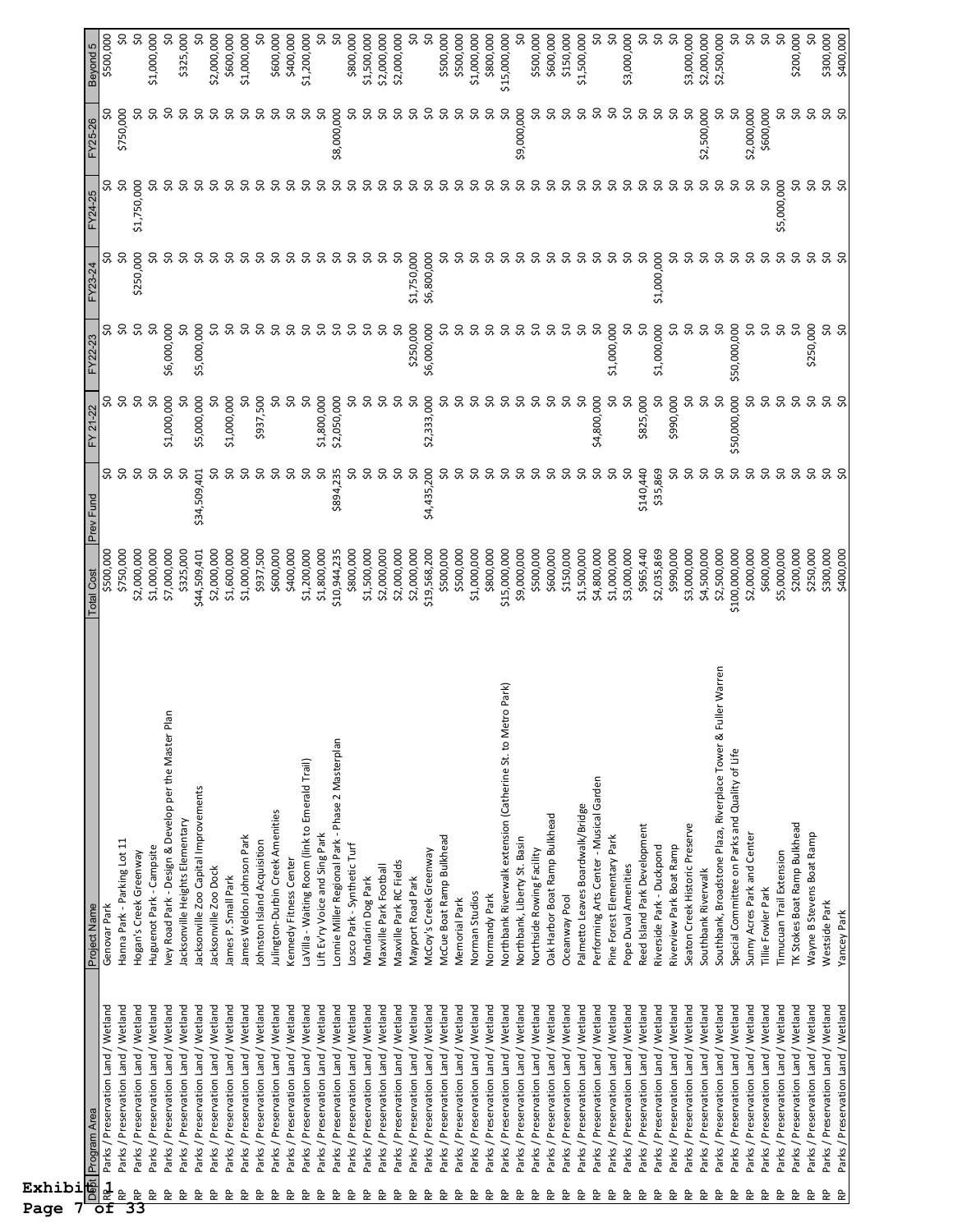| Dept | Program Area | Project Name | Total Cost | Prev Fund | FY 21-22 | FY22-23 | FY23-24 | FY24-25 | FY25-26 | Beyond 5 |
|---|---|---|---|---|---|---|---|---|---|---|
| RP | Parks / Preservation Land / Wetland | Genovar Park | $500,000 | $0 | $0 | $0 | $0 | $0 | $0 | $500,000 |
| RP | Parks / Preservation Land / Wetland | Hanna Park - Parking Lot 11 | $750,000 | $0 | $0 | $0 | $0 | $0 | $750,000 | $0 |
| RP | Parks / Preservation Land / Wetland | Hogan's Creek Greenway | $2,000,000 | $0 | $0 | $0 | $250,000 | $1,750,000 | $0 | $0 |
| RP | Parks / Preservation Land / Wetland | Huguenot Park - Campsite | $1,000,000 | $0 | $0 | $0 | $0 | $0 | $0 | $1,000,000 |
| RP | Parks / Preservation Land / Wetland | Ivey Road Park - Design & Develop per the Master Plan | $7,000,000 | $0 | $1,000,000 | $6,000,000 | $0 | $0 | $0 | $0 |
| RP | Parks / Preservation Land / Wetland | Jacksonville Heights Elementary | $325,000 | $0 | $0 | $0 | $0 | $0 | $0 | $325,000 |
| RP | Parks / Preservation Land / Wetland | Jacksonville Zoo Capital Improvements | $44,509,401 | $34,509,401 | $5,000,000 | $5,000,000 | $0 | $0 | $0 | $0 |
| RP | Parks / Preservation Land / Wetland | Jacksonville Zoo Dock | $2,000,000 | $0 | $0 | $0 | $0 | $0 | $0 | $2,000,000 |
| RP | Parks / Preservation Land / Wetland | James P. Small Park | $1,600,000 | $0 | $1,000,000 | $0 | $0 | $0 | $0 | $600,000 |
| RP | Parks / Preservation Land / Wetland | James Weldon Johnson Park | $1,000,000 | $0 | $0 | $0 | $0 | $0 | $0 | $1,000,000 |
| RP | Parks / Preservation Land / Wetland | Johnston Island Acquisition | $937,500 | $0 | $937,500 | $0 | $0 | $0 | $0 | $0 |
| RP | Parks / Preservation Land / Wetland | Julington-Durbin Creek Amenities | $600,000 | $0 | $0 | $0 | $0 | $0 | $0 | $600,000 |
| RP | Parks / Preservation Land / Wetland | Kennedy Fitness Center | $400,000 | $0 | $0 | $0 | $0 | $0 | $0 | $400,000 |
| RP | Parks / Preservation Land / Wetland | LaVilla - Waiting Room (link to Emerald Trail) | $1,200,000 | $0 | $0 | $0 | $0 | $0 | $0 | $1,200,000 |
| RP | Parks / Preservation Land / Wetland | Lift Ev'ry Voice and Sing Park | $1,800,000 | $0 | $1,800,000 | $0 | $0 | $0 | $0 | $0 |
| RP | Parks / Preservation Land / Wetland | Lonnie Miller Regional Park - Phase 2 Masterplan | $10,944,235 | $894,235 | $2,050,000 | $0 | $0 | $0 | $8,000,000 | $0 |
| RP | Parks / Preservation Land / Wetland | Losco Park - Synthetic Turf | $800,000 | $0 | $0 | $0 | $0 | $0 | $0 | $800,000 |
| RP | Parks / Preservation Land / Wetland | Mandarin Dog Park | $1,500,000 | $0 | $0 | $0 | $0 | $0 | $0 | $1,500,000 |
| RP | Parks / Preservation Land / Wetland | Maxville Park Football | $2,000,000 | $0 | $0 | $0 | $0 | $0 | $0 | $2,000,000 |
| RP | Parks / Preservation Land / Wetland | Maxville Park RC Fields | $2,000,000 | $0 | $0 | $0 | $0 | $0 | $0 | $2,000,000 |
| RP | Parks / Preservation Land / Wetland | Mayport Road Park | $2,000,000 | $0 | $0 | $250,000 | $1,750,000 | $0 | $0 | $0 |
| RP | Parks / Preservation Land / Wetland | McCoy's Creek Greenway | $19,568,200 | $4,435,200 | $2,333,000 | $6,000,000 | $6,800,000 | $0 | $0 | $0 |
| RP | Parks / Preservation Land / Wetland | McCue Boat Ramp Bulkhead | $500,000 | $0 | $0 | $0 | $0 | $0 | $0 | $500,000 |
| RP | Parks / Preservation Land / Wetland | Memorial Park | $500,000 | $0 | $0 | $0 | $0 | $0 | $0 | $500,000 |
| RP | Parks / Preservation Land / Wetland | Norman Studios | $1,000,000 | $0 | $0 | $0 | $0 | $0 | $0 | $1,000,000 |
| RP | Parks / Preservation Land / Wetland | Normandy Park | $800,000 | $0 | $0 | $0 | $0 | $0 | $0 | $800,000 |
| RP | Parks / Preservation Land / Wetland | Northbank Riverwalk extension (Catherine St. to Metro Park) | $15,000,000 | $0 | $0 | $0 | $0 | $0 | $0 | $15,000,000 |
| RP | Parks / Preservation Land / Wetland | Northbank, Liberty St. Basin | $9,000,000 | $0 | $0 | $0 | $0 | $0 | $9,000,000 | $0 |
| RP | Parks / Preservation Land / Wetland | Northside Rowing Facility | $500,000 | $0 | $0 | $0 | $0 | $0 | $0 | $500,000 |
| RP | Parks / Preservation Land / Wetland | Oak Harbor Boat Ramp Bulkhead | $600,000 | $0 | $0 | $0 | $0 | $0 | $0 | $600,000 |
| RP | Parks / Preservation Land / Wetland | Oceanway Pool | $150,000 | $0 | $0 | $0 | $0 | $0 | $0 | $150,000 |
| RP | Parks / Preservation Land / Wetland | Palmetto Leaves Boardwalk/Bridge | $1,500,000 | $0 | $0 | $0 | $0 | $0 | $0 | $1,500,000 |
| RP | Parks / Preservation Land / Wetland | Performing Arts Center - Musical Garden | $4,800,000 | $0 | $4,800,000 | $0 | $0 | $0 | $0 | $0 |
| RP | Parks / Preservation Land / Wetland | Pine Forest Elementary Park | $1,000,000 | $0 | $0 | $1,000,000 | $0 | $0 | $0 | $0 |
| RP | Parks / Preservation Land / Wetland | Pope Duval Amenities | $3,000,000 | $0 | $0 | $0 | $0 | $0 | $0 | $3,000,000 |
| RP | Parks / Preservation Land / Wetland | Reed Island Park Development | $965,440 | $140,440 | $825,000 | $0 | $0 | $0 | $0 | $0 |
| RP | Parks / Preservation Land / Wetland | Riverside Park - Duckpond | $2,035,869 | $35,869 | $0 | $1,000,000 | $1,000,000 | $0 | $0 | $0 |
| RP | Parks / Preservation Land / Wetland | Riverview Park Boat Ramp | $990,000 | $0 | $990,000 | $0 | $0 | $0 | $0 | $0 |
| RP | Parks / Preservation Land / Wetland | Seaton Creek Historic Preserve | $3,000,000 | $0 | $0 | $0 | $0 | $0 | $0 | $3,000,000 |
| RP | Parks / Preservation Land / Wetland | Southbank Riverwalk | $4,500,000 | $0 | $0 | $0 | $0 | $0 | $2,500,000 | $2,000,000 |
| RP | Parks / Preservation Land / Wetland | Southbank, Broadstone Plaza, Riverplace Tower & Fuller Warren | $2,500,000 | $0 | $0 | $0 | $0 | $0 | $0 | $2,500,000 |
| RP | Parks / Preservation Land / Wetland | Special Committee on Parks and Quality of Life | $100,000,000 | $0 | $50,000,000 | $50,000,000 | $0 | $0 | $0 | $0 |
| RP | Parks / Preservation Land / Wetland | Sunny Acres Park and Center | $2,000,000 | $0 | $0 | $0 | $0 | $0 | $2,000,000 | $0 |
| RP | Parks / Preservation Land / Wetland | Tillie Fowler Park | $600,000 | $0 | $0 | $0 | $0 | $0 | $600,000 | $0 |
| RP | Parks / Preservation Land / Wetland | Timucuan Trail Extension | $5,000,000 | $0 | $0 | $0 | $0 | $5,000,000 | $0 | $0 |
| RP | Parks / Preservation Land / Wetland | TK Stokes Boat Ramp Bulkhead | $200,000 | $0 | $0 | $0 | $0 | $0 | $0 | $200,000 |
| RP | Parks / Preservation Land / Wetland | Wayne B Stevens Boat Ramp | $250,000 | $0 | $0 | $250,000 | $0 | $0 | $0 | $0 |
| RP | Parks / Preservation Land / Wetland | Westside Park | $300,000 | $0 | $0 | $0 | $0 | $0 | $0 | $300,000 |
| RP | Parks / Preservation Land / Wetland | Yancey Park | $400,000 | $0 | $0 | $0 | $0 | $0 | $0 | $400,000 |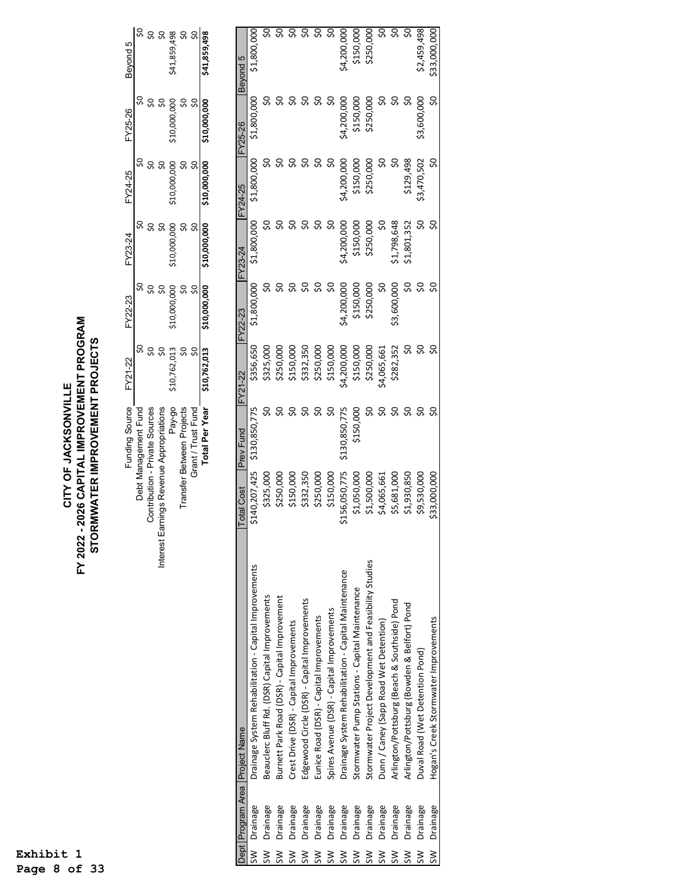# CITY OF JACKSONVILLE
## FY 2022 - 2026 CAPITAL IMPROVEMENT PROGRAM
## STORMWATER IMPROVEMENT PROJECTS

| Funding Source | FY21-22 | FY22-23 | FY23-24 | FY24-25 | FY25-26 | Beyond 5 |
|---|---|---|---|---|---|---|
| Debt Management Fund | $0 | $0 | $0 | $0 | $0 | $0 |
| Contribution - Private Sources | $0 | $0 | $0 | $0 | $0 | $0 |
| Interest Earnings Revenue Appropriations | $0 | $0 | $0 | $0 | $0 | $0 |
| Pay-go | $10,762,013 | $10,000,000 | $10,000,000 | $10,000,000 | $10,000,000 | $41,859,498 |
| Transfer Between Projects | $0 | $0 | $0 | $0 | $0 | $0 |
| Grant / Trust Fund | $0 | $0 | $0 | $0 | $0 | $0 |
| **Total Per Year** | **$10,762,013** | **$10,000,000** | **$10,000,000** | **$10,000,000** | **$10,000,000** | **$41,859,498** |

| Dept | Program Area | Project Name | Total Cost | Prev Fund | FY21-22 | FY22-23 | FY23-24 | FY24-25 | FY25-26 | Beyond 5 |
|---|---|---|---|---|---|---|---|---|---|---|
| SW | Drainage | Drainage System Rehabilitation - Capital Improvements | $140,207,425 | $130,850,775 | $356,650 | $1,800,000 | $1,800,000 | $1,800,000 | $1,800,000 | $1,800,000 |
| SW | Drainage | Beauclerc Bluff Rd. (DSR) Capital Improvements | $325,000 | $0 | $325,000 | $0 | $0 | $0 | $0 | $0 |
| SW | Drainage | Burnett Park Road (DSR) - Capital Improvement | $250,000 | $0 | $250,000 | $0 | $0 | $0 | $0 | $0 |
| SW | Drainage | Crest Drive (DSR) - Capital Improvements | $150,000 | $0 | $150,000 | $0 | $0 | $0 | $0 | $0 |
| SW | Drainage | Edgewood Circle (DSR) - Capital Improvements | $332,350 | $0 | $332,350 | $0 | $0 | $0 | $0 | $0 |
| SW | Drainage | Eunice Road (DSR) - Capital Improvements | $250,000 | $0 | $250,000 | $0 | $0 | $0 | $0 | $0 |
| SW | Drainage | Spires Avenue (DSR) - Capital Improvements | $150,000 | $0 | $150,000 | $0 | $0 | $0 | $0 | $0 |
| SW | Drainage | Drainage System Rehabilitation - Capital Maintenance | $156,050,775 | $130,850,775 | $4,200,000 | $4,200,000 | $4,200,000 | $4,200,000 | $4,200,000 | $4,200,000 |
| SW | Drainage | Stormwater Pump Stations - Capital Maintenance | $1,050,000 | $150,000 | $150,000 | $150,000 | $150,000 | $150,000 | $150,000 | $150,000 |
| SW | Drainage | Stormwater Project Development and Feasibility Studies | $1,500,000 | $0 | $250,000 | $250,000 | $250,000 | $250,000 | $250,000 | $250,000 |
| SW | Drainage | Dunn / Caney (Sapp Road Wet Detention) | $4,065,661 | $0 | $4,065,661 | $0 | $0 | $0 | $0 | $0 |
| SW | Drainage | Arlington/Pottsburg (Beach & Southside) Pond | $5,681,000 | $0 | $282,352 | $3,600,000 | $1,798,648 | $0 | $0 | $0 |
| SW | Drainage | Arlington/Pottsburg (Bowden & Belfort) Pond | $1,930,850 | $0 | $0 | $0 | $1,801,352 | $129,498 | $0 | $0 |
| SW | Drainage | Duval Road (Wet Detention Pond) | $9,530,000 | $0 | $0 | $0 | $0 | $3,470,502 | $3,600,000 | $2,459,498 |
| SW | Drainage | Hogan's Creek Stormwater Improvements | $33,000,000 | $0 | $0 | $0 | $0 | $0 | $0 | $33,000,000 |

Exhibit 1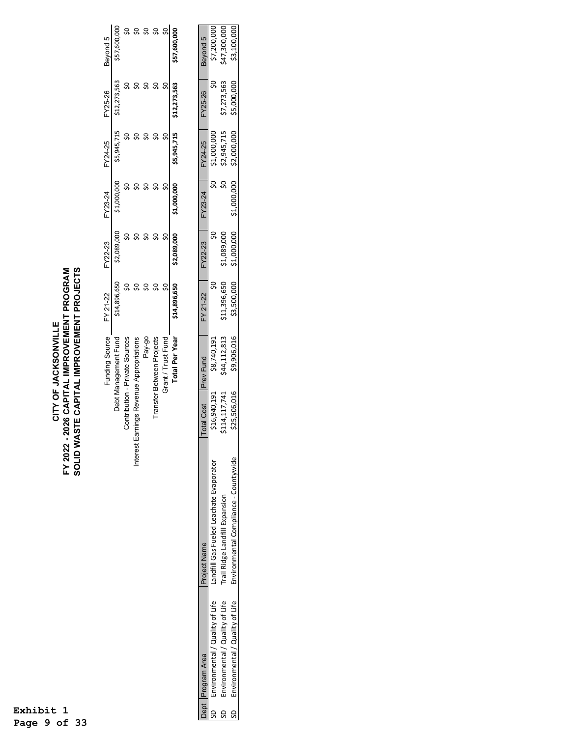Exhibit 1

# CITY OF JACKSONVILLE
## FY 2022 - 2026 CAPITAL IMPROVEMENT PROGRAM
## SOLID WASTE CAPITAL IMPROVEMENT PROJECTS

| Funding Source | FY 21-22 | FY22-23 | FY23-24 | FY24-25 | FY25-26 | Beyond 5 |
|---|---|---|---|---|---|---|
| Debt Management Fund | $14,896,650 | $2,089,000 | $1,000,000 | $5,945,715 | $12,273,563 | $57,600,000 |
| Contribution - Private Sources | $0 | $0 | $0 | $0 | $0 | $0 |
| Interest Earnings Revenue Appropriations | $0 | $0 | $0 | $0 | $0 | $0 |
| Pay-go | $0 | $0 | $0 | $0 | $0 | $0 |
| Transfer Between Projects | $0 | $0 | $0 | $0 | $0 | $0 |
| Grant / Trust Fund | $0 | $0 | $0 | $0 | $0 | $0 |
| **Total Per Year** | **$14,896,650** | **$2,089,000** | **$1,000,000** | **$5,945,715** | **$12,273,563** | **$57,600,000** |

| Dept | Program Area | Project Name | Total Cost | Prev Fund | FY 21-22 | FY22-23 | FY23-24 | FY24-25 | FY25-26 | Beyond 5 |
|---|---|---|---|---|---|---|---|---|---|---|
| SD | Environmental / Quality of Life | Landfill Gas Fueled Leachate Evaporator | $16,940,191 | $8,740,191 | $0 | $0 | $0 | $1,000,000 | $0 | $7,200,000 |
| SD | Environmental / Quality of Life | Trail Ridge Landfill Expansion | $114,117,741 | $44,112,813 | $11,396,650 | $1,089,000 | $0 | $2,945,715 | $7,273,563 | $47,300,000 |
| SD | Environmental / Quality of Life | Environmental Compliance - Countywide | $25,506,016 | $9,906,016 | $3,500,000 | $1,000,000 | $1,000,000 | $2,000,000 | $5,000,000 | $3,100,000 |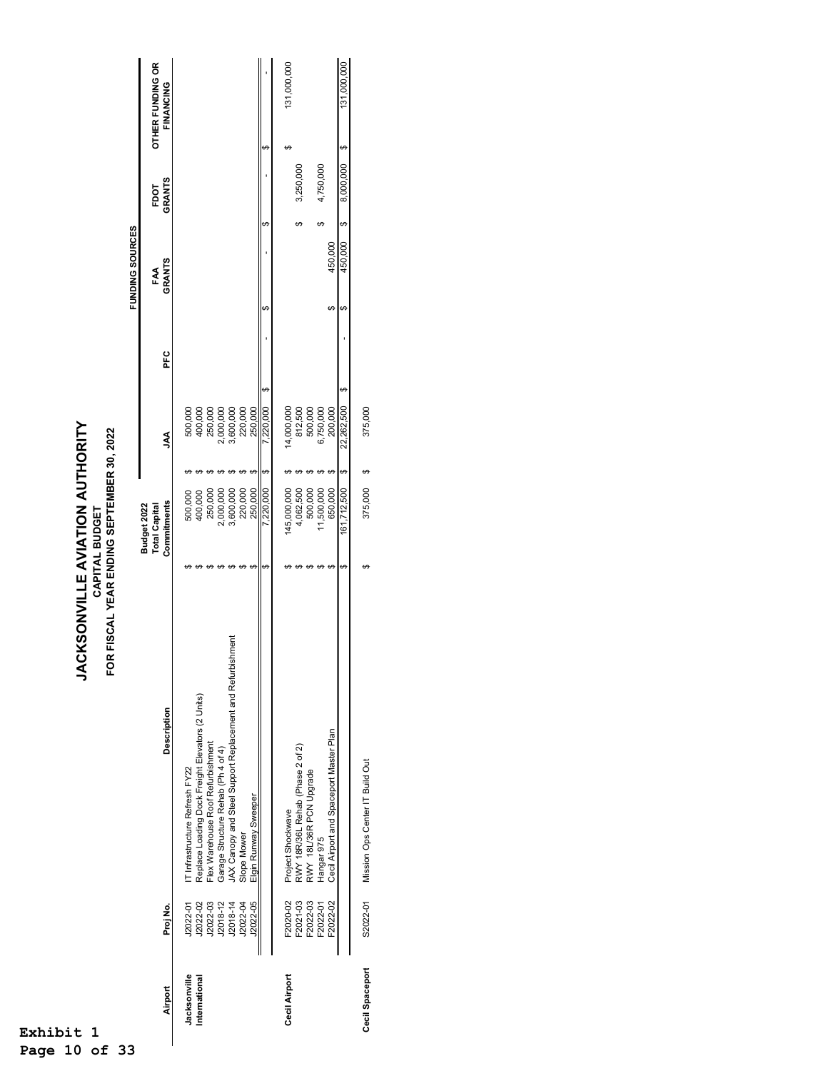# JACKSONVILLE AVIATION AUTHORITY

## CAPITAL BUDGET

## FOR FISCAL YEAR ENDING SEPTEMBER 30, 2022

| Airport | Proj No. | Description | Budget 2022 Total Capital Commitments | JAA | PFC | FAA GRANTS | FDOT GRANTS | OTHER FUNDING OR FINANCING |
|---|---|---|---|---|---|---|---|---|
| | | | | FUNDING SOURCES | | | | |
| Jacksonville International | J2022-01 | IT Infrastructure Refresh FY22 | $ 500,000 | $ 500,000 | | | | |
| | J2022-02 | Replace Loading Dock Freight Elevators (2 Units) | $ 400,000 | $ 400,000 | | | | |
| | J2022-03 | Flex Warehouse Roof Refurbishment | $ 250,000 | $ 250,000 | | | | |
| | J2018-12 | Garage Structure Rehab (Ph 4 of 4) | $ 2,000,000 | $ 2,000,000 | | | | |
| | J2018-14 | JAX Canopy and Steel Support Replacement and Refurbishment | $ 3,600,000 | $ 3,600,000 | | | | |
| | J2022-04 | Slope Mower | $ 220,000 | $ 220,000 | | | | |
| | J2022-05 | Elgin Runway Sweeper | $ 250,000 | $ 250,000 | | | | |
| | | | $ 7,220,000 | $ 7,220,000 | $ - | $ - | $ - | $ - |
| Cecil Airport | F2020-02 | Project Shockwave | $ 145,000,000 | $ 14,000,000 | | | | $ 131,000,000 |
| | F2021-03 | RWY 18R/36L Rehab (Phase 2 of 2) | $ 4,062,500 | $ 812,500 | | | $ 3,250,000 | |
| | F2022-03 | RWY 18L/36R PCN Upgrade | $ 500,000 | $ 500,000 | | | | |
| | F2022-01 | Hangar 975 | $ 11,500,000 | $ 6,750,000 | | | $ 4,750,000 | |
| | F2022-02 | Cecil Airport and Spaceport Master Plan | $ 650,000 | $ 200,000 | | $ 450,000 | | |
| | | | $ 161,712,500 | $ 22,262,500 | $ - | $ 450,000 | $ 8,000,000 | $ 131,000,000 |
| Cecil Spaceport | S2022-01 | Mission Ops Center IT Build Out | $ 375,000 | $ 375,000 | | | | |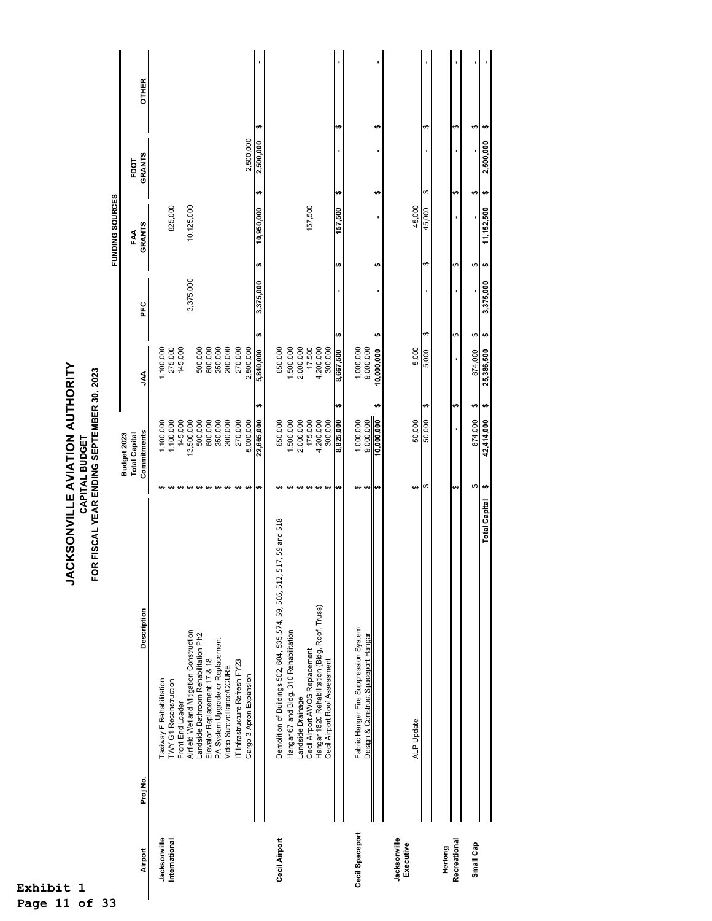# JACKSONVILLE AVIATION AUTHORITY

## CAPITAL BUDGET

### FOR FISCAL YEAR ENDING SEPTEMBER 30, 2023

| Airport | Proj No. | Description | Budget 2023 Total Capital Commitments | JAA | PFC | FAA GRANTS | FDOT GRANTS | OTHER |
|---|---|---|---|---|---|---|---|---|
| | | | | | FUNDING SOURCES | | | |
| Jacksonville International | | Taxiway F Rehabilitation | $ 1,100,000 | 1,100,000 | | | | |
| | | TWY G1 Reconstruction | $ 1,100,000 | 275,000 | | 825,000 | | |
| | | Front End Loader | $ 145,000 | 145,000 | | | | |
| | | Airfield Wetland Mitigation Construction | $ 13,500,000 | | 3,375,000 | 10,125,000 | | |
| | | Landside Bathroom Rehabilitation Ph2 | $ 500,000 | 500,000 | | | | |
| | | Elevator Replacement 17 & 18 | $ 600,000 | 600,000 | | | | |
| | | PA System Upgrade or Replacement | $ 250,000 | 250,000 | | | | |
| | | Video Sureveillance/CCURE | $ 200,000 | 200,000 | | | | |
| | | IT Infrastructure Refresh FY23 | $ 270,000 | 270,000 | | | | |
| | | Cargo 3 Apron Expansion | $ 5,000,000 | 2,500,000 | | | 2,500,000 | |
| | | | **$ 22,665,000** | **$ 5,840,000** | **$ 3,375,000** | **$ 10,950,000** | **$ 2,500,000** | **$ -** |
| Cecil Airport | | Demolition of Buildings 502, 604, 535,574, 59, 506, 512, 517, 59 and 518 | $ 650,000 | 650,000 | | | | |
| | | Hangar 67 and Bldg. 310 Rehabilitation | $ 1,500,000 | 1,500,000 | | | | |
| | | Landside Drainage | $ 2,000,000 | 2,000,000 | | | | |
| | | Cecil Airport AWOS Replacement | $ 175,000 | 17,500 | | 157,500 | | |
| | | Hangar 1820 Rehabiltation (Bldg, Roof, Truss) | $ 4,200,000 | 4,200,000 | | | | |
| | | Cecil Airport Roof Assessment | $ 300,000 | 300,000 | | | | |
| | | | **$ 8,825,000** | **$ 8,667,500** | **$ -** | **$ 157,500** | **$ -** | **$ -** |
| Cecil Spaceport | | Fabric Hangar Fire Suppression System | $ 1,000,000 | 1,000,000 | | | | |
| | | Design & Construct Spaceport Hangar | $ 9,000,000 | 9,000,000 | | | | |
| | | | **$ 10,000,000** | **$ 10,000,000** | **$ -** | **$ -** | **$ -** | **$ -** |
| Jacksonville Executive | | ALP Update | $ 50,000 | 5,000 | | 45,000 | | |
| | | | $ 50,000 | $ 5,000 | $ - | $ 45,000 | $ - | $ - |
| Herlong Recreational | | | $ - | $ - | $ - | $ - | $ - | $ - |
| Small Cap | | | $ 874,000 | $ 874,000 | $ - | $ - | $ - | $ - |
| | | **Total Capital** | **$ 42,414,000** | **$ 25,386,500** | **$ 3,375,000** | **$ 11,152,500** | **$ 2,500,000** | **$ -** |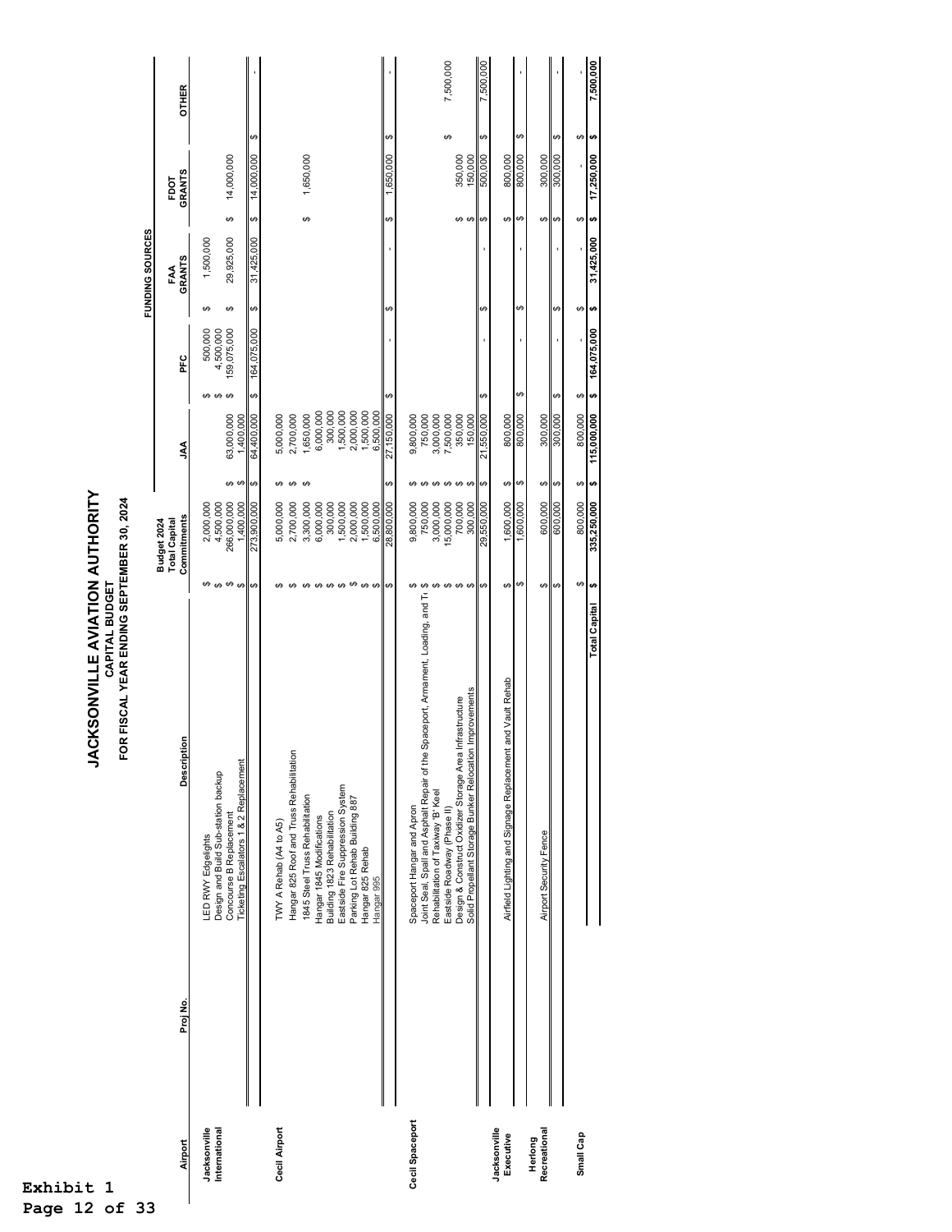# JACKSONVILLE AVIATION AUTHORITY

## CAPITAL BUDGET

### FOR FISCAL YEAR ENDING SEPTEMBER 30, 2024

| Airport | Proj No. | Description | Budget 2024 Total Capital Commitments | JAA | PFC | FAA GRANTS | FDOT GRANTS | OTHER |
|---|---|---|---|---|---|---|---|---|
| | | | | | FUNDING SOURCES | | | |
| Jacksonville International | | LED RWY Edgelights | $ 2,000,000 | | $ 500,000 | $ 1,500,000 | | |
| | | Design and Build Sub-station backup | $ 4,500,000 | | $ 4,500,000 | | | |
| | | Concourse B Replacement | $ 266,000,000 | $ 63,000,000 | $ 159,075,000 | $ 29,925,000 | $ 14,000,000 | |
| | | Ticketing Escalators 1 & 2 Replacement | $ 1,400,000 | $ 1,400,000 | | | | |
| | | | $ 273,900,000 | $ 64,400,000 | $ 164,075,000 | $ 31,425,000 | $ 14,000,000 | $ - |
| Cecil Airport | | TWY A Rehab (A4 to A5) | $ 5,000,000 | $ 5,000,000 | | | | |
| | | Hangar 825 Roof and Truss Rehabilitation | $ 2,700,000 | $ 2,700,000 | | | | |
| | | 1845 Steel Truss Rehabilitation | $ 3,300,000 | $ 1,650,000 | | | $ 1,650,000 | |
| | | Hangar 1845 Modifications | $ 6,000,000 | 6,000,000 | | | | |
| | | Building 1823 Rehabilitation | $ 300,000 | 300,000 | | | | |
| | | Eastside Fire Suppression System | $ 1,500,000 | 1,500,000 | | | | |
| | | Parking Lot Rehab Building 887 | $ 2,000,000 | 2,000,000 | | | | |
| | | Hangar 825 Rehab | $ 1,500,000 | 1,500,000 | | | | |
| | | Hangar 995 | $ 6,500,000 | 6,500,000 | | | | |
| | | | $ 28,800,000 | $ 27,150,000 | $ - | $ - | $ 1,650,000 | $ - |
| Cecil Spaceport | | Spaceport Hangar and Apron | $ 9,800,000 | $ 9,800,000 | | | | |
| | | Joint Seal, Spall and Asphalt Repair of the Spaceport, Armament, Loading, and T | $ 750,000 | $ 750,000 | | | | |
| | | Rehabilitation of Taxiway 'B' Keel | $ 3,000,000 | $ 3,000,000 | | | | |
| | | Eastside Roadway (Phase II) | $ 15,000,000 | $ 7,500,000 | | | | $ 7,500,000 |
| | | Design & Construct Oxidizer Storage Area Infrastructure | $ 700,000 | $ 350,000 | | | $ 350,000 | |
| | | Solid Propellant Storage Bunker Relocation Improvements | $ 300,000 | $ 150,000 | | | $ 150,000 | |
| | | | $ 29,550,000 | $ 21,550,000 | $ - | $ - | $ 500,000 | $ 7,500,000 |
| Jacksonville Executive | | Airfield Lighting and Signage Replacement and Vault Rehab | $ 1,600,000 | $ 800,000 | | | $ 800,000 | |
| | | | $ 1,600,000 | $ 800,000 | $ - | $ - | $ 800,000 | $ - |
| Herlong Recreational | | Airport Security Fence | $ 600,000 | $ 300,000 | | | $ 300,000 | |
| | | | $ 600,000 | $ 300,000 | $ - | $ - | $ 300,000 | $ - |
| Small Cap | | | $ 800,000 | $ 800,000 | $ - | $ - | $ - | $ - |
| | | **Total Capital** | **$ 335,250,000** | **$ 115,000,000** | **$ 164,075,000** | **$ 31,425,000** | **$ 17,250,000** | **$ 7,500,000** |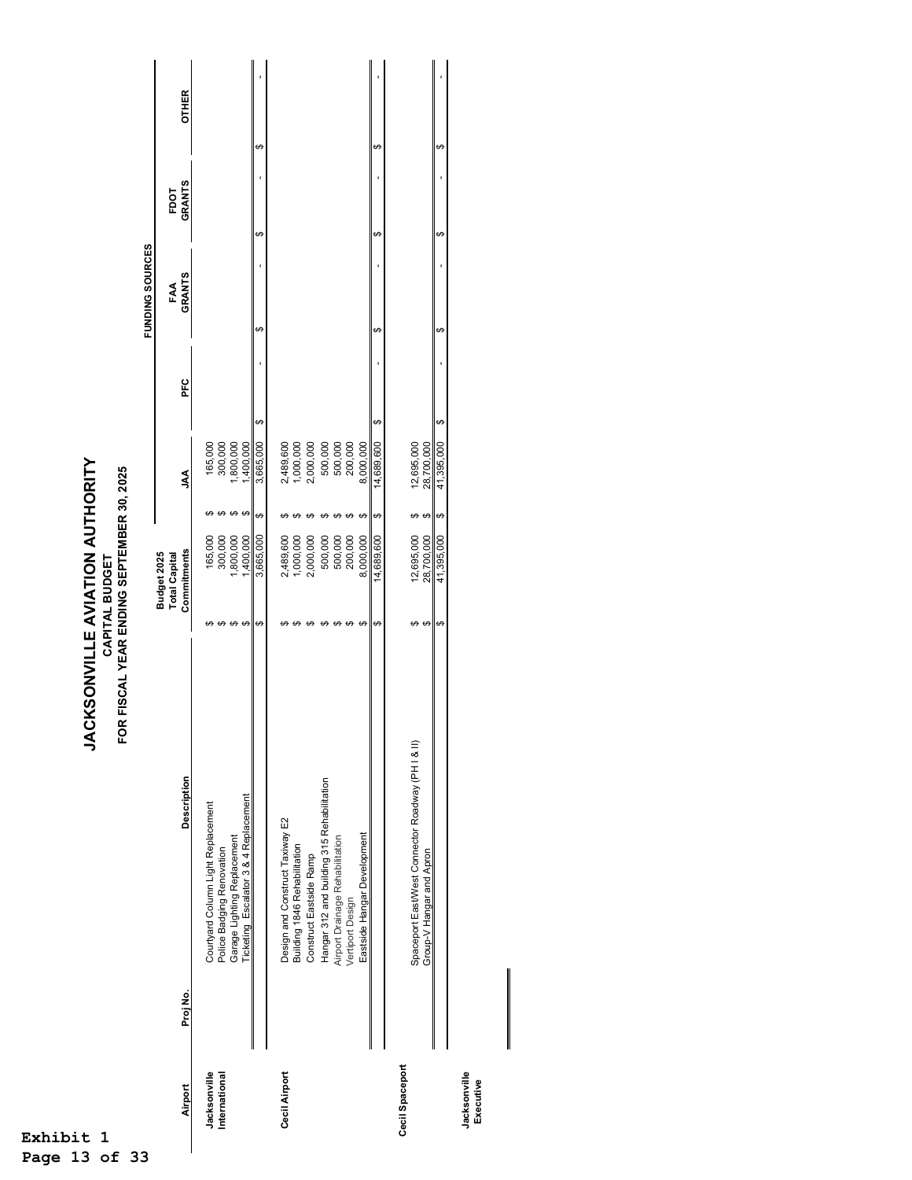# JACKSONVILLE AVIATION AUTHORITY

## CAPITAL BUDGET

## FOR FISCAL YEAR ENDING SEPTEMBER 30, 2025

| Airport | Proj No. | Description | Budget 2025 Total Capital Commitments | FUNDING SOURCES JAA | PFC | FAA GRANTS | FDOT GRANTS | OTHER |
|---|---|---|---|---|---|---|---|---|
| Jacksonville International | | Courtyard Column Light Replacement | $ 165,000 | $ 165,000 | | | | |
| | | Police Badging Renovation | $ 300,000 | $ 300,000 | | | | |
| | | Garage Lighting Replacement | $ 1,800,000 | $ 1,800,000 | | | | |
| | | Ticketing Escalator 3 & 4 Replacement | $ 1,400,000 | $ 1,400,000 | | | | |
| | | | $ 3,665,000 | $ 3,665,000 | $ - | $ - | $ - | $ - |
| Cecil Airport | | Design and Construct Taxiway E2 | $ 2,489,600 | $ 2,489,600 | | | | |
| | | Building 1846 Rehabilitation | $ 1,000,000 | $ 1,000,000 | | | | |
| | | Construct Eastside Ramp | $ 2,000,000 | $ 2,000,000 | | | | |
| | | Hangar 312 and building 315 Rehabilitation | $ 500,000 | $ 500,000 | | | | |
| | | Airport Drainage Rehabilitation | $ 500,000 | $ 500,000 | | | | |
| | | Vertiport Design | $ 200,000 | $ 200,000 | | | | |
| | | Eastside Hangar Development | $ 8,000,000 | $ 8,000,000 | | | | |
| | | | $ 14,689,600 | $ 14,689,600 | $ - | $ - | $ - | $ - |
| Cecil Spaceport | | Spaceport East/West Connector Roadway (PH I & II) | $ 12,695,000 | $ 12,695,000 | | | | |
| | | Group-V Hangar and Apron | $ 28,700,000 | $ 28,700,000 | | | | |
| | | | $ 41,395,000 | $ 41,395,000 | $ - | $ - | $ - | $ - |
| Jacksonville Executive | | | | | | | | |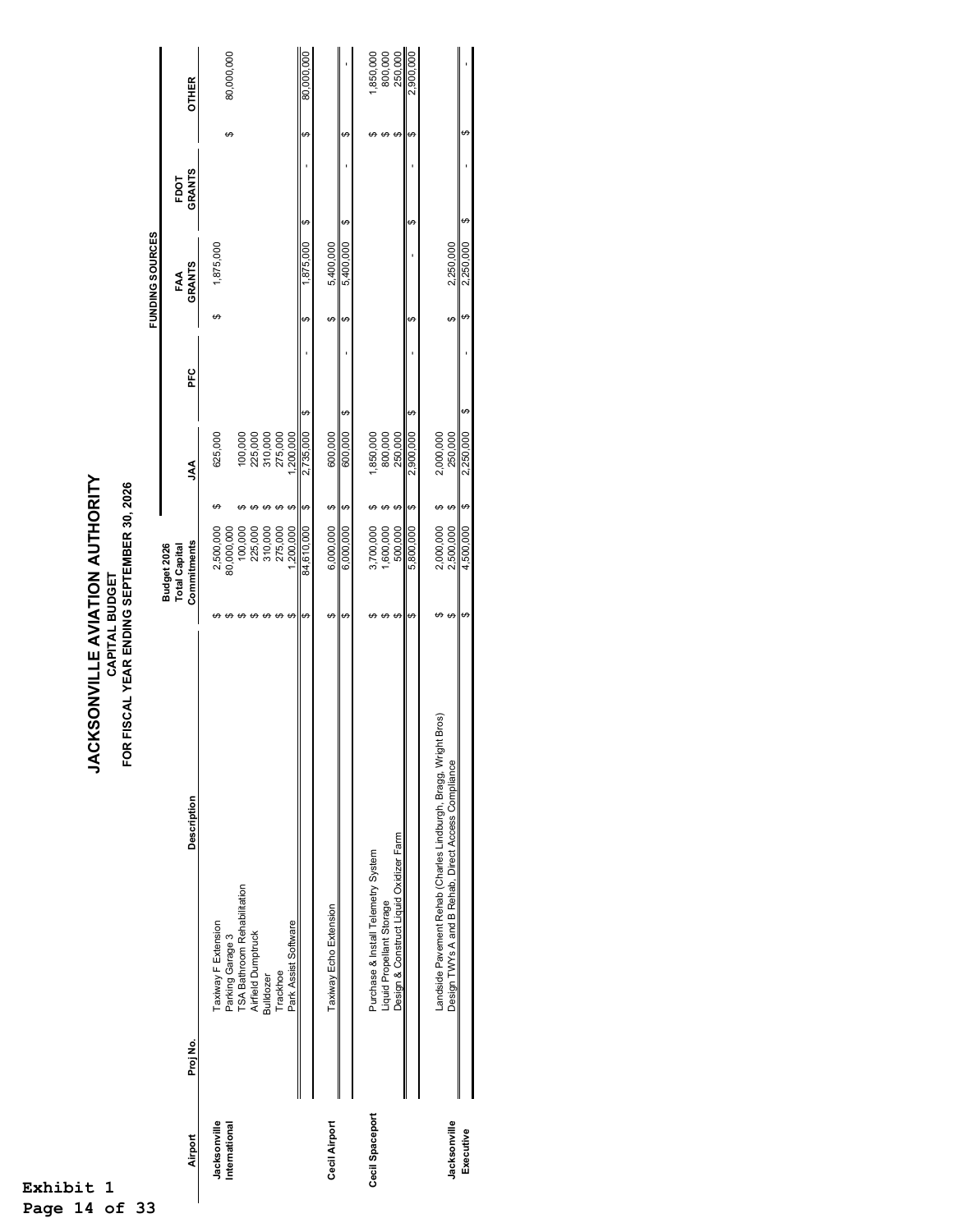# JACKSONVILLE AVIATION AUTHORITY
## CAPITAL BUDGET
### FOR FISCAL YEAR ENDING SEPTEMBER 30, 2026

| Airport | Proj No. | Description | Budget 2026 Total Capital Commitments | FUNDING SOURCES JAA | PFC | FAA GRANTS | FDOT GRANTS | OTHER |
|---|---|---|---|---|---|---|---|---|
| Jacksonville International | | Taxiway F Extension | $ 2,500,000 | $ 625,000 | | $ 1,875,000 | | |
| | | Parking Garage 3 | $ 80,000,000 | | | | | $ 80,000,000 |
| | | TSA Bathroom Rehabilitation | $ 100,000 | $ 100,000 | | | | |
| | | Airfield Dumptruck | $ 225,000 | $ 225,000 | | | | |
| | | Bulldozer | $ 310,000 | $ 310,000 | | | | |
| | | Trackhoe | $ 275,000 | $ 275,000 | | | | |
| | | Park Assist Software | $ 1,200,000 | $ 1,200,000 | | | | |
| | | | $ 84,610,000 | $ 2,735,000 | $ - | $ 1,875,000 | $ - | $ 80,000,000 |
| Cecil Airport | | Taxiway Echo Extension | $ 6,000,000 | $ 600,000 | | $ 5,400,000 | | |
| | | | $ 6,000,000 | $ 600,000 | $ - | $ 5,400,000 | $ - | $ - |
| Cecil Spaceport | | Purchase & Install Telemetry System | $ 3,700,000 | $ 1,850,000 | | | | $ 1,850,000 |
| | | Liquid Propellant Storage | $ 1,600,000 | $ 800,000 | | | | $ 800,000 |
| | | Design & Construct Liquid Oxidizer Farm | $ 500,000 | $ 250,000 | | | | $ 250,000 |
| | | | $ 5,800,000 | $ 2,900,000 | $ - | $ - | $ - | $ 2,900,000 |
| Jacksonville Executive | | Landside Pavement Rehab (Charles Lindburgh, Bragg, Wright Bros) | $ 2,000,000 | $ 2,000,000 | | | | |
| | | Design TWYs A and B Rehab, Direct Access Compliance | $ 2,500,000 | $ 250,000 | | $ 2,250,000 | | |
| | | | $ 4,500,000 | $ 2,250,000 | $ - | $ 2,250,000 | $ - | $ - |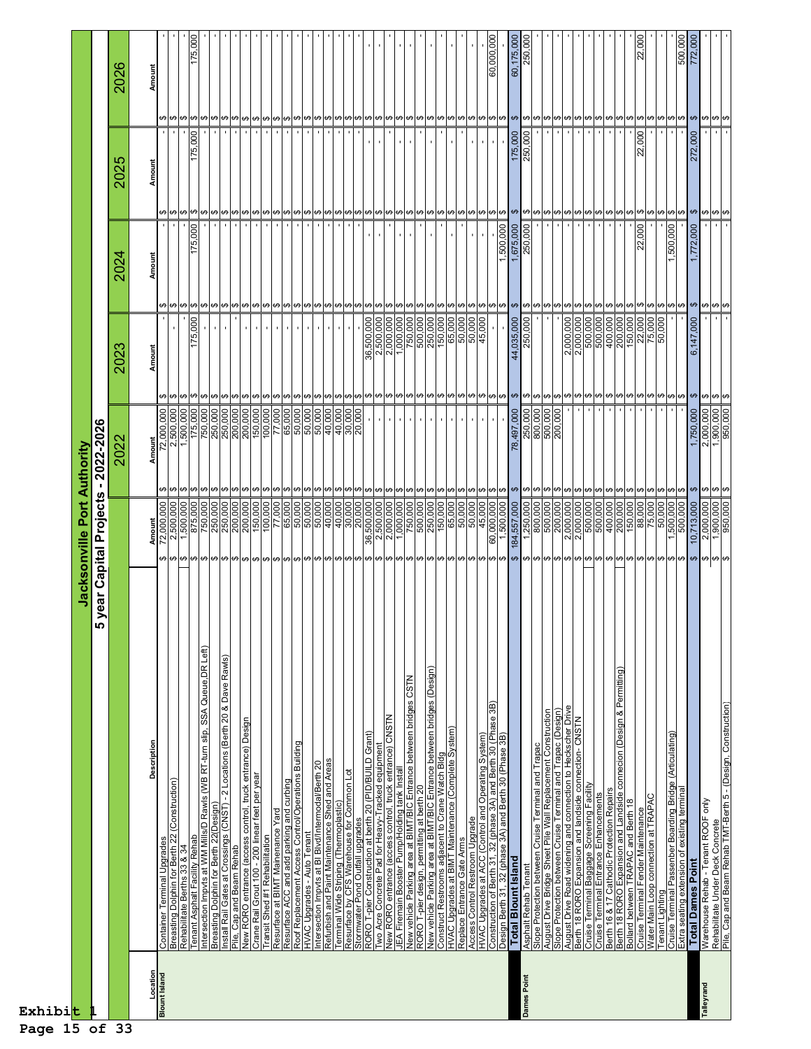Exhibit 1

# Jacksonville Port Authority

## 5 year Capital Projects - 2022-2026

| Location | Description | Amount | 2022 Amount | 2023 Amount | 2024 Amount | 2025 Amount | 2026 Amount |
|---|---|---|---|---|---|---|---|
| Blount Island | Container Terminal Upgrades | $ 72,000,000 | $ 72,000,000 | $ - | $ - | $ - | $ - |
| | Breasting Dolphin for Berth 22 (Construction) | $ 2,500,000 | $ 2,500,000 | $ - | $ - | $ - | $ - |
| | Rehabilitate Berths 33 & 34 | $ 1,500,000 | $ 1,500,000 | $ - | $ - | $ - | $ - |
| | Tenant Asphalt Facility Rehab | $ 875,000 | $ 175,000 | $ 175,000 | $ 175,000 | $ 175,000 | $ 175,000 |
| | Intersection Impvts at WM Mills/D Rawls (WB RT-turn slip, SSA Queue,DR Left) | $ 750,000 | $ 750,000 | $ - | $ - | $ - | $ - |
| | Breasting Dolphin for Berth 22(Design) | $ 250,000 | $ 250,000 | $ - | $ - | $ - | $ - |
| | Install Rail Gates at Crossings (CNST) - 2 Locations (Berth 20 & Dave Rawls) | $ 250,000 | $ 250,000 | $ - | $ - | $ - | $ - |
| | Pile, Cap and Beam Rehab | $ 200,000 | $ 200,000 | $ - | $ - | $ - | $ - |
| | New RORO entrance (access control, truck entrance) Design | $ 200,000 | $ 200,000 | $ - | $ - | $ - | $ - |
| | Crane Rail Grout 100 - 200 linear feet per year | $ 150,000 | $ 150,000 | $ - | $ - | $ - | $ - |
| | Transit Shed #1 Rehabilitation | $ 100,000 | $ 100,000 | $ - | $ - | $ - | $ - |
| | Resurface at BIMT Manenance Yard | $ 77,000 | $ 77,000 | $ - | $ - | $ - | $ - |
| | Resurface ACC and add parking and curbing | $ 65,000 | $ 65,000 | $ - | $ - | $ - | $ - |
| | Roof Replacement Access Control/Operations Building | $ 50,000 | $ 50,000 | $ - | $ - | $ - | $ - |
| | HVAC Upgrades - Auto Tenant | $ 50,000 | $ 50,000 | $ - | $ - | $ - | $ - |
| | Intersection Impvts at Bl Blvd/Intermodal/Berth 20 | $ 50,000 | $ 50,000 | $ - | $ - | $ - | $ - |
| | Refurbish and Paint Maintenance Shed and Areas | $ 40,000 | $ 40,000 | $ - | $ - | $ - | $ - |
| | Terminal Wide Striping (Thermoplastic) | $ 40,000 | $ 40,000 | $ - | $ - | $ - | $ - |
| | Resurface by CFS Warehouse for Common Lot | $ 30,000 | $ 30,000 | $ - | $ - | $ - | $ - |
| | Stormwater Pond Outfall upgrades | $ 20,000 | $ 20,000 | $ - | $ - | $ - | $ - |
| | RORO T-pier Construction at berth 20 (PID/BUILD Grant) | $ 36,500,000 | $ - | $ 36,500,000 | $ - | $ - | $ - |
| | Two Acre Concrete Pad for Heavy-Tracked equipment | $ 2,500,000 | $ - | $ 2,500,000 | $ - | $ - | $ - |
| | New RORO entrance (access control, truck entrance) CNSTN | $ 2,000,000 | $ - | $ 2,000,000 | $ - | $ - | $ - |
| | JEA Firemain Booster Pump/Holding tank Install | $ 1,000,000 | $ - | $ 1,000,000 | $ - | $ - | $ - |
| | New vehicle Parking area at BIMT/BIC Entrance between bridges CSTN | $ 750,000 | $ - | $ 750,000 | $ - | $ - | $ - |
| | RORO T-pier design, permitting at berth 20 | $ 500,000 | $ - | $ 500,000 | $ - | $ - | $ - |
| | New vehicle Parking area at BIMT/BIC Entrance between bridges (Design) | $ 250,000 | $ - | $ 250,000 | $ - | $ - | $ - |
| | Construct Restrooms adjacent to Crane Watch Bldg | $ 150,000 | $ - | $ 150,000 | $ - | $ - | $ - |
| | HVAC Upgrades at BIMT Maintenance (Complete System) | $ 65,000 | $ - | $ 65,000 | $ - | $ - | $ - |
| | Replace Entrance Gate Arms | $ 50,000 | $ - | $ 50,000 | $ - | $ - | $ - |
| | Access Control Restroom Upgrade | $ 50,000 | $ - | $ 50,000 | $ - | $ - | $ - |
| | HVAC Upgrades at ACC (Control and Operating System) | $ 45,000 | $ - | $ 45,000 | $ - | $ - | $ - |
| | Construction of Berth 31, 32 (phase 3A) and Berth 30 (Phase 3B) | $ 60,000,000 | $ - | $ - | $ - | $ - | $ 60,000,000 |
| | Design Berth 31, 32 (phase 3A) and Berth 30 (Phase 3B) | $ 1,500,000 | $ - | $ - | $ 1,500,000 | $ - | $ - |
| | **Total Blount Island** | $ 184,557,000 | $ 78,497,000 | $ 44,035,000 | $ 1,675,000 | $ 175,000 | $ 60,175,000 |
| Dames Point | Asphalt Rehab Tenant | $ 1,250,000 | $ 250,000 | $ 250,000 | $ 250,000 | $ 250,000 | $ 250,000 |
| | Slope Protection between Cruise Terminal and Trapac | $ 800,000 | $ 800,000 | $ - | $ - | $ - | $ - |
| | August Drive Bridge Sheet Pile Wall Replacement Construction | $ 500,000 | $ 500,000 | $ - | $ - | $ - | $ - |
| | Slope Protection between Cruise Terminal and Trapac (Design) | $ 200,000 | $ 200,000 | $ - | $ - | $ - | $ - |
| | August Drive Road widening and connection to Heckscher Drive | $ 2,000,000 | $ - | $ 2,000,000 | $ - | $ - | $ - |
| | Berth 18 RORO Expansion and landside connection- CNSTN | $ 2,000,000 | $ - | $ 2,000,000 | $ - | $ - | $ - |
| | Cruise Terminal Baggage Screening Facility | $ 500,000 | $ - | $ 500,000 | $ - | $ - | $ - |
| | Cruise Terminal Entrance Enhancements | $ 500,000 | $ - | $ 500,000 | $ - | $ - | $ - |
| | Berth 16 & 17 Cathodic Protection Repairs | $ 400,000 | $ - | $ 400,000 | $ - | $ - | $ - |
| | Berth 18 RORO Expansion and Landside connecion (Design & Permitting) | $ 200,000 | $ - | $ 200,000 | $ - | $ - | $ - |
| | Bollard between TRAPAC and Berth 18 | $ 150,000 | $ - | $ 150,000 | $ - | $ - | $ - |
| | Cruise Terminal Fender Maintenance | $ 88,000 | $ - | $ 22,000 | $ 22,000 | $ 22,000 | $ 22,000 |
| | Water Main Loop connection at TRAPAC | $ 75,000 | $ - | $ 75,000 | $ - | $ - | $ - |
| | Tenant Lighting | $ 50,000 | $ - | $ 50,000 | $ - | $ - | $ - |
| | Cruise Terminal Passenber Boarding Bridge (Articulating) | $ 1,500,000 | $ - | $ - | $ 1,500,000 | $ - | $ - |
| | Extra seating extension of existing terminal | $ 500,000 | $ - | $ - | $ - | $ - | $ 500,000 |
| | **Total Dames Point** | $ 10,713,000 | $ 1,750,000 | $ 6,147,000 | $ 1,772,000 | $ 272,000 | $ 772,000 |
| Talleyrand | Warehouse Rehab - Tenant ROOF only | $ 2,000,000 | $ 2,000,000 | $ - | $ - | $ - | $ - |
| | Rehabilitate Under Deck Concrete | $ 1,900,000 | $ 1,900,000 | $ - | $ - | $ - | $ - |
| | Pile, Cap and Beam Rehab TMT-Berth 5 - (Design, Construction) | $ 950,000 | $ 950,000 | $ - | $ - | $ - | $ - |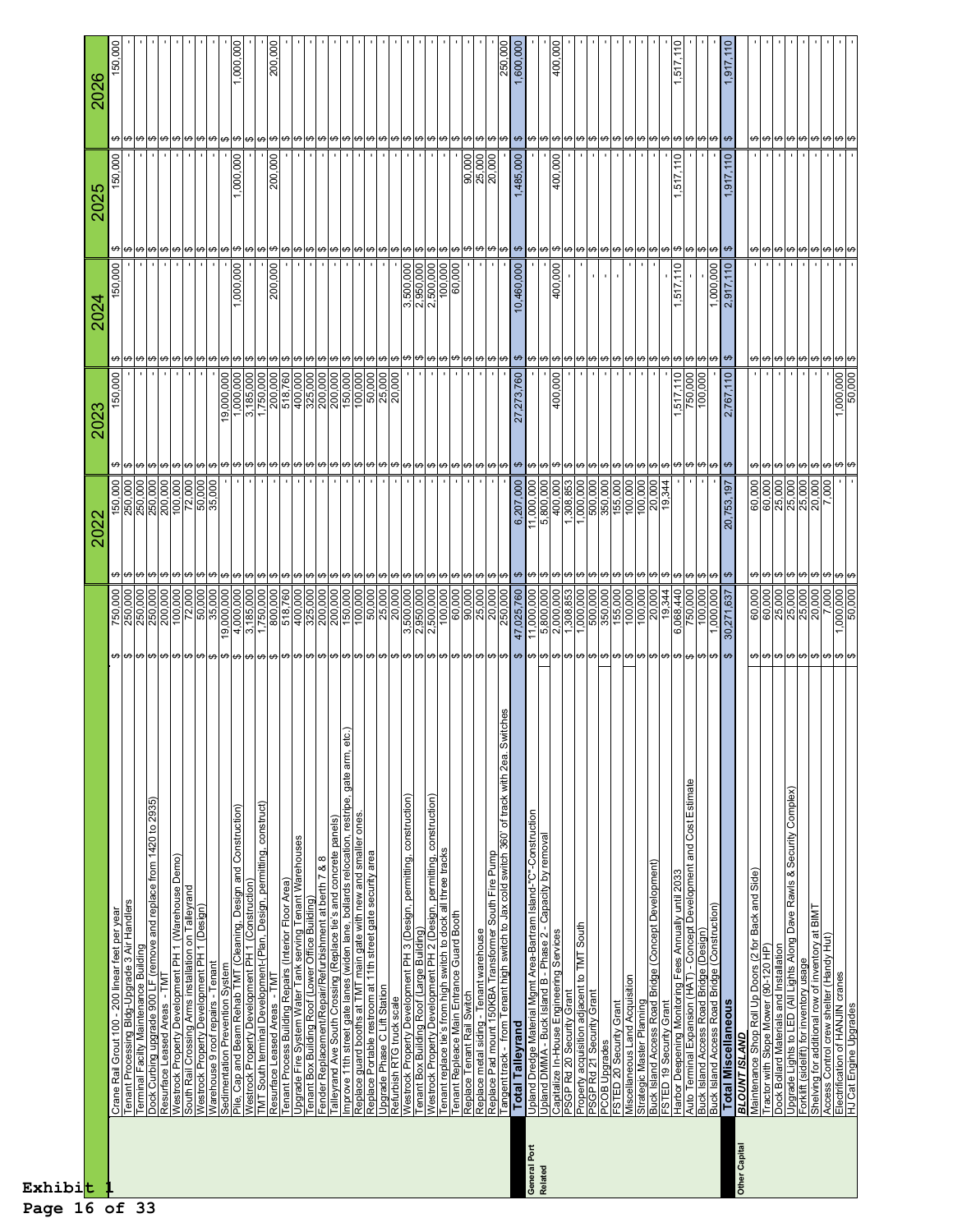| | | | 2022 | 2023 | 2024 | 2025 | 2026 |
|---|---|---|---|---|---|---|---|
| | Crane Rail Grout 100 - 200 linear feet per year | $ 750,000 | $ 150,000 | $ 150,000 | $ 150,000 | $ 150,000 | $ 150,000 |
| | Tenant Processing Bldg-Upgrade 3 Air Handlers | $ 250,000 | $ 250,000 | $ - | $ - | $ - | $ - |
| | Terminal Facility Maintenance Building | $ 250,000 | $ 250,000 | $ - | $ - | $ - | $ - |
| | Dock Curbing upgrade 900 LF (remove and replace from 1420 to 2935) | $ 250,000 | $ 250,000 | $ - | $ - | $ - | $ - |
| | Resurface Leased Areas - TMT | $ 200,000 | $ 200,000 | $ - | $ - | $ - | $ - |
| | Westrock Property Development PH 1 (Warehouse Demo) | $ 100,000 | $ 100,000 | $ - | $ - | $ - | $ - |
| | South Rail Crossing Arms installation on Talleyrand | $ 72,000 | $ 72,000 | $ - | $ - | $ - | $ - |
| | Westrock Property Development PH 1 (Design) | $ 50,000 | $ 50,000 | $ - | $ - | $ - | $ - |
| | Warehouse 9 roof repairs - Tenant | $ 35,000 | $ 35,000 | $ - | $ - | $ - | $ - |
| | Sedimentation Prevention System | $ 19,000,000 | $ - | $ 19,000,000 | $ - | $ - | $ - |
| | Pile, Cap and Beam Rehab TMT (Cleaning, Design and Construction) | $ 4,000,000 | $ - | $ 1,000,000 | $ 1,000,000 | $ 1,000,000 | $ 1,000,000 |
| | Westrock Property Development PH 1 (Construction) | $ 3,185,000 | $ - | $ 3,185,000 | $ - | $ - | $ - |
| | TMT South terminal Development (Plan, Design, permitting, construct) | $ 1,750,000 | $ - | $ 1,750,000 | $ - | $ - | $ - |
| | Resurface Leased Areas - TMT | $ 800,000 | $ - | $ 200,000 | $ 200,000 | $ 200,000 | $ 200,000 |
| | Tenant Process Building Repairs (Interior Floor Area) | $ 518,760 | $ - | $ 518,760 | $ - | $ - | $ - |
| | Upgrade Fire System Water Tank serving Tenant Warehouses | $ 400,000 | $ - | $ 400,000 | $ - | $ - | $ - |
| | Tenant Box Building Roof (Lower Office Building) | $ 325,000 | $ - | $ 325,000 | $ - | $ - | $ - |
| | Fender Replacement/Repair/Refurbishment at berth 7 & 8 | $ 200,000 | $ - | $ 200,000 | $ - | $ - | $ - |
| | Talleyrand Ave South Crossing (Replace tie's and concrete panels) | $ 200,000 | $ - | $ 200,000 | $ - | $ - | $ - |
| | Improve 11th street gate lanes (widen lane, bollards relocation, restripe, gate arm, etc.) | $ 150,000 | $ - | $ 150,000 | $ - | $ - | $ - |
| | Replace guard booths at TMT main gate with new and smaller ones. | $ 100,000 | $ - | $ 100,000 | $ - | $ - | $ - |
| | Replace Portable restroom at 11th street gate security area | $ 50,000 | $ - | $ 50,000 | $ - | $ - | $ - |
| | Upgrade Phase C Lift Station | $ 25,000 | $ - | $ 25,000 | $ - | $ - | $ - |
| | Refurbish RTG truck scale | $ 20,000 | $ - | $ 20,000 | $ - | $ - | $ - |
| | Westrock Property Development PH 3 (Design, permitting, construction) | $ 3,500,000 | $ - | $ - | $ 3,500,000 | $ - | $ - |
| | Tenant Box Building Roof (Large Building) | $ 2,950,000 | $ - | $ - | $ 2,950,000 | $ - | $ - |
| | Westrock Property Development PH 2 (Design, permitting, construction) | $ 2,500,000 | $ - | $ - | $ 2,500,000 | $ - | $ - |
| | Tenant replace tie's from high switch to dock all three tracks | $ 100,000 | $ - | $ - | $ 100,000 | $ - | $ - |
| | Tenant Repleace Main Entrance Guard Booth | $ 60,000 | $ - | $ - | $ 60,000 | $ - | $ - |
| | Replace Tenant Rail Switch | $ 90,000 | $ - | $ - | $ - | $ 90,000 | $ - |
| | Replace metal siding - Tenant warehouse | $ 25,000 | $ - | $ - | $ - | $ 25,000 | $ - |
| | Replace Pad mount 150KBA Transformer South Fire Pump | $ 20,000 | $ - | $ - | $ - | $ 20,000 | $ - |
| | Tangent track - from Tenant high switch to Jax cold switch 360' of track with 2ea. Switches | $ 250,000 | $ - | $ - | $ - | $ - | $ 250,000 |
| | **Total Talleyrand** | **$ 47,025,760** | **$ 6,207,000** | **$ 27,273,760** | **$ 10,460,000** | **$ 1,485,000** | **$ 1,600,000** |
| **General Port Related** | Upland Dredge Material Mgmt Area-Bartram Island-"C"-Construction | $ 11,000,000 | $ 11,000,000 | $ - | $ - | $ - | $ - |
| | Upland DMMA - Buck Island B - Phase 2 - Capacity by removal | $ 5,800,000 | $ 5,800,000 | $ - | $ - | $ - | $ - |
| | Capitalize In-House Engineering Services | $ 2,000,000 | $ 400,000 | $ 400,000 | $ 400,000 | $ 400,000 | $ 400,000 |
| | PSGP Rd 20 Security Grant | $ 1,308,853 | $ 1,308,853 | $ - | $ - | $ - | $ - |
| | Property acquisition adjacent to TMT South | $ 1,000,000 | $ 1,000,000 | $ - | $ - | $ - | $ - |
| | PSGP Rd 21 Security Grant | $ 500,000 | $ 500,000 | $ - | $ - | $ - | $ - |
| | PCOB Upgrades | $ 350,000 | $ 350,000 | $ - | $ - | $ - | $ - |
| | FSTED 20 Security Grant | $ 155,000 | $ 155,000 | $ - | $ - | $ - | $ - |
| | Miscellaneous Land Acquisition | $ 100,000 | $ 100,000 | $ - | $ - | $ - | $ - |
| | Strategic Master Planning | $ 100,000 | $ 100,000 | $ - | $ - | $ - | $ - |
| | Buck Island Access Road Bridge (Concept Development) | $ 20,000 | $ 20,000 | $ - | $ - | $ - | $ - |
| | FSTED 19 Security Grant | $ 19,344 | $ 19,344 | $ - | $ - | $ - | $ - |
| | Harbor Deepening Monitoring Fees Annually until 2033 | $ 6,068,440 | $ - | $ 1,517,110 | $ 1,517,110 | $ 1,517,110 | $ 1,517,110 |
| | Auto Terminal Expansion (HAT) - Concept Development and Cost Estimate | $ 750,000 | $ - | $ 750,000 | $ - | $ - | $ - |
| | Buck Island Access Road Bridge (Design) | $ 100,000 | $ - | $ 100,000 | $ - | $ - | $ - |
| | Buck Island Access Road Bridge (Construction) | $ 1,000,000 | $ - | $ - | $ 1,000,000 | $ - | $ - |
| | **Total Miscellaneous** | **$ 30,271,637** | **$ 20,753,197** | **$ 2,767,110** | **$ 2,917,110** | **$ 1,917,110** | **$ 1,917,110** |
| **Other Capital** | ***BLOUNT ISLAND*** | | | | | | |
| | Maintenance Shop Roll Up Doors (2 for Back and Side) | $ 60,000 | $ 60,000 | $ - | $ - | $ - | $ - |
| | Tractor with Slope Mower (90-120 HP) | $ 60,000 | $ 60,000 | $ - | $ - | $ - | $ - |
| | Dock Bollard Materials and Installation | $ 25,000 | $ 25,000 | $ - | $ - | $ - | $ - |
| | Upgrade Lights to LED (All Lights Along Dave Rawls & Security Complex) | $ 25,000 | $ 25,000 | $ - | $ - | $ - | $ - |
| | Forklift (sidelift) for inventory usage | $ 25,000 | $ 25,000 | $ - | $ - | $ - | $ - |
| | Shelving for additional row of inventory at BIMT | $ 20,000 | $ 20,000 | $ - | $ - | $ - | $ - |
| | Access Control crew shelter (Handy Hut) | $ 7,000 | $ 7,000 | $ - | $ - | $ - | $ - |
| | Electrification of HANJIN cranes | $ 1,000,000 | $ - | $ 1,000,000 | $ - | $ - | $ - |
| | HJ Cat Engine Upgrades | $ 50,000 | $ - | $ 50,000 | $ - | $ - | $ - |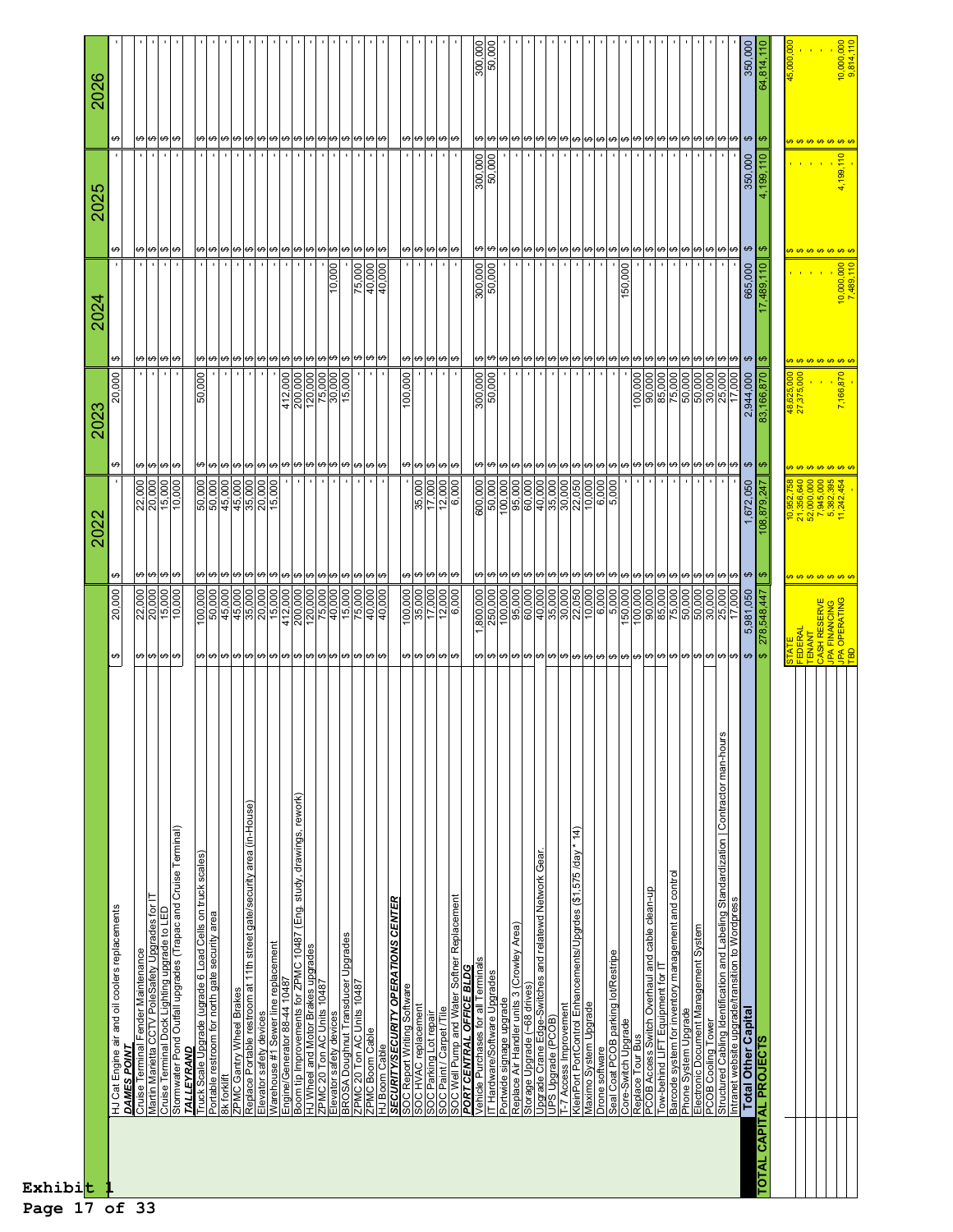| | | 2022 | 2023 | 2024 | 2025 | 2026 |
|---|---|---|---|---|---|---|
| HJ Cat Engine air and oil coolers replacements | $ 20,000 | $ - | $ 20,000 | $ - | $ - | $ - |
| ***DAMES POINT*** | | | | | | |
| Cruise Terminal Fender Maintenance | $ 22,000 | $ 22,000 | $ - | $ - | $ - | $ - |
| Martin Marietta CCTV PoleSafety Upgrades for IT | $ 20,000 | $ 20,000 | $ - | $ - | $ - | $ - |
| Cruise Terminal Dock Lighting upgrade to LED | $ 15,000 | $ 15,000 | $ - | $ - | $ - | $ - |
| Stormwater Pond Outfall upgrades (Trapac and Cruise Terminal) | $ 10,000 | $ 10,000 | $ - | $ - | $ - | $ - |
| ***TALLEYRAND*** | | | | | | |
| Truck Scale Upgrade (upgrade 6 Load Cells on truck scales) | $ 100,000 | $ 50,000 | $ 50,000 | $ - | $ - | $ - |
| Portable restroom for north gate security area | $ 50,000 | $ 50,000 | $ - | $ - | $ - | $ - |
| 8k forklift | $ 45,000 | $ 45,000 | $ - | $ - | $ - | $ - |
| ZPMC Gantry Wheel Brakes | $ 45,000 | $ 45,000 | $ - | $ - | $ - | $ - |
| Replace Portable restroom at 11th street gate/security area (in-House) | $ 35,000 | $ 35,000 | $ - | $ - | $ - | $ - |
| Elevator safety devices | $ 20,000 | $ 20,000 | $ - | $ - | $ - | $ - |
| Warehouse #1 Sewer line replacement | $ 15,000 | $ 15,000 | $ - | $ - | $ - | $ - |
| Engine/Generator 88-44 10487 | $ 412,000 | $ - | $ 412,000 | $ - | $ - | $ - |
| Boom tip Improvements for ZPMC 10487 (Eng. study, drawings, rework) | $ 200,000 | $ - | $ 200,000 | $ - | $ - | $ - |
| HJ Wheel and Motor Brakes upgrades | $ 120,000 | $ - | $ 120,000 | $ - | $ - | $ - |
| ZPMC 20 Ton AC Units 10487 | $ 75,000 | $ - | $ 75,000 | $ - | $ - | $ - |
| Elevator safety devices | $ 40,000 | $ - | $ 30,000 | $ 10,000 | $ - | $ - |
| BROSA Doughnut Transducer Upgrades | $ 15,000 | $ - | $ 15,000 | $ - | $ - | $ - |
| ZPMC 20 Ton AC Units 10487 | $ 75,000 | $ - | $ - | $ 75,000 | $ - | $ - |
| ZPMC Boom Cable | $ 40,000 | $ - | $ - | $ 40,000 | $ - | $ - |
| HJ Boom Cable | $ 40,000 | $ - | $ - | $ 40,000 | $ - | $ - |
| ***SECURITY/SECURITY OPERATIONS CENTER*** | | | | | | |
| SOC Report Writing Software | $ 100,000 | $ - | $ 100,000 | $ - | $ - | $ - |
| SOC HVAC replacement | $ 35,000 | $ 35,000 | $ - | $ - | $ - | $ - |
| SOC Parking Lot repair | $ 17,000 | $ 17,000 | $ - | $ - | $ - | $ - |
| SOC Paint / Carpet /Tile | $ 12,000 | $ 12,000 | $ - | $ - | $ - | $ - |
| SOC Well Pump and Water Softner Replacement | $ 6,000 | $ 6,000 | $ - | $ - | $ - | $ - |
| ***PORT CENTRAL OFFICE BLDG*** | | | | | | |
| Vehicle Purchases for all Terminals | $ 1,800,000 | $ 600,000 | $ 300,000 | $ 300,000 | $ 300,000 | $ 300,000 |
| IT Hardware/Software Upgrades | $ 250,000 | $ 50,000 | $ 50,000 | $ 50,000 | $ 50,000 | $ 50,000 |
| Portwide signage upgrade | $ 100,000 | $ 100,000 | $ - | $ - | $ - | $ - |
| Replace Air Handler units 3 (Crowley Area) | $ 95,000 | $ 95,000 | $ - | $ - | $ - | $ - |
| Storage Upgrade (~68 drives) | $ 60,000 | $ 60,000 | $ - | $ - | $ - | $ - |
| Upgrade Crane Edge-Switches and relatewd Network Gear. | $ 40,000 | $ 40,000 | $ - | $ - | $ - | $ - |
| UPS Upgrade (PCOB) | $ 35,000 | $ 35,000 | $ - | $ - | $ - | $ - |
| T-7 Access Improvement | $ 30,000 | $ 30,000 | $ - | $ - | $ - | $ - |
| KleinPort PortControl Enhancements/Upgrdes ($1,575 /day * 14) | $ 22,050 | $ 22,050 | $ - | $ - | $ - | $ - |
| Maximo System Upgrade | $ 10,000 | $ 10,000 | $ - | $ - | $ - | $ - |
| Drone software | $ 6,000 | $ 6,000 | $ - | $ - | $ - | $ - |
| Seal Coat PCOB parking lot/Restripe | $ 5,000 | $ 5,000 | $ - | $ - | $ - | $ - |
| Core-Switch Upgrade | $ 150,000 | $ - | $ - | $ 150,000 | $ - | $ - |
| Replace Tour Bus | $ 100,000 | $ - | $ 100,000 | $ - | $ - | $ - |
| PCOB Access Switch Overhaul and cable clean-up | $ 90,000 | $ - | $ 90,000 | $ - | $ - | $ - |
| Tow-behind LIFT Equipment for IT | $ 85,000 | $ - | $ 85,000 | $ - | $ - | $ - |
| Barcode system for inventory management and control | $ 75,000 | $ - | $ 75,000 | $ - | $ - | $ - |
| Phone System Upgrade | $ 50,000 | $ - | $ 50,000 | $ - | $ - | $ - |
| Electronic Document Management System | $ 50,000 | $ - | $ 50,000 | $ - | $ - | $ - |
| PCOB Cooling Tower | $ 30,000 | $ - | $ 30,000 | $ - | $ - | $ - |
| Structured Cabling Identification and Labeling Standardization \| Contractor man-hours | $ 25,000 | $ - | $ 25,000 | $ - | $ - | $ - |
| Intranet website upgrade/transition to Wordpress | $ 17,000 | $ - | $ 17,000 | $ - | $ - | $ - |
| **Total Other Capital** | $ 5,981,050 | $ 1,672,050 | $ 2,944,000 | $ 665,000 | $ 350,000 | $ 350,000 |
| **TOTAL CAPITAL PROJECTS** | $ 278,548,447 | $ 108,879,247 | $ 83,166,870 | $ 17,489,110 | $ 4,199,110 | $ 64,814,110 |

| | 2022 | 2023 | 2024 | 2025 | 2026 |
|---|---|---|---|---|---|
| STATE | $ 10,952,758 | $ 48,625,000 | $ - | $ - | $ 45,000,000 |
| FEDERAL | $ 21,356,640 | $ 27,375,000 | $ - | $ - | $ - |
| TENANT | $ 52,000,000 | $ - | $ - | $ - | $ - |
| CASH RESERVE | $ 7,945,000 | $ - | $ - | $ - | $ - |
| JPA FINANCING | $ 5,382,395 | $ - | $ 10,000,000 | $ - | $ 10,000,000 |
| JPA OPERATING | $ 11,242,454 | $ 7,166,870 | $ 7,489,110 | $ 4,199,110 | $ 9,814,110 |
| TBD | $ - | $ - | $ - | $ - | $ - |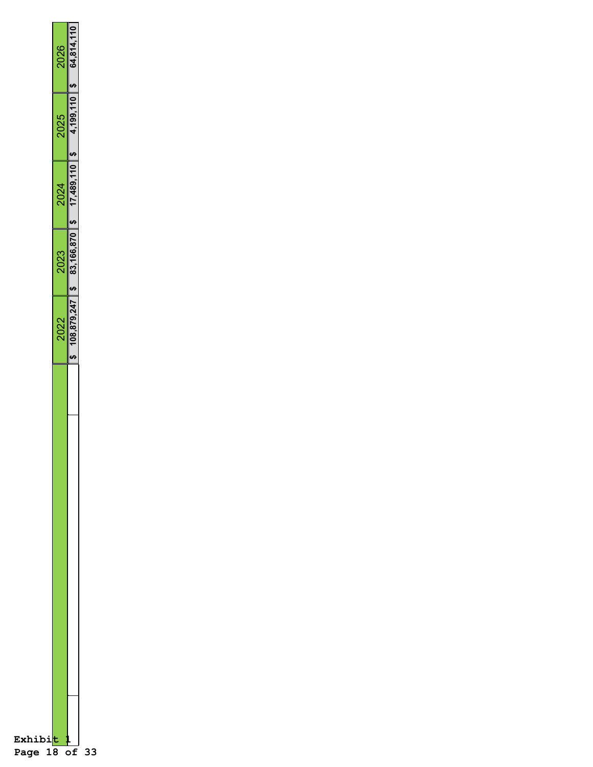| | 2022 | 2023 | 2024 | 2025 | 2026 |
|---|---|---|---|---|---|
| | $ 108,879,247 | $ 83,166,870 | $ 17,489,110 | $ 4,199,110 | $ 64,814,110 |

Exhibit 1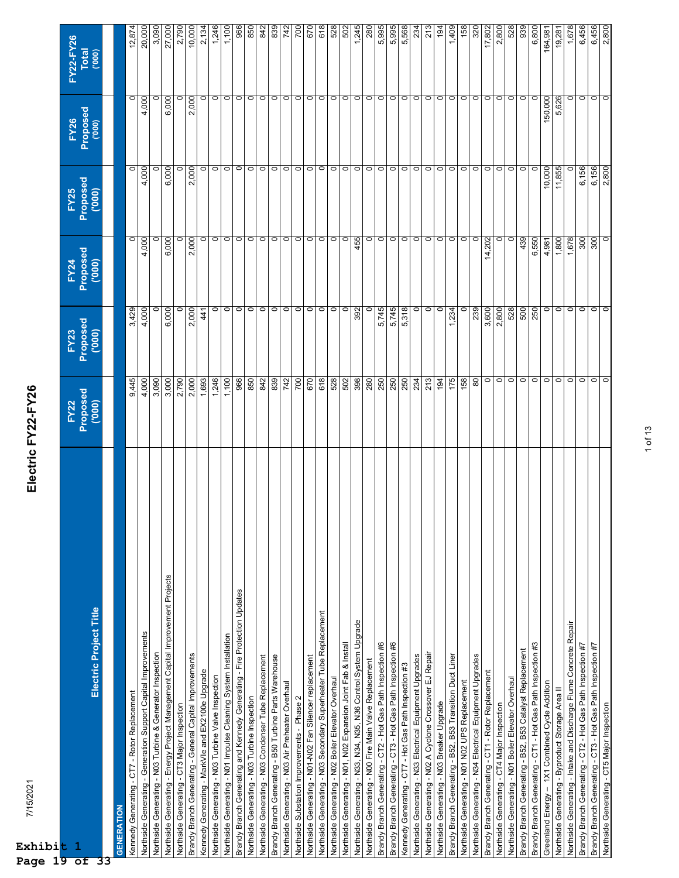Exhibit 1
Page 19 of 33

# Electric FY22-FY26

| Electric Project Title | FY22 Proposed ('000) | FY23 Proposed ('000) | FY24 Proposed ('000) | FY25 Proposed ('000) | FY26 Proposed ('000) | FY22-FY26 Total ('000) |
|---|---|---|---|---|---|---|
| **GENERATION** | | | | | | |
| Kennedy Generating - CT7 - Rotor Replacement | 9,445 | 3,429 | 0 | 0 | 0 | 12,874 |
| Northside Generating - Generation Support Capital Improvements | 4,000 | 4,000 | 4,000 | 4,000 | 4,000 | 20,000 |
| Northside Generating - N03 Turbine & Generator Inspection | 3,090 | 0 | 0 | 0 | 0 | 3,090 |
| Northside Generating - Energy Project Management Capital Improvement Projects | 3,000 | 6,000 | 6,000 | 6,000 | 6,000 | 27,000 |
| Northside Generating - CT3 Major Inspection | 2,790 | 0 | 0 | 0 | 0 | 2,790 |
| Brandy Branch Generating - General Capital Improvements | 2,000 | 2,000 | 2,000 | 2,000 | 2,000 | 10,000 |
| Kennedy Generating - MarkVIe and EX2100e Upgrade | 1,693 | 441 | 0 | 0 | 0 | 2,134 |
| Northside Generating - N03 Turbine Valve Inspection | 1,246 | 0 | 0 | 0 | 0 | 1,246 |
| Northside Generating - N01 Impulse Cleaning System Installation | 1,100 | 0 | 0 | 0 | 0 | 1,100 |
| Brandy Branch Generating and Kennedy Generating - Fire Protection Updates | 966 | 0 | 0 | 0 | 0 | 966 |
| Northside Generating - N03 Turbine Inspection | 850 | 0 | 0 | 0 | 0 | 850 |
| Northside Generating - N03 Condenser Tube Replacement | 842 | 0 | 0 | 0 | 0 | 842 |
| Brandy Branch Generating - B50 Turbine Parts Warehouse | 839 | 0 | 0 | 0 | 0 | 839 |
| Northside Generating - N03 Air Preheater Overhaul | 742 | 0 | 0 | 0 | 0 | 742 |
| Northside Substation Improvements - Phase 2 | 700 | 0 | 0 | 0 | 0 | 700 |
| Northside Generating - N01-N02 Fan Silencer replacement | 670 | 0 | 0 | 0 | 0 | 670 |
| Northside Generating - N03 Secondary Superheater Tube Replacement | 618 | 0 | 0 | 0 | 0 | 618 |
| Northside Generating - N02 Boiler Elevator Overhaul | 528 | 0 | 0 | 0 | 0 | 528 |
| Northside Generating - N01, N02 Expansion Joint Fab & Install | 502 | 0 | 0 | 0 | 0 | 502 |
| Northside Generating - N33, N34, N35, N36 Control System Upgrade | 398 | 392 | 455 | 0 | 0 | 1,245 |
| Northside Generating - N00 Fire Main Valve Replacement | 280 | 0 | 0 | 0 | 0 | 280 |
| Brandy Branch Generating - CT2 - Hot Gas Path Inspection #6 | 250 | 5,745 | 0 | 0 | 0 | 5,995 |
| Brandy Branch Generating - CT3 - Hot Gas Path Inspection #6 | 250 | 5,745 | 0 | 0 | 0 | 5,995 |
| Kennedy Generating - CT7 - Hot Gas Path Inspection #3 | 250 | 5,318 | 0 | 0 | 0 | 5,568 |
| Northside Generating - N33 Electrical Equipment Upgrades | 234 | 0 | 0 | 0 | 0 | 234 |
| Northside Generating - N02 A Cyclone Crossover EJ Repair | 213 | 0 | 0 | 0 | 0 | 213 |
| Northside Generating - N03 Breaker Upgrade | 194 | 0 | 0 | 0 | 0 | 194 |
| Brandy Branch Generating - B52, B53 Transition Duct Liner | 175 | 1,234 | 0 | 0 | 0 | 1,409 |
| Northside Generating - N01 N02 UPS Replacement | 158 | 0 | 0 | 0 | 0 | 158 |
| Northside Generating - N34 Electrical Equipment Upgrades | 80 | 239 | 0 | 0 | 0 | 320 |
| Brandy Branch Generating - CT1 - Rotor Replacement | 0 | 3,600 | 14,202 | 0 | 0 | 17,802 |
| Northside Generating - CT4 Major Inspection | 0 | 2,800 | 0 | 0 | 0 | 2,800 |
| Northside Generating - N01 Boiler Elevator Overhaul | 0 | 528 | 0 | 0 | 0 | 528 |
| Brandy Branch Generating - B52, B53 Catalyst Replacement | 0 | 500 | 439 | 0 | 0 | 939 |
| Brandy Branch Generating - CT1 - Hot Gas Path Inspection #3 | 0 | 250 | 6,550 | 0 | 0 | 6,800 |
| Greenland Energy – 1X1 Combined Cycle Addition | 0 | 0 | 4,981 | 10,000 | 150,000 | 164,981 |
| Northside Generating - Byproduct Storage Area II | 0 | 0 | 1,800 | 11,855 | 5,626 | 19,281 |
| Northside Generating - Intake and Discharge Flume Concrete Repair | 0 | 0 | 1,678 | 0 | 0 | 1,678 |
| Brandy Branch Generating - CT2 - Hot Gas Path Inspection #7 | 0 | 0 | 300 | 6,156 | 0 | 6,456 |
| Brandy Branch Generating - CT3 - Hot Gas Path Inspection #7 | 0 | 0 | 300 | 6,156 | 0 | 6,456 |
| Northside Generating - CT5 Major Inspection | 0 | 0 | 0 | 2,800 | 0 | 2,800 |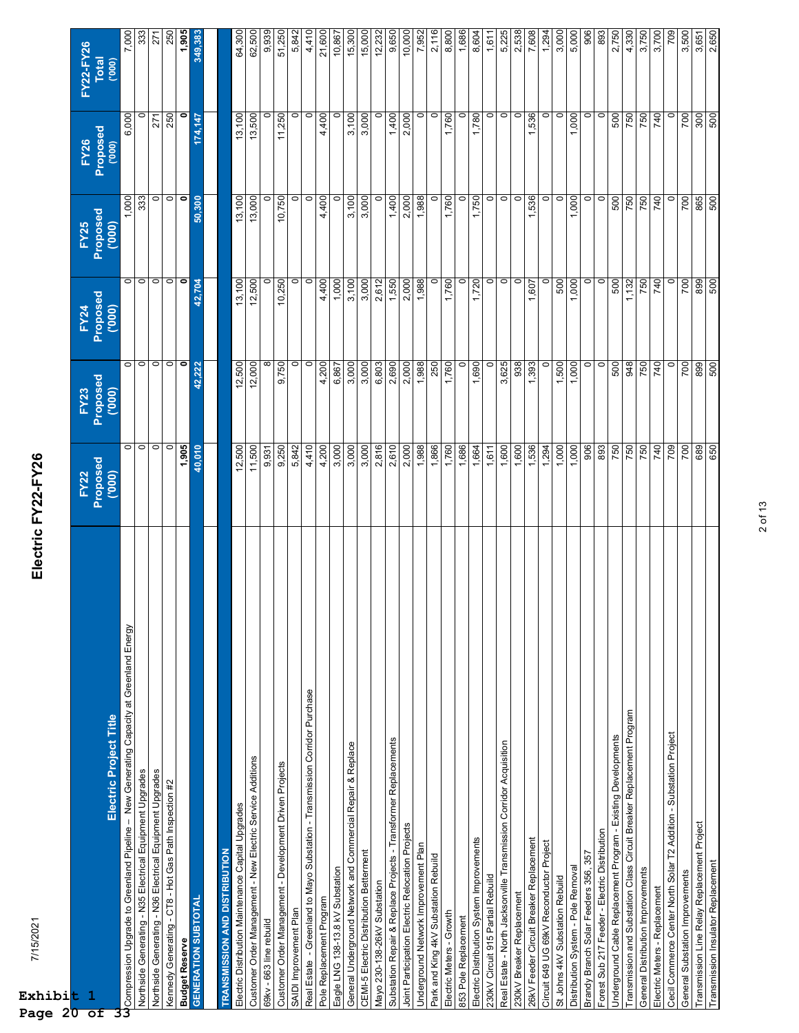# Electric FY22-FY26

| Electric Project Title | FY22 Proposed ('000) | FY23 Proposed ('000) | FY24 Proposed ('000) | FY25 Proposed ('000) | FY26 Proposed ('000) | FY22-FY26 Total ('000) |
|---|---|---|---|---|---|---|
| Compression Upgrade to Greenland Pipeline – New Generating Capacity at Greenland Energy | 0 | 0 | 0 | 1,000 | 6,000 | 7,000 |
| Northside Generating - N35 Electrical Equipment Upgrades | 0 | 0 | 0 | 333 | 0 | 333 |
| Northside Generating - N36 Electrical Equipment Upgrades | 0 | 0 | 0 | 0 | 271 | 271 |
| Kennedy Generating - CT8 - Hot Gas Path Inspection #2 | 0 | 0 | 0 | 0 | 250 | 250 |
| **Budget Reserve** | **1,905** | **0** | **0** | **0** | **0** | **1,905** |
| **GENERATION SUBTOTAL** | **40,010** | **42,222** | **42,704** | **50,300** | **174,147** | **349,383** |
| | | | | | | |
| **TRANSMISSION AND DISTRIBUTION** | | | | | | |
| Electric Distribution Maintenance Capital Upgrades | 12,500 | 12,500 | 13,100 | 13,100 | 13,100 | 64,300 |
| Customer Order Management - New Electric Service Additions | 11,500 | 12,000 | 12,500 | 13,000 | 13,500 | 62,500 |
| 69kv - 663 line rebuild | 9,931 | 8 | 0 | 0 | 0 | 9,939 |
| Customer Order Management - Development Driven Projects | 9,250 | 9,750 | 10,250 | 10,750 | 11,250 | 51,250 |
| SAIDI Improvement Plan | 5,842 | 0 | 0 | 0 | 0 | 5,842 |
| Real Estate - Greenland to Mayo Substation - Transmission Corridor Purchase | 4,410 | 0 | 0 | 0 | 0 | 4,410 |
| Pole Replacement Program | 4,200 | 4,200 | 4,400 | 4,400 | 4,400 | 21,600 |
| Eagle LNG 138-13.8 kV Substation | 3,000 | 6,867 | 1,000 | 0 | 0 | 10,867 |
| General Underground Network and Commercial Repair & Replace | 3,000 | 3,000 | 3,100 | 3,100 | 3,100 | 15,300 |
| CEMI-5 Electric Distribution Betterment | 3,000 | 3,000 | 3,000 | 3,000 | 3,000 | 15,000 |
| Mayo 230-138-26kV Substation | 2,816 | 6,803 | 2,612 | 0 | 0 | 12,232 |
| Substation Repair & Replace Projects - Transformer Replacements | 2,610 | 2,690 | 1,550 | 1,400 | 1,400 | 9,650 |
| Joint Participation Electric Relocation Projects | 2,000 | 2,000 | 2,000 | 2,000 | 2,000 | 10,000 |
| Underground Network Improvement Plan | 1,988 | 1,988 | 1,988 | 1,988 | 0 | 7,952 |
| Park and King 4kV Substation Rebuild | 1,866 | 250 | 0 | 0 | 0 | 2,116 |
| Electric Meters - Growth | 1,760 | 1,760 | 1,760 | 1,760 | 1,760 | 8,800 |
| 853 Pole Replacement | 1,686 | 0 | 0 | 0 | 0 | 1,686 |
| Electric Distribution System Improvements | 1,664 | 1,690 | 1,720 | 1,750 | 1,780 | 8,604 |
| 230kV Circuit 915 Partial Rebuild | 1,611 | 0 | 0 | 0 | 0 | 1,611 |
| Real Estate - North Jacksonville Transmission Corridor Acquisition | 1,600 | 3,625 | 0 | 0 | 0 | 5,225 |
| 230kV Breaker Replacement | 1,600 | 938 | 0 | 0 | 0 | 2,538 |
| 26kV Feeder Circuit Breaker Replacement | 1,536 | 1,393 | 1,607 | 1,536 | 1,536 | 7,608 |
| Circuit 649 UG 69kV Reconductor Project | 1,294 | 0 | 0 | 0 | 0 | 1,294 |
| St Johns 4kV Substation Rebuild | 1,000 | 1,500 | 500 | 0 | 0 | 3,000 |
| Distribution System - Pole Removal | 1,000 | 1,000 | 1,000 | 1,000 | 1,000 | 5,000 |
| Brandy Branch Solar Feeders 356, 357 | 906 | 0 | 0 | 0 | 0 | 906 |
| Forest Sub 217 Feeder - Electric Distribution | 893 | 0 | 0 | 0 | 0 | 893 |
| Underground Cable Replacement Program - Existing Developments | 750 | 500 | 500 | 500 | 500 | 2,750 |
| Transmission and Substation Class Circuit Breaker Replacement Program | 750 | 948 | 1,132 | 750 | 750 | 4,330 |
| General Distribution Improvements | 750 | 750 | 750 | 750 | 750 | 3,750 |
| Electric Meters - Replacement | 740 | 740 | 740 | 740 | 740 | 3,700 |
| Cecil Commerce Center North Solar T2 Addition - Substation Project | 709 | 0 | 0 | 0 | 0 | 709 |
| General Substation Improvements | 700 | 700 | 700 | 700 | 700 | 3,500 |
| Transmission Line Relay Replacement Project | 689 | 899 | 899 | 865 | 300 | 3,651 |
| Transmission Insulator Replacement | 650 | 500 | 500 | 500 | 500 | 2,650 |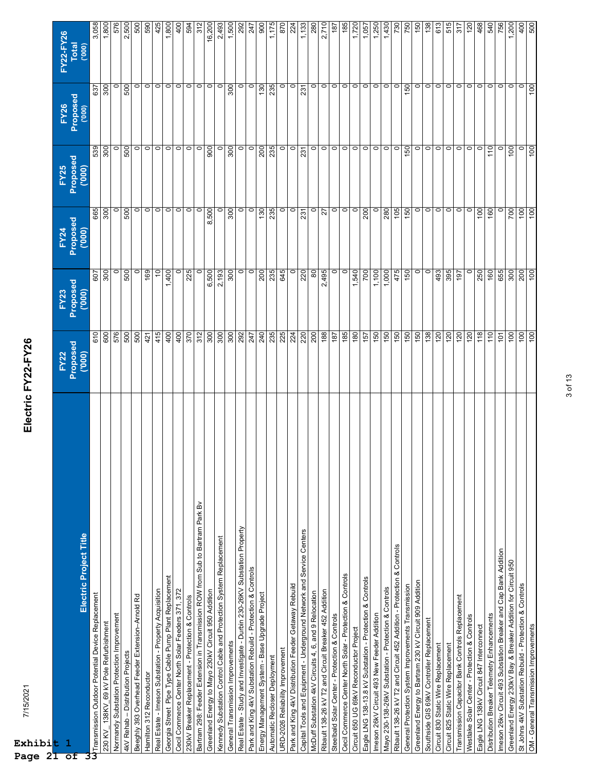Exhibit 1
Page 21 of 33

7/15/2021

# Electric FY22-FY26

| Electric Project Title | FY22 Proposed ('000) | FY23 Proposed ('000) | FY24 Proposed ('000) | FY25 Proposed ('000) | FY26 Proposed ('000) | FY22-FY26 Total ('000) |
|---|---|---|---|---|---|---|
| Transmission Outdoor Potential Device Replacement | 610 | 607 | 665 | 539 | 637 | 3,058 |
| 230 KV_138KV_69 kV Pole Refurbishment | 600 | 300 | 300 | 300 | 300 | 1,800 |
| Normandy Substation Protection Improvement | 576 | 0 | 0 | 0 | 0 | 576 |
| 4kV Rehab – Distribution Projects | 500 | 500 | 500 | 500 | 500 | 2,500 |
| Beeghly 393 Overhead Feeder Extension–Arnold Rd | 500 | 0 | 0 | 0 | 0 | 500 |
| Hamilton 312 Reconductor | 421 | 169 | 0 | 0 | 0 | 590 |
| Real Estate - Imeson Substation - Property Acquisition | 415 | 10 | 0 | 0 | 0 | 425 |
| Georgia Street Pipe Type Cable Pump Plant Replacement | 400 | 1,400 | 0 | 0 | 0 | 1,800 |
| Cecil Commerce Center North Solar Feeders 371, 372 | 400 | 0 | 0 | 0 | 0 | 400 |
| 230kV Breaker Replacement - Protection & Controls | 370 | 225 | 0 | 0 | 0 | 594 |
| Bartram 298: Feeder Extension in Transmission ROW from Sub to Bartram Park Bv | 312 | 0 | 0 | 0 | 0 | 312 |
| Greenland Energy to Mayo 230kV Circuit 950 Addition | 300 | 6,500 | 8,500 | 900 | 0 | 16,200 |
| Kennedy Substation Control Cable and Protection System Replacement | 300 | 2,193 | 0 | 0 | 0 | 2,493 |
| General Transmission Improvements | 300 | 300 | 300 | 300 | 300 | 1,500 |
| Real Estate - Study and Investigate - Durbin 230-26KV Substation Property | 292 | 0 | 0 | 0 | 0 | 292 |
| Park and King 4kV Substation Rebuild - Protection & Controls | 247 | 0 | 0 | 0 | 0 | 247 |
| Energy Management System - Base Upgrade Project | 240 | 200 | 130 | 200 | 130 | 900 |
| Automatic Recloser Deployment | 235 | 235 | 235 | 235 | 235 | 1,175 |
| URD-2026 Reliability Improvement | 225 | 645 | 0 | 0 | 0 | 870 |
| Park and King 4kV Distribution Feeder Getaway Rebuild | 224 | 0 | 0 | 0 | 0 | 224 |
| Capital Tools and Equipment - Underground Network and Service Centers | 220 | 220 | 231 | 231 | 231 | 1,133 |
| McDuff Substation 4kV Circuits 4, 6, and 9 Relocation | 200 | 80 | 0 | 0 | 0 | 280 |
| Ribault 138-26 kV T2 and Circuit Breaker 452 Addition | 188 | 2,495 | 27 | 0 | 0 | 2,710 |
| Steelbald Solar Center - Protection & Controls | 187 | 0 | 0 | 0 | 0 | 187 |
| Cecil Commerce Center North Solar - Protection & Controls | 185 | 0 | 0 | 0 | 0 | 185 |
| Circuit 650 UG 69kV Reconductor Project | 180 | 1,540 | 0 | 0 | 0 | 1,720 |
| Eagle LNG 138-13.8 kV Substation - Protection & Controls | 157 | 700 | 200 | 0 | 0 | 1,057 |
| Imeson 26kV Circuit 493 New Feeder Addition | 150 | 1,100 | 0 | 0 | 0 | 1,250 |
| Mayo 230-138-26kV Substation - Protection & Controls | 150 | 1,000 | 280 | 0 | 0 | 1,430 |
| Ribault 138-26 kV T2 and Circuit 452 Addition - Protection & Controls | 150 | 475 | 105 | 0 | 0 | 730 |
| General Protection System Improvements Transmission | 150 | 150 | 150 | 150 | 150 | 750 |
| Greenland Energy to Bartram 230 kV Circuit 909 Addition | 150 | 0 | 0 | 0 | 0 | 150 |
| Southside GIS 69kV Controller Replacement | 138 | 0 | 0 | 0 | 0 | 138 |
| Circuit 830 Static Wire Replacement | 120 | 493 | 0 | 0 | 0 | 613 |
| Circuit 825 Static Wire Replacement | 120 | 395 | 0 | 0 | 0 | 515 |
| Transmission Capacitor Bank Controls Replacement | 120 | 197 | 0 | 0 | 0 | 317 |
| Westlake Solar Center - Protection & Controls | 120 | 0 | 0 | 0 | 0 | 120 |
| Eagle LNG 138kV Circuit 847 Interconnect | 118 | 250 | 100 | 0 | 0 | 468 |
| Distribution Breaker Telemetry Enhancements | 110 | 160 | 160 | 110 | 0 | 540 |
| Imeson 26kv Circuit 493 Substation Breaker and Cap Bank Addition | 101 | 655 | 0 | 0 | 0 | 756 |
| Greenland Energy 230kV Bay & Breaker Addition for Circuit 950 | 100 | 300 | 700 | 100 | 0 | 1,200 |
| St Johns 4kV Substation Rebuild - Protection & Controls | 100 | 200 | 100 | 0 | 0 | 400 |
| OM - General Transmission Improvements | 100 | 100 | 100 | 100 | 100 | 500 |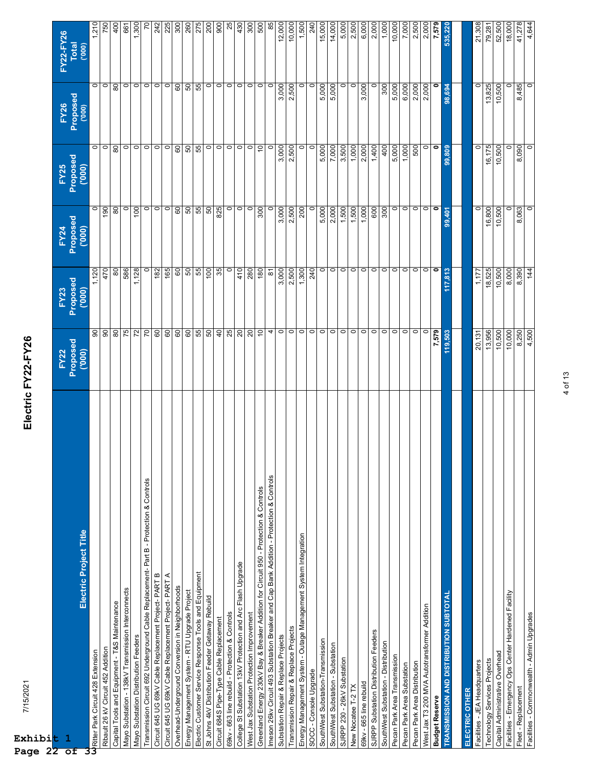Exhibit 1
Page 22 of 33

7/15/2021

# Electric FY22-FY26

| Electric Project Title | FY22 Proposed ('000) | FY23 Proposed ('000) | FY24 Proposed ('000) | FY25 Proposed ('000) | FY26 Proposed ('000) | FY22-FY26 Total ('000) |
|---|---|---|---|---|---|---|
| Ritter Park Circuit 428 Extension | 90 | 1,120 | 0 | 0 | 0 | 1,210 |
| Ribault 26 kV Circuit 452 Addition | 90 | 470 | 190 | 0 | 0 | 750 |
| Capital Tools and Equipment - T&S Maintenance | 80 | 80 | 80 | 80 | 80 | 400 |
| Mayo Substation - 138kV Transmission Interconnects | 75 | 586 | 0 | 0 | 0 | 661 |
| Mayo Substation Distribution Feeders | 72 | 1,128 | 100 | 0 | 0 | 1,300 |
| Transmission Circuit 692 Underground Cable Replacement- Part B - Protection & Controls | 70 | 0 | 0 | 0 | 0 | 70 |
| Circuit 645 UG 69kV Cable Replacement Project- PART B | 60 | 182 | 0 | 0 | 0 | 242 |
| Circuit 645 UG 69kV Cable Replacement Project- PART A | 60 | 165 | 0 | 0 | 0 | 225 |
| Overhead-Underground Conversion in Neighborhoods | 60 | 60 | 60 | 60 | 60 | 300 |
| Energy Management System - RTU Upgrade Project | 60 | 50 | 50 | 50 | 50 | 260 |
| Electric Customer Service Response Tools and Equipment | 55 | 55 | 55 | 55 | 55 | 275 |
| St Johns 4kV Distribution Feeder Getaway Rebuild | 50 | 100 | 50 | 0 | 0 | 200 |
| Circuit 684S Pipe-Type Cable Replacement | 40 | 35 | 825 | 0 | 0 | 900 |
| 69kv - 663 line rebuild - Protection & Controls | 25 | 0 | 0 | 0 | 0 | 25 |
| College St Substation 13kV Protection and Arc Flash Upgrade | 20 | 410 | 0 | 0 | 0 | 430 |
| West Jax Substation Protection Improvement | 20 | 280 | 0 | 0 | 0 | 300 |
| Greenland Energy 230kV Bay & Breaker Addition for Circuit 950 - Protection & Controls | 10 | 180 | 300 | 10 | 0 | 500 |
| Imeson 26kv Circuit 493 Substation Breaker and Cap Bank Addition - Protection & Controls | 4 | 81 | 0 | 0 | 0 | 85 |
| Substation Repair & Replace Projects | 0 | 3,000 | 3,000 | 3,000 | 3,000 | 12,000 |
| Transmission Repair & Replace Projects | 0 | 2,500 | 2,500 | 2,500 | 2,500 | 10,000 |
| Energy Management System - Outage Management System Integration | 0 | 1,300 | 200 | 0 | 0 | 1,500 |
| SOCC - Console Upgrade | 0 | 240 | 0 | 0 | 0 | 240 |
| SouthWest Substation-Transmission | 0 | 0 | 5,000 | 5,000 | 5,000 | 15,000 |
| SouthWest Substation - Substation | 0 | 0 | 2,000 | 7,000 | 5,000 | 14,000 |
| SJRPP 230 - 26kV Substation | 0 | 0 | 1,500 | 3,500 | 0 | 5,000 |
| New Nocatee T-2 TX | 0 | 0 | 1,500 | 1,000 | 0 | 2,500 |
| 69kv - 665 line rebuild | 0 | 0 | 1,000 | 2,000 | 3,000 | 6,000 |
| SJRPP Substation Distribution Feeders | 0 | 0 | 600 | 1,400 | 0 | 2,000 |
| SouthWest Substation - Distribution | 0 | 0 | 300 | 400 | 300 | 1,000 |
| Pecan Park Area Transmission | 0 | 0 | 0 | 5,000 | 5,000 | 10,000 |
| Pecan Park Area Substation | 0 | 0 | 0 | 1,000 | 6,000 | 7,000 |
| Pecan Park Area Distribution | 0 | 0 | 0 | 500 | 2,000 | 2,500 |
| West Jax T3 200 MVA Autotransformer Addition | 0 | 0 | 0 | 0 | 2,000 | 2,000 |
| **Budget Reserve** | **7,579** | **0** | **0** | **0** | **0** | **7,579** |
| **TRANSMISSION AND DISTRIBUTION SUBTOTAL** | **119,503** | **117,813** | **99,401** | **99,809** | **98,694** | **535,220** |
| | | | | | | |
| **ELECTRIC OTHER** | | | | | | |
| Facilities - JEA Headquarters | 20,131 | 1,177 | 0 | 0 | 0 | 21,308 |
| Technology Services Projects | 13,956 | 18,525 | 16,800 | 16,175 | 13,825 | 79,281 |
| Capital Administrative Overhead | 10,500 | 10,500 | 10,500 | 10,500 | 10,500 | 52,500 |
| Facilities - Emergency Ops Center Hardened Facility | 10,000 | 8,000 | 0 | 0 | 0 | 18,000 |
| Fleet - Replacement | 8,250 | 8,390 | 8,063 | 8,090 | 8,485 | 41,278 |
| Facilities - Commonwealth - Admin Upgrades | 4,500 | 144 | 0 | 0 | 0 | 4,644 |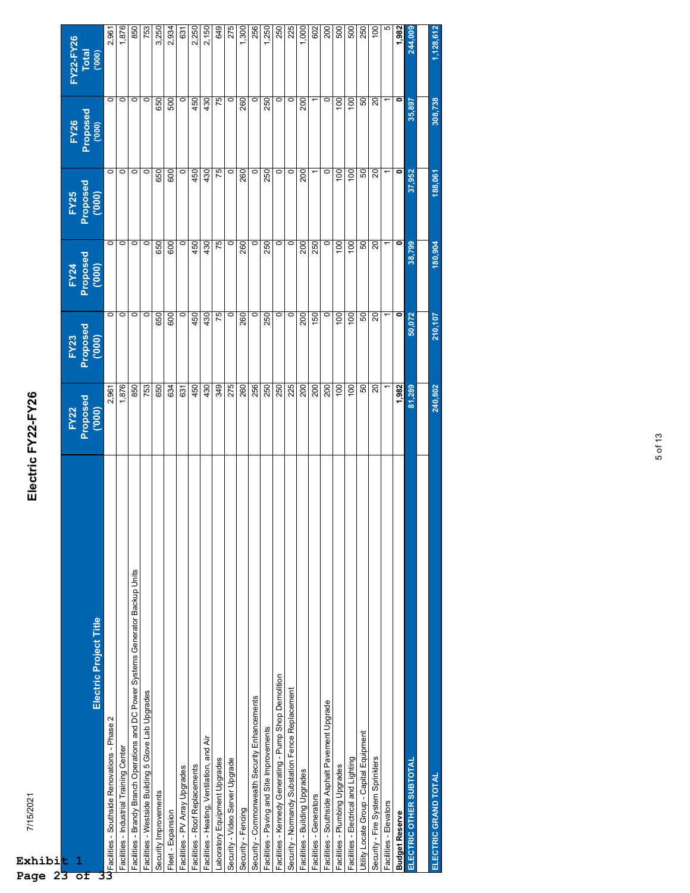Exhibit 1
Page 23 of 33

7/15/2021

# Electric FY22-FY26

| Electric Project Title | FY22 Proposed ('000) | FY23 Proposed ('000) | FY24 Proposed ('000) | FY25 Proposed ('000) | FY26 Proposed ('000) | FY22-FY26 Total ('000) |
|---|---|---|---|---|---|---|
| Facilities - Southside Renovations - Phase 2 | 2,961 | 0 | 0 | 0 | 0 | 2,961 |
| Facilities - Industrial Training Center | 1,876 | 0 | 0 | 0 | 0 | 1,876 |
| Facilities - Brandy Branch Operations and DC Power Systems Generator Backup Units | 850 | 0 | 0 | 0 | 0 | 850 |
| Facilities - Westside Building 5 Glove Lab Upgrades | 753 | 0 | 0 | 0 | 0 | 753 |
| Security Improvements | 650 | 650 | 650 | 650 | 650 | 3,250 |
| Fleet - Expansion | 634 | 600 | 600 | 600 | 500 | 2,934 |
| Facilities - PV Array Upgrades | 631 | 0 | 0 | 0 | 0 | 631 |
| Facilities - Roof Replacements | 450 | 450 | 450 | 450 | 450 | 2,250 |
| Facilities - Heating, Ventilation, and Air | 430 | 430 | 430 | 430 | 430 | 2,150 |
| Laboratory Equipment Upgrades | 349 | 75 | 75 | 75 | 75 | 649 |
| Security - Video Server Upgrade | 275 | 0 | 0 | 0 | 0 | 275 |
| Security - Fencing | 260 | 260 | 260 | 260 | 260 | 1,300 |
| Security - Commonwealth Security Enhancements | 256 | 0 | 0 | 0 | 0 | 256 |
| Facilities - Paving and Site Improvements | 250 | 250 | 250 | 250 | 250 | 1,250 |
| Facilities - Kennedy Generating - Pump Shop Demolition | 250 | 0 | 0 | 0 | 0 | 250 |
| Security - Normandy Substation Fence Replacement | 225 | 0 | 0 | 0 | 0 | 225 |
| Facilities - Building Upgrades | 200 | 200 | 200 | 200 | 200 | 1,000 |
| Facilities - Generators | 200 | 150 | 250 | 1 | 1 | 602 |
| Facilities - Southside Asphalt Pavement Upgrade | 200 | 0 | 0 | 0 | 0 | 200 |
| Facilities - Plumbing Upgrades | 100 | 100 | 100 | 100 | 100 | 500 |
| Facilities - Electrical and Lighting | 100 | 100 | 100 | 100 | 100 | 500 |
| Utility Locate Group - Capital Equipment | 50 | 50 | 50 | 50 | 50 | 250 |
| Security - Fire System Sprinklers | 20 | 20 | 20 | 20 | 20 | 100 |
| Facilities - Elevators | 1 | 1 | 1 | 1 | 1 | 5 |
| **Budget Reserve** | **1,982** | **0** | **0** | **0** | **0** | **1,982** |
| **ELECTRIC OTHER SUBTOTAL** | **81,289** | **50,072** | **38,799** | **37,952** | **35,897** | **244,009** |
| | | | | | | |
| **ELECTRIC GRAND TOTAL** | **240,802** | **210,107** | **180,904** | **188,061** | **308,738** | **1,128,612** |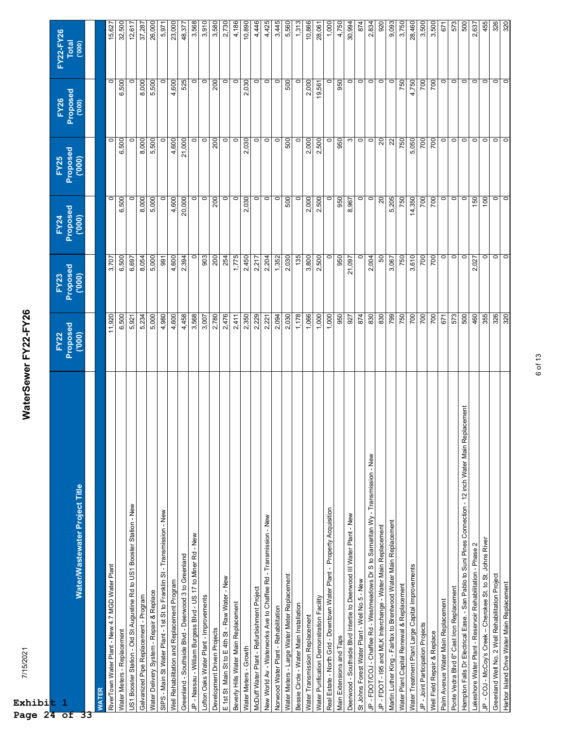Exhibit 1
Page 24 of 33

# WaterSewer FY22-FY26

| Water/Wastewater Project Title | FY22 Proposed ('000) | FY23 Proposed ('000) | FY24 Proposed ('000) | FY25 Proposed ('000) | FY26 Proposed ('000) | FY22-FY26 Total ('000) |
|---|---|---|---|---|---|---|
| **WATER** | | | | | | |
| RiverTown Water Plant - New 4.7 MGD Water Plant | 11,920 | 3,707 | 0 | 0 | 0 | 15,627 |
| Water Meters - Replacement | 6,500 | 6,500 | 6,500 | 6,500 | 6,500 | 32,500 |
| US1 Booster Station - Old St Augustine Rd to US1 Booster Station - New | 5,921 | 6,697 | 0 | 0 | 0 | 12,617 |
| Galvanized Pipe Replacement - Program | 5,234 | 8,054 | 8,000 | 8,000 | 8,000 | 37,287 |
| Water Delivery System - Repair & Replace | 5,000 | 5,000 | 5,000 | 5,500 | 5,500 | 26,000 |
| SIPS - Main St Water Plant - 1st St to Franklin St - Transmission - New | 4,980 | 991 | 0 | 0 | 0 | 5,971 |
| Well Rehabilitation and Replacement Program | 4,600 | 4,600 | 4,600 | 4,600 | 4,600 | 23,000 |
| Greenland - Southside Blvd - Deerwood 3 to Greenland | 4,458 | 2,394 | 20,000 | 21,000 | 525 | 48,377 |
| JP - Nassau - William Burgess Blvd - US 17 to Miner Rd - New | 3,568 | 0 | 0 | 0 | 0 | 3,568 |
| Lofton Oaks Water Plant - Improvements | 3,007 | 903 | 0 | 0 | 0 | 3,910 |
| Development Driven Projects | 2,780 | 200 | 200 | 200 | 200 | 3,580 |
| E 1st St Main St to E 4th St - Raw Water - New | 2,476 | 254 | 0 | 0 | 0 | 2,730 |
| Beverly Hills Water Main Replacement | 2,411 | 1,775 | 0 | 0 | 0 | 4,186 |
| Water Meters - Growth | 2,350 | 2,450 | 2,030 | 2,030 | 2,030 | 10,890 |
| McDuff Water Plant - Refurbishment Project | 2,229 | 2,217 | 0 | 0 | 0 | 4,446 |
| New World Av - Waterworks Ave to Chaffee Rd - Transmission - New | 2,221 | 2,204 | 0 | 0 | 0 | 4,425 |
| Norwood Water Plant - Rehabilitation | 2,094 | 1,352 | 0 | 0 | 0 | 3,445 |
| Water Meters - Large Water Meter Replacement | 2,030 | 2,030 | 500 | 500 | 500 | 5,560 |
| Bessie Circle - Water Main Installation | 1,178 | 135 | 0 | 0 | 0 | 1,313 |
| Water Transmission Replacement | 1,066 | 3,800 | 2,000 | 2,000 | 2,000 | 10,866 |
| Water Purification Demonstration Facility | 1,000 | 2,500 | 2,500 | 2,500 | 19,561 | 28,061 |
| Real Estate - North Grid - Downtown Water Plant - Property Acquisition | 1,000 | 0 | 0 | 0 | 0 | 1,000 |
| Main Extensions and Taps | 950 | 950 | 950 | 950 | 950 | 4,750 |
| Deerwood - Southside Blvd Intertie to Deerwood III Water Plant - New | 927 | 21,097 | 8,967 | 3 | 0 | 30,994 |
| St Johns Forest Water Plant - Well No 5 - New | 874 | 0 | 0 | 0 | 0 | 874 |
| JP - FDOT/COJ - Chaffee Rd - Westmeadows Dr S to Samaritan Wy - Transmission - New | 830 | 2,004 | 0 | 0 | 0 | 2,834 |
| JP - FDOT - I95 and MLK Interchange - Water Main Replacement | 830 | 50 | 20 | 20 | 0 | 920 |
| Martin Luther King - Fairfax to Brentwood Water Main Replacement | 799 | 3,067 | 5,205 | 22 | 0 | 9,093 |
| Water Plant Capital Renewal & Replacement | 750 | 750 | 750 | 750 | 750 | 3,750 |
| Water Treatment Plant Large Capital Improvements | 700 | 3,610 | 14,350 | 5,050 | 4,750 | 28,460 |
| JP - Joint Participation Projects | 700 | 700 | 700 | 700 | 700 | 3,500 |
| Well Field Repair & Replace | 700 | 700 | 700 | 700 | 700 | 3,500 |
| Palm Avenue Water Main Replacement | 671 | 0 | 0 | 0 | 0 | 671 |
| Ponte Vedra Blvd 6" Cast Iron Replacement | 573 | 0 | 0 | 0 | 0 | 573 |
| Hampton Falls Dr Electrical Ease. - San Pablo to Suni Pines Connection - 12 inch Water Main Replacement | 500 | 0 | 0 | 0 | 0 | 500 |
| Lakeshore Water Plant - Reservoir Rehabilitation - Phase 2 | 460 | 2,027 | 150 | 0 | 0 | 2,637 |
| JP - COJ - McCoy's Creek – Cherokee St. to St. Johns River | 355 | 0 | 100 | 0 | 0 | 455 |
| Greenland Well No. 2 Well Rehabilitation Project | 326 | 0 | 0 | 0 | 0 | 326 |
| Harbor Island Drive Water Main Replacement | 320 | 0 | 0 | 0 | 0 | 320 |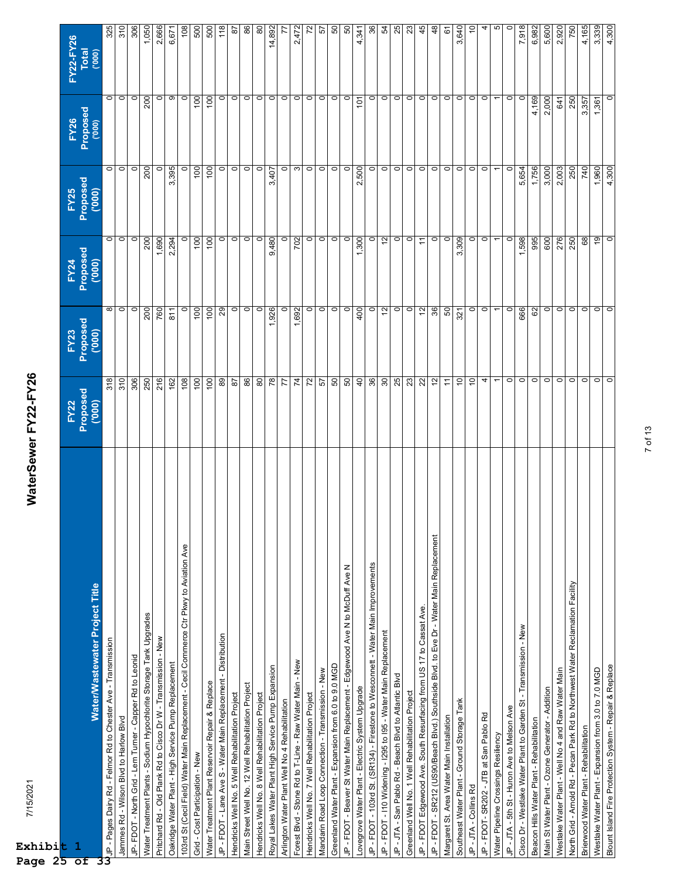Exhibit 1
Page 25 of 33

7/15/2021

# WaterSewer FY22-FY26

| Water/Wastewater Project Title | FY22 Proposed ('000) | FY23 Proposed ('000) | FY24 Proposed ('000) | FY25 Proposed ('000) | FY26 Proposed ('000) | FY22-FY26 Total ('000) |
|---|---|---|---|---|---|---|
| JP - Pages Dairy Rd - Felmor Rd to Chester Ave - Transmission | 318 | 8 | 0 | 0 | 0 | 325 |
| Jammes Rd - Wilson Blvd to Harlow Blvd | 310 | 0 | 0 | 0 | 0 | 310 |
| JP- FDOT - North Grid - Lem Turner - Capper Rd to Leonid | 306 | 0 | 0 | 0 | 0 | 306 |
| Water Treatment Plants - Sodium Hypochlorite Storage Tank Upgrades | 250 | 200 | 200 | 200 | 200 | 1,050 |
| Pritchard Rd - Old Plank Rd to Cisco Dr W - Transmission - New | 216 | 760 | 1,690 | 0 | 0 | 2,666 |
| Oakridge Water Plant - High Service Pump Replacement | 162 | 811 | 2,294 | 3,395 | 9 | 6,671 |
| 103rd St (Cecil Field) Water Main Replacement - Cecil Commerce Ctr Pkwy to Aviation Ave | 108 | 0 | 0 | 0 | 0 | 108 |
| Grid - Cost Participation - New | 100 | 100 | 100 | 100 | 100 | 500 |
| Water Treatment Plant Reservoir Repair & Replace | 100 | 100 | 100 | 100 | 100 | 500 |
| JP - FDOT - Lane Ave S - Water Main Replacement - Distribution | 89 | 29 | 0 | 0 | 0 | 118 |
| Hendricks Well No. 5 Well Rehabilitation Project | 87 | 0 | 0 | 0 | 0 | 87 |
| Main Street Well No. 12 Well Rehabilitation Project | 86 | 0 | 0 | 0 | 0 | 86 |
| Hendricks Well No. 8 Well Rehabilitation Project | 80 | 0 | 0 | 0 | 0 | 80 |
| Royal Lakes Water Plant High Service Pump Expansion | 78 | 1,926 | 9,480 | 3,407 | 0 | 14,892 |
| Arlington Water Plant Well No 4 Rehabilitation | 77 | 0 | 0 | 0 | 0 | 77 |
| Forest Blvd - Stone Rd to T-Line - Raw Water Main - New | 74 | 1,692 | 702 | 3 | 0 | 2,472 |
| Hendricks Well No. 7 Well Rehabilitation Project | 72 | 0 | 0 | 0 | 0 | 72 |
| Mandarin Road Loop Connection - Transmission - New | 57 | 0 | 0 | 0 | 0 | 57 |
| Greenland Water Plant - Expansion from 6.0 to 9.0 MGD | 50 | 0 | 0 | 0 | 0 | 50 |
| JP - FDOT - Beaver St Water Main Replacement - Edgewood Ave N to McDuff Ave N | 50 | 0 | 0 | 0 | 0 | 50 |
| Lovegrove Water Plant - Electric System Upgrade | 40 | 400 | 1,300 | 2,500 | 101 | 4,341 |
| JP - FDOT - 103rd St. (SR134) - Firestone to Wesconnett - Water Main Improvements | 36 | 0 | 0 | 0 | 0 | 36 |
| JP - FDOT - I10 Widening - I295 to I95 - Water Main Replacement | 30 | 12 | 12 | 0 | 0 | 54 |
| JP - JTA - San Pablo Rd - Beach Blvd to Atlantic Blvd | 25 | 0 | 0 | 0 | 0 | 25 |
| Greenland Well No. 1 Well Rehabilitation Project | 23 | 0 | 0 | 0 | 0 | 23 |
| JP - FDOT Edgewood Ave. South Resurfacing from US 17 to Cassat Ave. | 22 | 12 | 11 | 0 | 0 | 45 |
| JP - FDOT - SR212 (US90/Beach Blvd.) Southside Blvd. to Eve Dr - Water Main Replacement | 12 | 36 | 0 | 0 | 0 | 48 |
| Margaret St. Area Water Main Installation | 11 | 50 | 0 | 0 | 0 | 61 |
| Southeast Water Plant - Ground Storage Tank | 10 | 321 | 3,309 | 0 | 0 | 3,640 |
| JP - JTA - Collins Rd | 10 | 0 | 0 | 0 | 0 | 10 |
| JP - FDOT - SR202 - JTB at San Pablo Rd | 4 | 0 | 0 | 0 | 0 | 4 |
| Water Pipeline Crossings Resiliency | 1 | 1 | 1 | 1 | 1 | 5 |
| JP - JTA - 5th St - Huron Ave to Melson Ave | 0 | 0 | 0 | 0 | 0 | 0 |
| Cisco Dr - Westlake Water Plant to Garden St - Transmission - New | 0 | 666 | 1,598 | 5,654 | 0 | 7,918 |
| Beacon Hills Water Plant - Rehabilitation | 0 | 62 | 995 | 1,756 | 4,169 | 6,982 |
| Main St Water Plant - Ozone Generator - Addition | 0 | 0 | 600 | 3,000 | 2,000 | 5,600 |
| Westlake Water Plant - Well No 4 and Raw Water Main | 0 | 0 | 276 | 2,003 | 641 | 2,920 |
| North Grid - Arnold Rd - Pecan Park Rd to Northwest Water Reclamation Facility | 0 | 0 | 250 | 250 | 250 | 750 |
| Brierwood Water Plant - Rehabilitation | 0 | 0 | 68 | 740 | 3,357 | 4,165 |
| Westlake Water Plant - Expansion from 3.0 to 7.0 MGD | 0 | 0 | 19 | 1,960 | 1,361 | 3,339 |
| Blount Island Fire Protection System - Repair & Replace | 0 | 0 | 0 | 4,300 | 0 | 4,300 |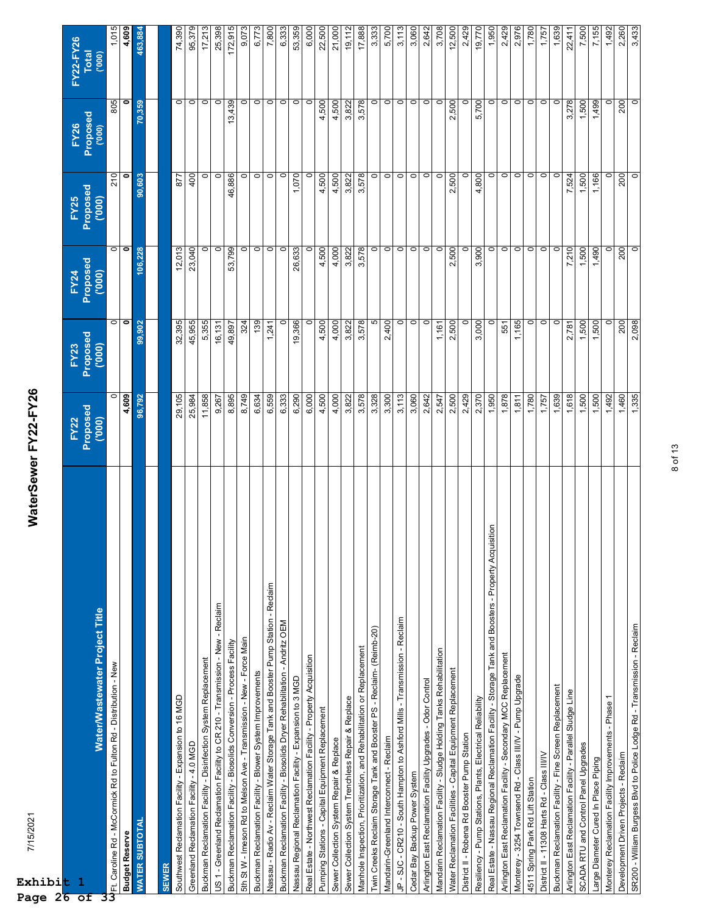# WaterSewer FY22-FY26

| Water/Wastewater Project Title | FY22 Proposed ('000) | FY23 Proposed ('000) | FY24 Proposed ('000) | FY25 Proposed ('000) | FY26 Proposed ('000) | FY22-FY26 Total ('000) |
|---|---|---|---|---|---|---|
| Ft. Caroline Rd - McCormick Rd to Fulton Rd - Distribution - New | 0 | 0 | 0 | 210 | 805 | 1,015 |
| **Budget Reserve** | **4,609** | **0** | **0** | **0** | **0** | **4,609** |
| **WATER SUBTOTAL** | **96,792** | **99,902** | **106,228** | **90,603** | **70,359** | **463,884** |
| | | | | | | |
| **SEWER** | | | | | | |
| Southwest Reclamation Facility - Expansion to 16 MGD | 29,105 | 32,395 | 12,013 | 877 | 0 | 74,390 |
| Greenland Reclamation Facility - 4.0 MGD | 25,984 | 45,955 | 23,040 | 400 | 0 | 95,379 |
| Buckman Reclamation Facility - Disinfection System Replacement | 11,858 | 5,355 | 0 | 0 | 0 | 17,213 |
| US 1 - Greenland Reclamation Facility to CR 210 - Transmission - New - Reclaim | 9,267 | 16,131 | 0 | 0 | 0 | 25,398 |
| Buckman Reclamation Facility - Biosolids Conversion - Process Facility | 8,895 | 49,897 | 53,799 | 46,886 | 13,439 | 172,915 |
| 5th St W - Imeson Rd to Melson Ave - Transmission - New - Force Main | 8,749 | 324 | 0 | 0 | 0 | 9,073 |
| Buckman Reclamation Facility - Blower System Improvements | 6,634 | 139 | 0 | 0 | 0 | 6,773 |
| Nassau - Radio Av - Reclaim Water Storage Tank and Booster Pump Station - Reclaim | 6,559 | 1,241 | 0 | 0 | 0 | 7,800 |
| Buckman Reclamation Facility - Biosolids Dryer Rehabilitation - Andritz OEM | 6,333 | 0 | 0 | 0 | 0 | 6,333 |
| Nassau Regional Reclamation Facility - Expansion to 3 MGD | 6,290 | 19,366 | 26,633 | 1,070 | 0 | 53,359 |
| Real Estate - Northwest Reclamation Facility - Property Acquisition | 6,000 | 0 | 0 | 0 | 0 | 6,000 |
| Pumping Stations - Capital Equipment Replacement | 4,500 | 4,500 | 4,500 | 4,500 | 4,500 | 22,500 |
| Sewer Collection System Repair & Replace | 4,000 | 4,000 | 4,000 | 4,500 | 4,500 | 21,000 |
| Sewer Collection System Trenchless Repair & Replace | 3,822 | 3,822 | 3,822 | 3,822 | 3,822 | 19,112 |
| Manhole Inspection, Prioritization, and Rehabilitation or Replacement | 3,578 | 3,578 | 3,578 | 3,578 | 3,578 | 17,888 |
| Twin Creeks Reclaim Storage Tank and Booster PS - Reclaim- (Reimb-20) | 3,328 | 5 | 0 | 0 | 0 | 3,333 |
| Mandarin-Greenland Interconnect - Reclaim | 3,300 | 2,400 | 0 | 0 | 0 | 5,700 |
| JP - SJC - CR210 - South Hampton to Ashford Mills - Transmission - Reclaim | 3,113 | 0 | 0 | 0 | 0 | 3,113 |
| Cedar Bay Backup Power System | 3,060 | 0 | 0 | 0 | 0 | 3,060 |
| Arlington East Reclamation Facility Upgrades - Odor Control | 2,642 | 0 | 0 | 0 | 0 | 2,642 |
| Mandarin Reclamation Facility - Sludge Holding Tanks Rehabilitation | 2,547 | 1,161 | 0 | 0 | 0 | 3,708 |
| Water Reclamation Facilities - Capital Equipment Replacement | 2,500 | 2,500 | 2,500 | 2,500 | 2,500 | 12,500 |
| District II - Robena Rd Booster Pump Station | 2,429 | 0 | 0 | 0 | 0 | 2,429 |
| Resiliency - Pump Stations, Plants, Electrical Reliability | 2,370 | 3,000 | 3,900 | 4,800 | 5,700 | 19,770 |
| Real Estate - Nassau Regional Reclamation Facility - Storage Tank and Boosters - Property Acquisition | 1,950 | 0 | 0 | 0 | 0 | 1,950 |
| Arlington East Reclamation Facility - Secondary MCC Replacement | 1,878 | 551 | 0 | 0 | 0 | 2,429 |
| Monterey - 3254 Townsend Rd - Class III/IV - Pump Upgrade | 1,811 | 1,165 | 0 | 0 | 0 | 2,976 |
| 4511 Spring Park Rd Lift Station | 1,780 | 0 | 0 | 0 | 0 | 1,780 |
| District II - 11308 Harts Rd - Class III/IV | 1,757 | 0 | 0 | 0 | 0 | 1,757 |
| Buckman Reclamation Facility - Fine Screen Replacement | 1,639 | 0 | 0 | 0 | 0 | 1,639 |
| Arlington East Reclamation Facility - Parallel Sludge Line | 1,618 | 2,781 | 7,210 | 7,524 | 3,278 | 22,411 |
| SCADA RTU and Control Panel Upgrades | 1,500 | 1,500 | 1,500 | 1,500 | 1,500 | 7,500 |
| Large Diameter Cured In Place Piping | 1,500 | 1,500 | 1,490 | 1,166 | 1,499 | 7,155 |
| Monterey Reclamation Facility Improvements - Phase 1 | 1,492 | 0 | 0 | 0 | 0 | 1,492 |
| Development Driven Projects - Reclaim | 1,460 | 200 | 200 | 200 | 200 | 2,260 |
| SR200 - William Burgess Blvd to Police Lodge Rd - Transmission - Reclaim | 1,335 | 2,098 | 0 | 0 | 0 | 3,433 |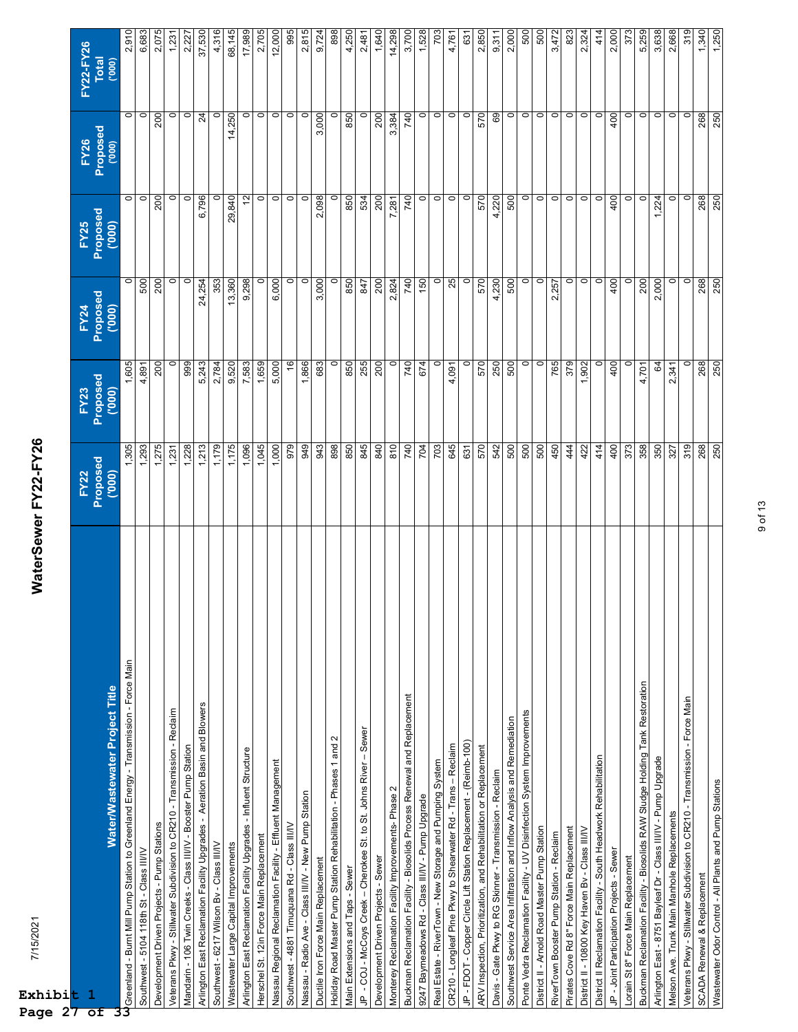Exhibit 1
Page 27 of 33

7/15/2021

# WaterSewer FY22-FY26

| Water/Wastewater Project Title | FY22 Proposed ('000) | FY23 Proposed ('000) | FY24 Proposed ('000) | FY25 Proposed ('000) | FY26 Proposed ('000) | FY22-FY26 Total ('000) |
|---|---|---|---|---|---|---|
| Greenland - Burnt Mill Pump Station to Greenland Energy - Transmission - Force Main | 1,305 | 1,605 | 0 | 0 | 0 | 2,910 |
| Southwest - 5104 118th St - Class III/IV | 1,293 | 4,891 | 500 | 0 | 0 | 6,683 |
| Development Driven Projects - Pump Stations | 1,275 | 200 | 200 | 200 | 200 | 2,075 |
| Veterans Pkwy - Stillwater Subdivision to CR210 - Transmission - Reclaim | 1,231 | 0 | 0 | 0 | 0 | 1,231 |
| Mandarin - 106 Twin Creeks - Class III/IV - Booster Pump Station | 1,228 | 999 | 0 | 0 | 0 | 2,227 |
| Arlington East Reclamation Facility Upgrades - Aeration Basin and Blowers | 1,213 | 5,243 | 24,254 | 6,796 | 24 | 37,530 |
| Southwest - 6217 Wilson Bv - Class III/IV | 1,179 | 2,784 | 353 | 0 | 0 | 4,316 |
| Wastewater Large Capital Improvements | 1,175 | 9,520 | 13,360 | 29,840 | 14,250 | 68,145 |
| Arlington East Reclamation Facility Upgrades - Influent Structure | 1,096 | 7,583 | 9,298 | 12 | 0 | 17,989 |
| Herschel St. 12in Force Main Replacement | 1,045 | 1,659 | 0 | 0 | 0 | 2,705 |
| Nassau Regional Reclamation Facility - Effluent Management | 1,000 | 5,000 | 6,000 | 0 | 0 | 12,000 |
| Southwest - 4881 Timuquana Rd - Class III/IV | 979 | 16 | 0 | 0 | 0 | 995 |
| Nassau - Radio Ave - Class III/IV - New Pump Station | 949 | 1,866 | 0 | 0 | 0 | 2,815 |
| Ductile Iron Force Main Replacement | 943 | 683 | 3,000 | 2,098 | 3,000 | 9,724 |
| Holiday Road Master Pump Station Rehabilitation - Phases 1 and 2 | 898 | 0 | 0 | 0 | 0 | 898 |
| Main Extensions and Taps - Sewer | 850 | 850 | 850 | 850 | 850 | 4,250 |
| JP - COJ - McCoys Creek - Cherokee St. to St. Johns River -- Sewer | 845 | 255 | 847 | 534 | 0 | 2,481 |
| Development Driven Projects - Sewer | 840 | 200 | 200 | 200 | 200 | 1,640 |
| Monterey Reclamation Facility Improvements- Phase 2 | 810 | 0 | 2,824 | 7,281 | 3,384 | 14,298 |
| Buckman Reclamation Facility - Biosolids Process Renewal and Replacement | 740 | 740 | 740 | 740 | 740 | 3,700 |
| 9247 Baymeadows Rd - Class III/IV - Pump Upgrade | 704 | 674 | 150 | 0 | 0 | 1,528 |
| Real Estate - RiverTown - New Storage and Pumping System | 703 | 0 | 0 | 0 | 0 | 703 |
| CR210 - Longleaf Pine Pkwy to Shearwater Rd - Trans -- Reclaim | 645 | 4,091 | 25 | 0 | 0 | 4,761 |
| JP - FDOT - Copper Circle Lift Station Replacement - (Reimb-100) | 631 | 0 | 0 | 0 | 0 | 631 |
| ARV Inspection, Prioritization, and Rehabilitation or Replacement | 570 | 570 | 570 | 570 | 570 | 2,850 |
| Davis - Gate Pkwy to RG Skinner - Transmission - Reclaim | 542 | 250 | 4,230 | 4,220 | 69 | 9,311 |
| Southwest Service Area Infiltration and Inflow Analysis and Remediation | 500 | 500 | 500 | 500 | 0 | 2,000 |
| Ponte Vedra Reclamation Facility - UV Disinfection System Improvements | 500 | 0 | 0 | 0 | 0 | 500 |
| District II - Arnold Road Master Pump Station | 500 | 0 | 0 | 0 | 0 | 500 |
| RiverTown Booster Pump Station - Reclaim | 450 | 765 | 2,257 | 0 | 0 | 3,472 |
| Pirates Cove Rd 8" Force Main Replacement | 444 | 379 | 0 | 0 | 0 | 823 |
| District II - 10800 Key Haven Bv - Class III/IV | 422 | 1,902 | 0 | 0 | 0 | 2,324 |
| District II Reclamation Facility - South Headwork Rehabilitation | 414 | 0 | 0 | 0 | 0 | 414 |
| JP - Joint Participation Projects - Sewer | 400 | 400 | 400 | 400 | 400 | 2,000 |
| Lorain St 8" Force Main Replacement | 373 | 0 | 0 | 0 | 0 | 373 |
| Buckman Reclamation Facility - Biosolids RAW Sludge Holding Tank Restoration | 358 | 4,701 | 200 | 0 | 0 | 5,259 |
| Arlington East - 8751 Bayleaf Dr - Class III/IV - Pump Upgrade | 350 | 64 | 2,000 | 1,224 | 0 | 3,638 |
| Melson Ave. Trunk Main Manhole Replacements | 327 | 2,341 | 0 | 0 | 0 | 2,668 |
| Veterans Pkwy - Stillwater Subdivision to CR210 - Transmission - Force Main | 319 | 0 | 0 | 0 | 0 | 319 |
| SCADA Renewal & Replacement | 268 | 268 | 268 | 268 | 268 | 1,340 |
| Wastewater Odor Control - All Plants and Pump Stations | 250 | 250 | 250 | 250 | 250 | 1,250 |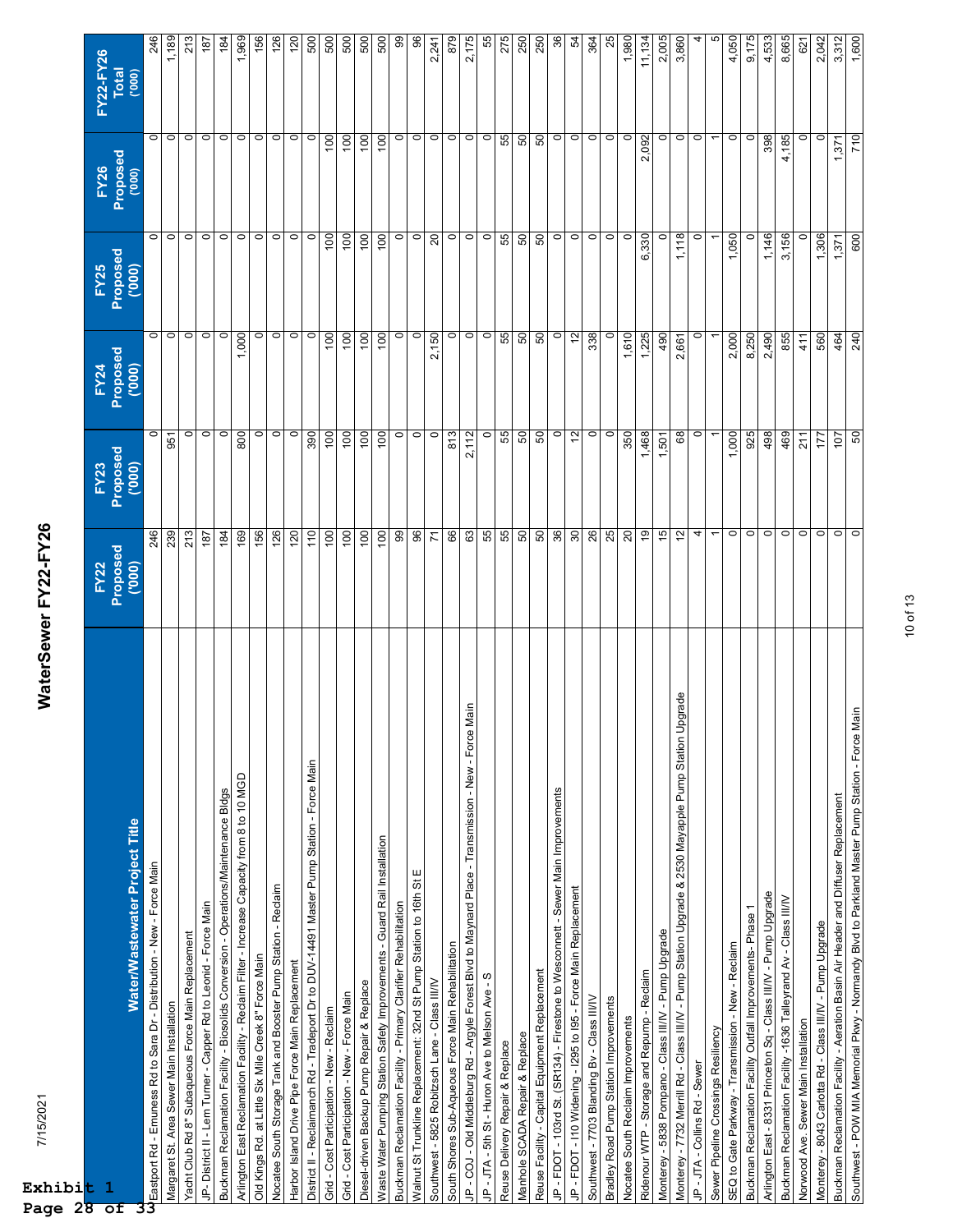# WaterSewer FY22-FY26

| Water/Wastewater Project Title | FY22 Proposed ('000) | FY23 Proposed ('000) | FY24 Proposed ('000) | FY25 Proposed ('000) | FY26 Proposed ('000) | FY22-FY26 Total ('000) |
|---|---|---|---|---|---|---|
| Eastport Rd - Emuness Rd to Sara Dr - Distribution - New - Force Main | 246 | 0 | 0 | 0 | 0 | 246 |
| Margaret St. Area Sewer Main Installation | 239 | 951 | 0 | 0 | 0 | 1,189 |
| Yacht Club Rd 8" Subaqueous Force Main Replacement | 213 | 0 | 0 | 0 | 0 | 213 |
| JP- District II - Lem Turner - Capper Rd to Leonid - Force Main | 187 | 0 | 0 | 0 | 0 | 187 |
| Buckman Reclamation Facility - Biosolids Conversion - Operations/Maintenance Bldgs | 184 | 0 | 0 | 0 | 0 | 184 |
| Arlington East Reclamation Facility - Reclaim Filter - Increase Capacity from 8 to 10 MGD | 169 | 800 | 1,000 | 0 | 0 | 1,969 |
| Old Kings Rd. at Little Six Mile Creek 8" Force Main | 156 | 0 | 0 | 0 | 0 | 156 |
| Nocatee South Storage Tank and Booster Pump Station - Reclaim | 126 | 0 | 0 | 0 | 0 | 126 |
| Harbor Island Drive Pipe Force Main Replacement | 120 | 0 | 0 | 0 | 0 | 120 |
| District II - Reclaimanch Rd - Tradeport Dr to DUV-14491 Master Pump Station - Force Main | 110 | 390 | 0 | 0 | 0 | 500 |
| Grid - Cost Participation - New - Reclaim | 100 | 100 | 100 | 100 | 100 | 500 |
| Grid - Cost Participation - New - Force Main | 100 | 100 | 100 | 100 | 100 | 500 |
| Diesel-driven Backup Pump Repair & Replace | 100 | 100 | 100 | 100 | 100 | 500 |
| Waste Water Pumping Station Safety Improvements - Guard Rail Installation | 100 | 100 | 100 | 100 | 100 | 500 |
| Buckman Reclamation Facility - Primary Clarifier Rehabilitation | 99 | 0 | 0 | 0 | 0 | 99 |
| Walnut St Trunkline Replacement: 32nd St Pump Station to 16th St E | 96 | 0 | 0 | 0 | 0 | 96 |
| Southwest - 5825 Robitzsch Lane - Class III/IV | 71 | 0 | 2,150 | 20 | 0 | 2,241 |
| South Shores Sub-Aqueous Force Main Rehabilitation | 66 | 813 | 0 | 0 | 0 | 879 |
| JP - COJ - Old Middleburg Rd - Argyle Forest Blvd to Maynard Place - Transmission - New - Force Main | 63 | 2,112 | 0 | 0 | 0 | 2,175 |
| JP - JTA - 5th St - Huron Ave to Melson Ave - S | 55 | 0 | 0 | 0 | 0 | 55 |
| Reuse Delivery Repair & Replace | 55 | 55 | 55 | 55 | 55 | 275 |
| Manhole SCADA Repair & Replace | 50 | 50 | 50 | 50 | 50 | 250 |
| Reuse Facility - Capital Equipment Replacement | 50 | 50 | 50 | 50 | 50 | 250 |
| JP - FDOT - 103rd St. (SR134) - Firestone to Wesconnett - Sewer Main Improvements | 36 | 0 | 0 | 0 | 0 | 36 |
| JP - FDOT - I10 Widening - I295 to I95 - Force Main Replacement | 30 | 12 | 12 | 0 | 0 | 54 |
| Southwest - 7703 Blanding Bv - Class III/IV | 26 | 0 | 338 | 0 | 0 | 364 |
| Bradley Road Pump Station Improvements | 25 | 0 | 0 | 0 | 0 | 25 |
| Nocatee South Reclaim Improvements | 20 | 350 | 1,610 | 0 | 0 | 1,980 |
| Ridenour WTP - Storage and Repump - Reclaim | 19 | 1,468 | 1,225 | 6,330 | 2,092 | 11,134 |
| Monterey - 5838 Pompano - Class III/IV - Pump Upgrade | 15 | 1,501 | 490 | 0 | 0 | 2,005 |
| Monterey - 7732 Merrill Rd - Class III/IV - Pump Station Upgrade & 2530 Mayapple Pump Station Upgrade | 12 | 68 | 2,661 | 1,118 | 0 | 3,860 |
| JP - JTA - Collins Rd - Sewer | 4 | 0 | 0 | 0 | 0 | 4 |
| Sewer Pipeline Crossings Resiliency | 1 | 1 | 1 | 1 | 1 | 5 |
| SEQ to Gate Parkway - Transmission - New - Reclaim | 0 | 1,000 | 2,000 | 1,050 | 0 | 4,050 |
| Buckman Reclamation Facility Outfall Improvements- Phase 1 | 0 | 925 | 8,250 | 0 | 0 | 9,175 |
| Arlington East - 8331 Princeton Sq - Class III/IV - Pump Upgrade | 0 | 498 | 2,490 | 1,146 | 398 | 4,533 |
| Buckman Reclamation Facility -1636 Talleyrand Av - Class III/IV | 0 | 469 | 855 | 3,156 | 4,185 | 8,665 |
| Norwood Ave. Sewer Main Installation | 0 | 211 | 411 | 0 | 0 | 621 |
| Monterey - 8043 Carlotta Rd - Class III/IV - Pump Upgrade | 0 | 177 | 560 | 1,306 | 0 | 2,042 |
| Buckman Reclamation Facility - Aeration Basin Air Header and Diffuser Replacement | 0 | 107 | 464 | 1,371 | 1,371 | 3,312 |
| Southwest - POW MIA Memorial Pkwy - Normandy Blvd to Parkland Master Pump Station - Force Main | 0 | 50 | 240 | 600 | 710 | 1,600 |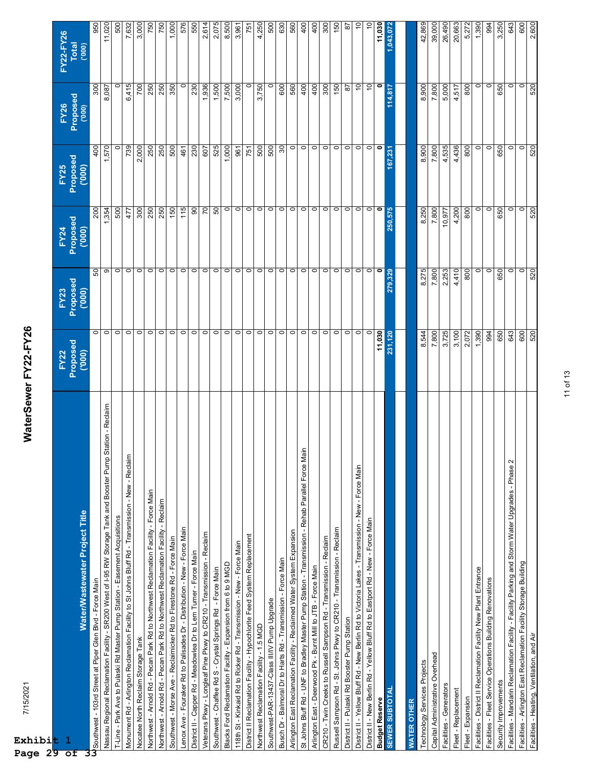Exhibit 1
Page 29 of 33

7/15/2021

# WaterSewer FY22-FY26

| Water/Wastewater Project Title | FY22 Proposed ('000) | FY23 Proposed ('000) | FY24 Proposed ('000) | FY25 Proposed ('000) | FY26 Proposed ('000) | FY22-FY26 Total ('000) |
|---|---|---|---|---|---|---|
| Southwest - 103rd Street at Piper Glen Blvd - Force Main | 0 | 50 | 200 | 400 | 300 | 950 |
| Nassau Regional Reclamation Facility - SR200 West of I-95 RW Storage Tank and Booster Pump Station - Reclaim | 0 | 9 | 1,354 | 1,570 | 8,087 | 11,020 |
| T-Line - Park Ave to Pulaski Rd Master Pump Station - Easement Acquisitions | 0 | 0 | 500 | 0 | 0 | 500 |
| Monument Rd - Arlington Reclamation Facility to St Johns Bluff Rd - Transmission - New - Reclaim | 0 | 0 | 477 | 739 | 6,415 | 7,632 |
| Nocatee North Reclaim Storage Tank | 0 | 0 | 300 | 2,000 | 700 | 3,000 |
| Northwest - Arnold Rd - Pecan Park Rd to Northwest Reclamation Facility - Force Main | 0 | 0 | 250 | 250 | 250 | 750 |
| Northwest - Arnold Rd - Pecan Park Rd to Northwest Reclamation Facility - Reclaim | 0 | 0 | 250 | 250 | 250 | 750 |
| Southwest - Morse Ave - Reclaimicker Rd to Firestone Rd - Force Main | 0 | 0 | 150 | 500 | 350 | 1,000 |
| Lenox Ave - Fouraker Rd to Palisades Dr - Distribution - New - Force Main | 0 | 0 | 115 | 461 | 0 | 576 |
| District II - Capper Rd - Meadowlea Dr to Lem Turner - Force Main | 0 | 0 | 90 | 230 | 230 | 550 |
| Veterans Pkwy - Longleaf Pine Pkwy to CR210 - Transmission - Reclaim | 0 | 0 | 70 | 607 | 1,936 | 2,614 |
| Southwest - Chaffee Rd S - Crystal Springs Rd - Force Main | 0 | 0 | 50 | 525 | 1,500 | 2,075 |
| Blacks Ford Reclamation Facility - Expansion from 6 to 9 MGD | 0 | 0 | 0 | 1,000 | 7,500 | 8,500 |
| 118th St - Kinkaid Rd to Ricker Rd - Transmission - New - Force Main | 0 | 0 | 0 | 961 | 3,000 | 3,961 |
| District II Reclamation Facility - Hypochlorite Feed System Replacement | 0 | 0 | 0 | 751 | 0 | 751 |
| Northwest Reclamation Facility - 1.5 MGD | 0 | 0 | 0 | 500 | 3,750 | 4,250 |
| Southwest-PAR-13437-Class III/IV Pump Upgrade | 0 | 0 | 0 | 500 | 0 | 500 |
| Busch Dr - Balmoral Dr to Harts Rd - Transmission - Force Main | 0 | 0 | 0 | 30 | 600 | 630 |
| Arlington East Reclamation Facility - Reclaimed Water System Expansion | 0 | 0 | 0 | 0 | 560 | 560 |
| St Johns Bluff Rd - UNF to Bradley Master Pump Station - Transmission - Rehab Parallel Force Main | 0 | 0 | 0 | 0 | 400 | 400 |
| Arlington East - Deerwood Pk - Burnt Mill to JTB - Force Main | 0 | 0 | 0 | 0 | 400 | 400 |
| CR210 - Twin Creeks to Russell Sampson Rd - Transmission - Reclaim | 0 | 0 | 0 | 0 | 300 | 300 |
| Russell Sampson Rd - St. Johns Pkwy to CR210 - Transmission - Reclaim | 0 | 0 | 0 | 0 | 150 | 150 |
| District II - Pulaski Rd Booster Pump Station | 0 | 0 | 0 | 0 | 87 | 87 |
| District II - Yellow Bluff Rd - New Berlin Rd to Victoria Lakes - Transmission - New - Force Main | 0 | 0 | 0 | 0 | 10 | 10 |
| District II - New Berlin Rd - Yellow Bluff Rd to Eastport Rd - New - Force Main | 0 | 0 | 0 | 0 | 10 | 10 |
| **Budget Reserve** | **11,030** | **0** | **0** | **0** | **0** | **11,030** |
| **SEWER SUBTOTAL** | **231,120** | **279,329** | **250,575** | **167,231** | **114,817** | **1,043,072** |
| | | | | | | |
| **WATER OTHER** | | | | | | |
| Technology Services Projects | 8,544 | 8,275 | 8,250 | 8,900 | 8,900 | 42,869 |
| Capital Administrative Overhead | 7,800 | 7,800 | 7,800 | 7,800 | 7,800 | 39,000 |
| Facilities - Generators | 3,725 | 2,253 | 10,977 | 4,535 | 5,000 | 26,490 |
| Fleet - Replacement | 3,100 | 4,410 | 4,200 | 4,436 | 4,517 | 20,663 |
| Fleet - Expansion | 2,072 | 800 | 800 | 800 | 800 | 5,272 |
| Facilities - District II Reclamation Facility New Plant Entrance | 1,390 | 0 | 0 | 0 | 0 | 1,390 |
| Facilities - Fleet Service Operations Building Renovations | 994 | 0 | 0 | 0 | 0 | 994 |
| Security Improvements | 650 | 650 | 650 | 650 | 650 | 3,250 |
| Facilities - Mandarin Reclamation Facility - Facility Parking and Storm Water Upgrades - Phase 2 | 643 | 0 | 0 | 0 | 0 | 643 |
| Facilities - Arlington East Reclamation Facility Storage Building | 600 | 0 | 0 | 0 | 0 | 600 |
| Facilities - Heating, Ventilation, and Air | 520 | 520 | 520 | 520 | 520 | 2,600 |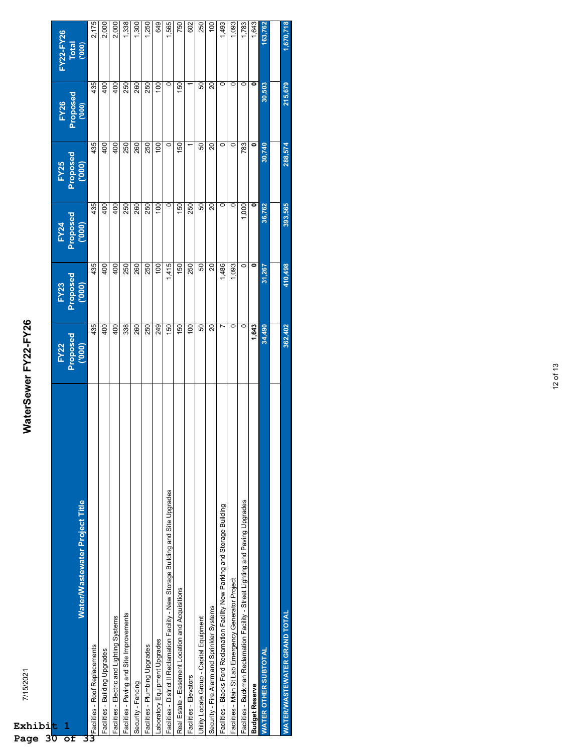# WaterSewer FY22-FY26

| Water/Wastewater Project Title | FY22 Proposed ('000) | FY23 Proposed ('000) | FY24 Proposed ('000) | FY25 Proposed ('000) | FY26 Proposed ('000) | FY22-FY26 Total ('000) |
|---|---|---|---|---|---|---|
| Facilities - Roof Replacements | 435 | 435 | 435 | 435 | 435 | 2,175 |
| Facilities - Building Upgrades | 400 | 400 | 400 | 400 | 400 | 2,000 |
| Facilities - Electric and Lighting Systems | 400 | 400 | 400 | 400 | 400 | 2,000 |
| Facilities - Paving and Site Improvements | 338 | 250 | 250 | 250 | 250 | 1,338 |
| Security - Fencing | 260 | 260 | 260 | 260 | 260 | 1,300 |
| Facilities - Plumbing Upgrades | 250 | 250 | 250 | 250 | 250 | 1,250 |
| Laboratory Equipment Upgrades | 249 | 100 | 100 | 100 | 100 | 649 |
| Facilities - District II Reclamation Facility - New Storage Building and Site Upgrades | 150 | 1,415 | 0 | 0 | 0 | 1,565 |
| Real Estate - Easement Location and Acquisitions | 150 | 150 | 150 | 150 | 150 | 750 |
| Facilities - Elevators | 100 | 250 | 250 | 1 | 1 | 602 |
| Utility Locate Group - Capital Equipment | 50 | 50 | 50 | 50 | 50 | 250 |
| Security - Fire Alarm and Sprinkler Systems | 20 | 20 | 20 | 20 | 20 | 100 |
| Facilities - Blacks Ford Reclamation Facility New Parking and Storage Building | 7 | 1,486 | 0 | 0 | 0 | 1,493 |
| Facilities - Main St Lab Emergency Generator Project | 0 | 1,093 | 0 | 0 | 0 | 1,093 |
| Facilities - Buckman Reclamation Facility - Street Lighting and Paving Upgrades | 0 | 0 | 1,000 | 783 | 0 | 1,783 |
| **Budget Reserve** | **1,643** | **0** | **0** | **0** | **0** | 1,643 |
| **WATER OTHER SUBTOTAL** | **34,490** | **31,267** | **36,762** | **30,740** | **30,503** | **163,762** |
| | | | | | | |
| **WATER/WASTEWATER GRAND TOTAL** | **362,402** | **410,498** | **393,565** | **288,574** | **215,679** | **1,670,718** |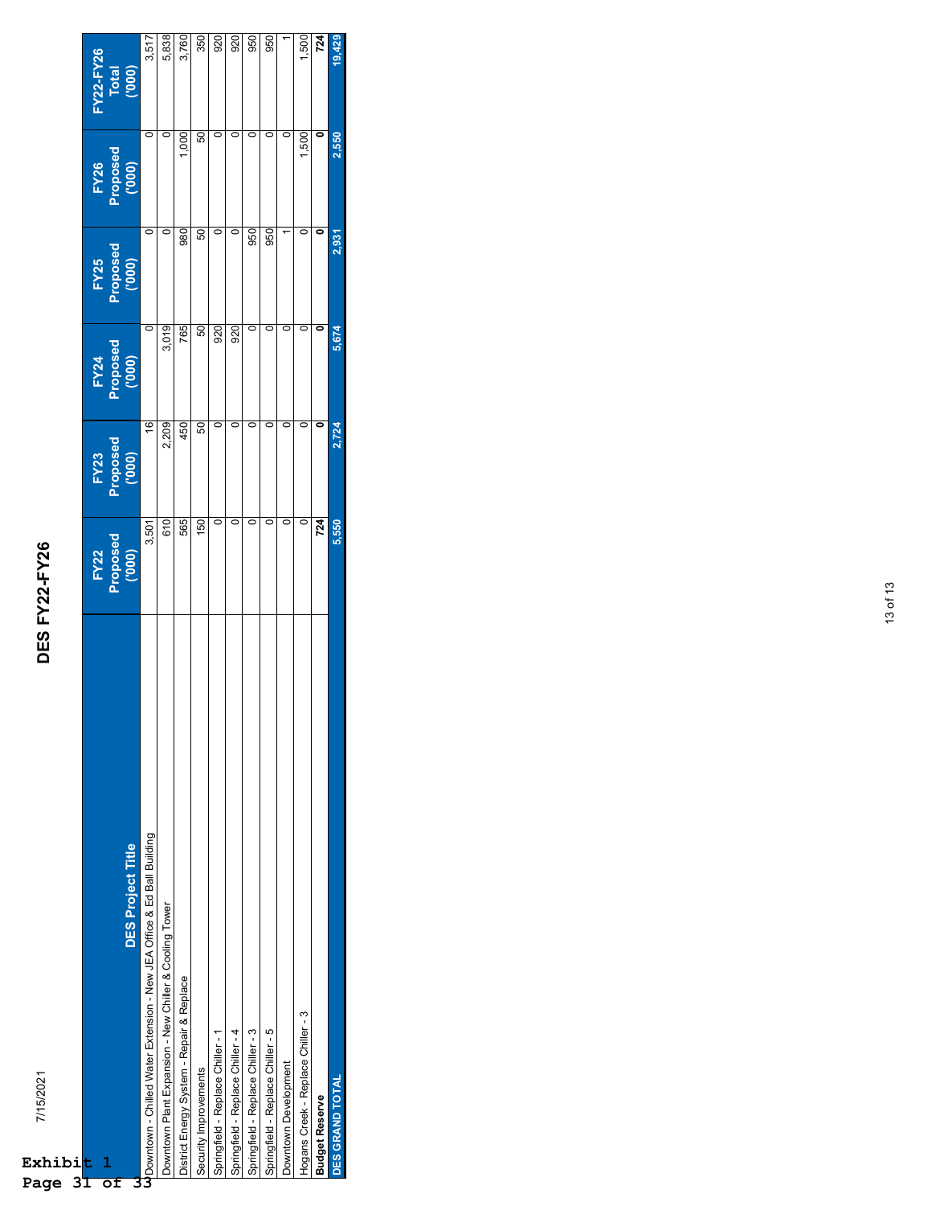Exhibit 1
Page 31 of 33

7/15/2021

# DES FY22-FY26

| DES Project Title | FY22 Proposed ('000) | FY23 Proposed ('000) | FY24 Proposed ('000) | FY25 Proposed ('000) | FY26 Proposed ('000) | FY22-FY26 Total ('000) |
|---|---|---|---|---|---|---|
| Downtown - Chilled Water Extension - New JEA Office & Ed Ball Building | 3,501 | 16 | 0 | 0 | 0 | 3,517 |
| Downtown Plant Expansion - New Chiller & Cooling Tower | 610 | 2,209 | 3,019 | 0 | 0 | 5,838 |
| District Energy System - Repair & Replace | 565 | 450 | 765 | 980 | 1,000 | 3,760 |
| Security Improvements | 150 | 50 | 50 | 50 | 50 | 350 |
| Springfield - Replace Chiller - 1 | 0 | 0 | 920 | 0 | 0 | 920 |
| Springfield - Replace Chiller - 4 | 0 | 0 | 920 | 0 | 0 | 920 |
| Springfield - Replace Chiller - 3 | 0 | 0 | 0 | 950 | 0 | 950 |
| Springfield - Replace Chiller - 5 | 0 | 0 | 0 | 950 | 0 | 950 |
| Downtown Development | 0 | 0 | 0 | 1 | 0 | 1 |
| Hogans Creek - Replace Chiller - 3 | 0 | 0 | 0 | 0 | 1,500 | 1,500 |
| **Budget Reserve** | **724** | **0** | **0** | **0** | **0** | **724** |
| **DES GRAND TOTAL** | **5,550** | **2,724** | **5,674** | **2,931** | **2,550** | **19,429** |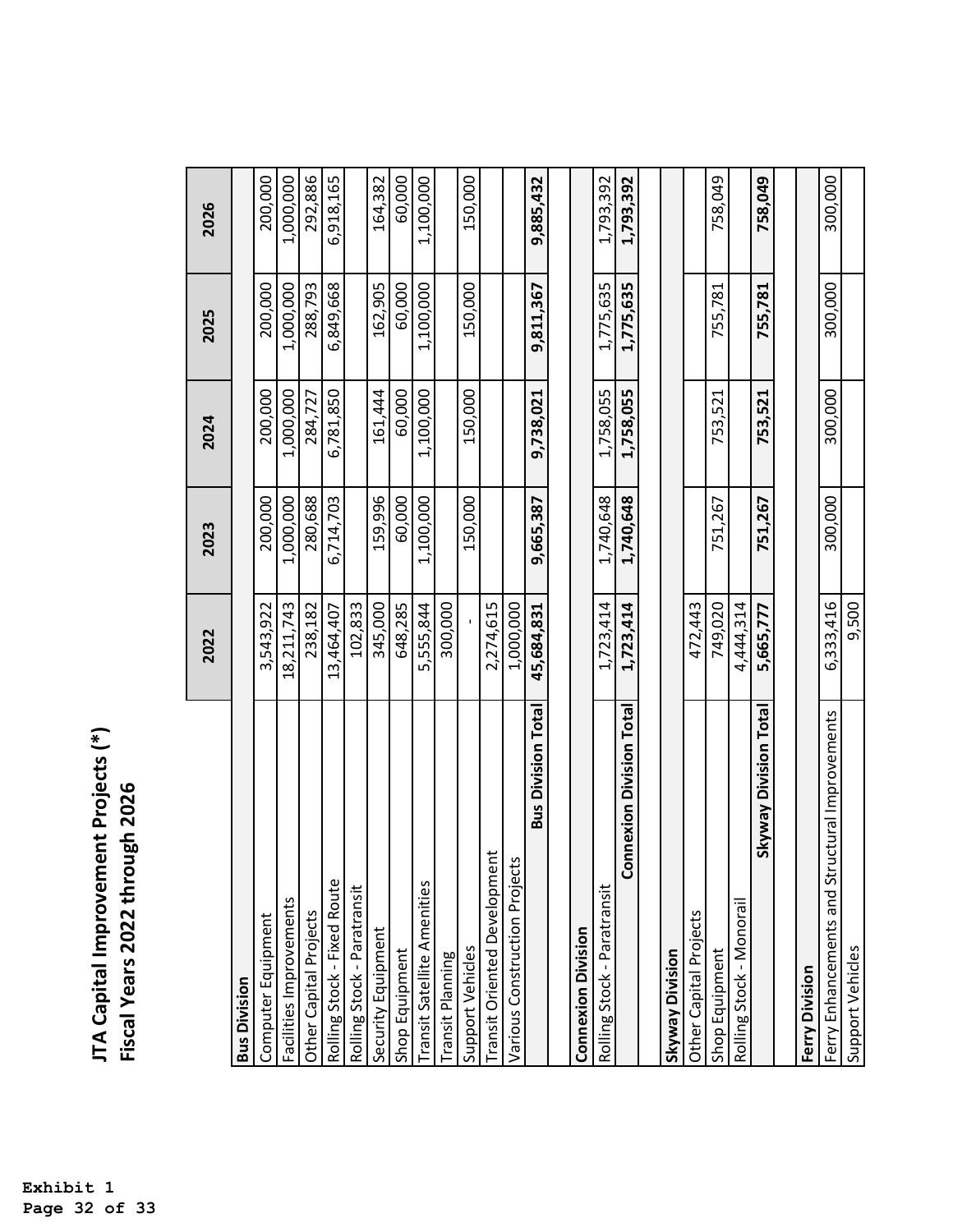# JTA Capital Improvement Projects (*)
## Fiscal Years 2022 through 2026

| | 2022 | 2023 | 2024 | 2025 | 2026 |
|---|---|---|---|---|---|
| **Bus Division** | | | | | |
| Computer Equipment | 3,543,922 | 200,000 | 200,000 | 200,000 | 200,000 |
| Facilities Improvements | 18,211,743 | 1,000,000 | 1,000,000 | 1,000,000 | 1,000,000 |
| Other Capital Projects | 238,182 | 280,688 | 284,727 | 288,793 | 292,886 |
| Rolling Stock - Fixed Route | 13,464,407 | 6,714,703 | 6,781,850 | 6,849,668 | 6,918,165 |
| Rolling Stock - Paratransit | 102,833 | | | | |
| Security Equipment | 345,000 | 159,996 | 161,444 | 162,905 | 164,382 |
| Shop Equipment | 648,285 | 60,000 | 60,000 | 60,000 | 60,000 |
| Transit Satellite Amenities | 5,555,844 | 1,100,000 | 1,100,000 | 1,100,000 | 1,100,000 |
| Transit Planning | 300,000 | | | | |
| Support Vehicles | - | 150,000 | 150,000 | 150,000 | 150,000 |
| Transit Oriented Development | 2,274,615 | | | | |
| Various Construction Projects | 1,000,000 | | | | |
| **Bus Division Total** | **45,684,831** | **9,665,387** | **9,738,021** | **9,811,367** | **9,885,432** |
| | | | | | |
| **Connexion Division** | | | | | |
| Rolling Stock - Paratransit | 1,723,414 | 1,740,648 | 1,758,055 | 1,775,635 | 1,793,392 |
| **Connexion Division Total** | **1,723,414** | **1,740,648** | **1,758,055** | **1,775,635** | **1,793,392** |
| | | | | | |
| **Skyway Division** | | | | | |
| Other Capital Projects | 472,443 | | | | |
| Shop Equipment | 749,020 | 751,267 | 753,521 | 755,781 | 758,049 |
| Rolling Stock - Monorail | 4,444,314 | | | | |
| **Skyway Division Total** | **5,665,777** | **751,267** | **753,521** | **755,781** | **758,049** |
| | | | | | |
| **Ferry Division** | | | | | |
| Ferry Enhancements and Structural Improvements | 6,333,416 | 300,000 | 300,000 | 300,000 | 300,000 |
| Support Vehicles | 9,500 | | | | |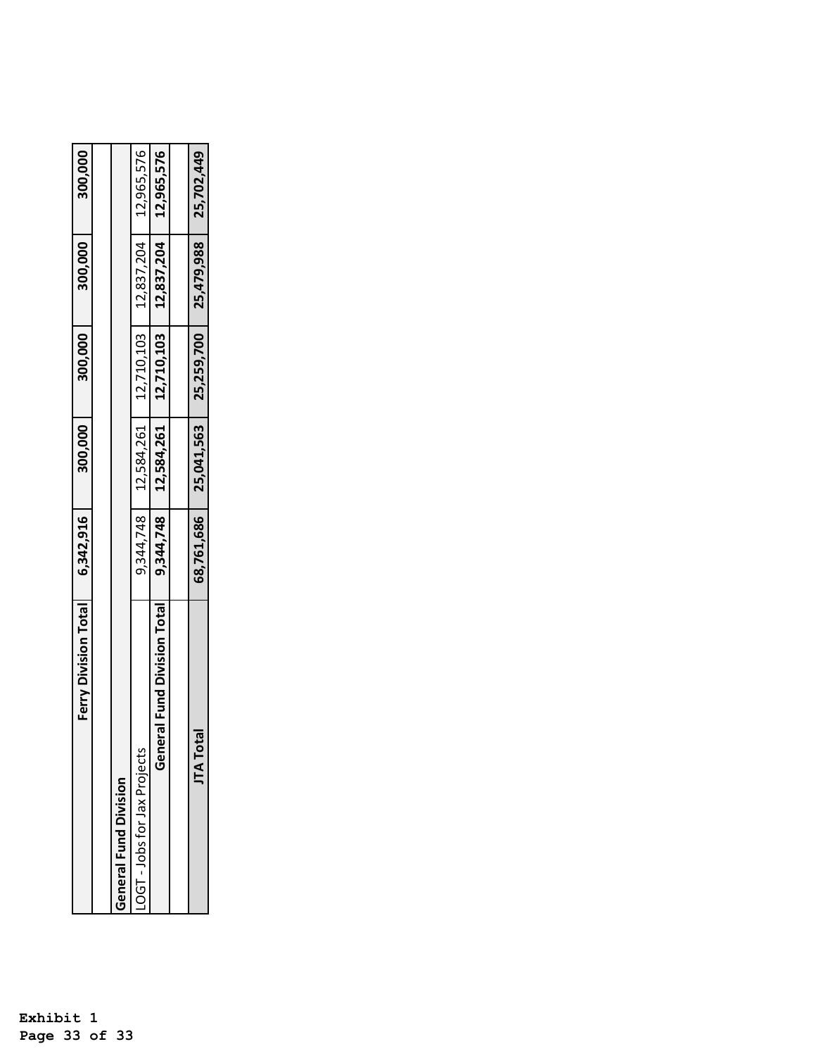| | | | | | |
|---|---|---|---|---|---|
| **Ferry Division Total** | **6,342,916** | **300,000** | **300,000** | **300,000** | **300,000** |
| | | | | | |
| **General Fund Division** | | | | | |
| LOGT - Jobs for Jax Projects | 9,344,748 | 12,584,261 | 12,710,103 | 12,837,204 | 12,965,576 |
| **General Fund Division Total** | **9,344,748** | **12,584,261** | **12,710,103** | **12,837,204** | **12,965,576** |
| | | | | | |
| **JTA Total** | **68,761,686** | **25,041,563** | **25,259,700** | **25,479,988** | **25,702,449** |

Exhibit 1